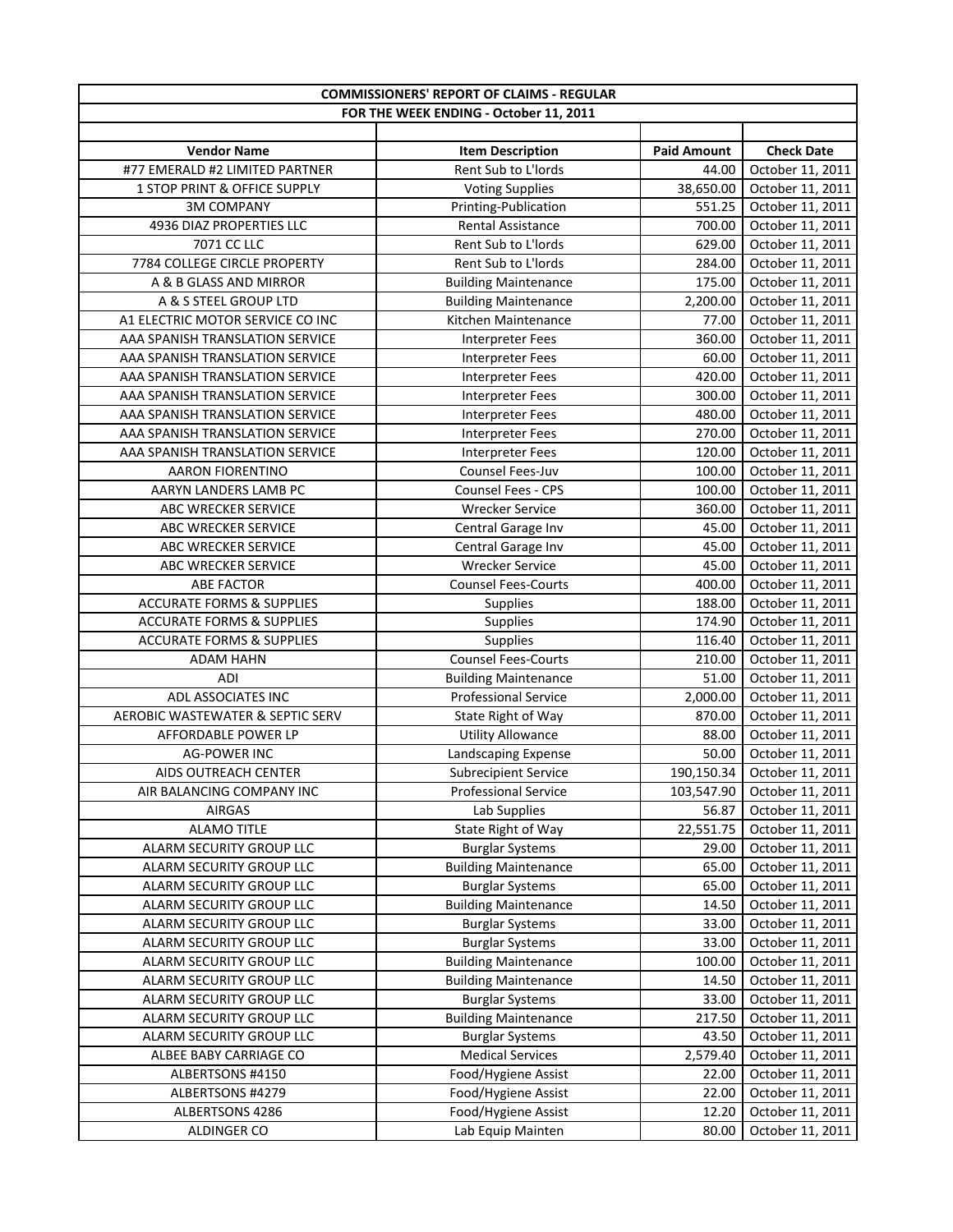| COMMISSIONERS' REPORT OF CLAIMS - REGULAR | | | |
|---|---|---|---|
| FOR THE WEEK ENDING - October 11, 2011 | | | |
| | | | |
| **Vendor Name** | **Item Description** | **Paid Amount** | **Check Date** |
| #77 EMERALD #2 LIMITED PARTNER | Rent Sub to L'lords | 44.00 | October 11, 2011 |
| 1 STOP PRINT & OFFICE SUPPLY | Voting Supplies | 38,650.00 | October 11, 2011 |
| 3M COMPANY | Printing-Publication | 551.25 | October 11, 2011 |
| 4936 DIAZ PROPERTIES LLC | Rental Assistance | 700.00 | October 11, 2011 |
| 7071 CC LLC | Rent Sub to L'lords | 629.00 | October 11, 2011 |
| 7784 COLLEGE CIRCLE PROPERTY | Rent Sub to L'lords | 284.00 | October 11, 2011 |
| A & B GLASS AND MIRROR | Building Maintenance | 175.00 | October 11, 2011 |
| A & S STEEL GROUP LTD | Building Maintenance | 2,200.00 | October 11, 2011 |
| A1 ELECTRIC MOTOR SERVICE CO INC | Kitchen Maintenance | 77.00 | October 11, 2011 |
| AAA SPANISH TRANSLATION SERVICE | Interpreter Fees | 360.00 | October 11, 2011 |
| AAA SPANISH TRANSLATION SERVICE | Interpreter Fees | 60.00 | October 11, 2011 |
| AAA SPANISH TRANSLATION SERVICE | Interpreter Fees | 420.00 | October 11, 2011 |
| AAA SPANISH TRANSLATION SERVICE | Interpreter Fees | 300.00 | October 11, 2011 |
| AAA SPANISH TRANSLATION SERVICE | Interpreter Fees | 480.00 | October 11, 2011 |
| AAA SPANISH TRANSLATION SERVICE | Interpreter Fees | 270.00 | October 11, 2011 |
| AAA SPANISH TRANSLATION SERVICE | Interpreter Fees | 120.00 | October 11, 2011 |
| AARON FIORENTINO | Counsel Fees-Juv | 100.00 | October 11, 2011 |
| AARYN LANDERS LAMB PC | Counsel Fees - CPS | 100.00 | October 11, 2011 |
| ABC WRECKER SERVICE | Wrecker Service | 360.00 | October 11, 2011 |
| ABC WRECKER SERVICE | Central Garage Inv | 45.00 | October 11, 2011 |
| ABC WRECKER SERVICE | Central Garage Inv | 45.00 | October 11, 2011 |
| ABC WRECKER SERVICE | Wrecker Service | 45.00 | October 11, 2011 |
| ABE FACTOR | Counsel Fees-Courts | 400.00 | October 11, 2011 |
| ACCURATE FORMS & SUPPLIES | Supplies | 188.00 | October 11, 2011 |
| ACCURATE FORMS & SUPPLIES | Supplies | 174.90 | October 11, 2011 |
| ACCURATE FORMS & SUPPLIES | Supplies | 116.40 | October 11, 2011 |
| ADAM HAHN | Counsel Fees-Courts | 210.00 | October 11, 2011 |
| ADI | Building Maintenance | 51.00 | October 11, 2011 |
| ADL ASSOCIATES INC | Professional Service | 2,000.00 | October 11, 2011 |
| AEROBIC WASTEWATER & SEPTIC SERV | State Right of Way | 870.00 | October 11, 2011 |
| AFFORDABLE POWER LP | Utility Allowance | 88.00 | October 11, 2011 |
| AG-POWER INC | Landscaping Expense | 50.00 | October 11, 2011 |
| AIDS OUTREACH CENTER | Subrecipient Service | 190,150.34 | October 11, 2011 |
| AIR BALANCING COMPANY INC | Professional Service | 103,547.90 | October 11, 2011 |
| AIRGAS | Lab Supplies | 56.87 | October 11, 2011 |
| ALAMO TITLE | State Right of Way | 22,551.75 | October 11, 2011 |
| ALARM SECURITY GROUP LLC | Burglar Systems | 29.00 | October 11, 2011 |
| ALARM SECURITY GROUP LLC | Building Maintenance | 65.00 | October 11, 2011 |
| ALARM SECURITY GROUP LLC | Burglar Systems | 65.00 | October 11, 2011 |
| ALARM SECURITY GROUP LLC | Building Maintenance | 14.50 | October 11, 2011 |
| ALARM SECURITY GROUP LLC | Burglar Systems | 33.00 | October 11, 2011 |
| ALARM SECURITY GROUP LLC | Burglar Systems | 33.00 | October 11, 2011 |
| ALARM SECURITY GROUP LLC | Building Maintenance | 100.00 | October 11, 2011 |
| ALARM SECURITY GROUP LLC | Building Maintenance | 14.50 | October 11, 2011 |
| ALARM SECURITY GROUP LLC | Burglar Systems | 33.00 | October 11, 2011 |
| ALARM SECURITY GROUP LLC | Building Maintenance | 217.50 | October 11, 2011 |
| ALARM SECURITY GROUP LLC | Burglar Systems | 43.50 | October 11, 2011 |
| ALBEE BABY CARRIAGE CO | Medical Services | 2,579.40 | October 11, 2011 |
| ALBERTSONS #4150 | Food/Hygiene Assist | 22.00 | October 11, 2011 |
| ALBERTSONS #4279 | Food/Hygiene Assist | 22.00 | October 11, 2011 |
| ALBERTSONS 4286 | Food/Hygiene Assist | 12.20 | October 11, 2011 |
| ALDINGER CO | Lab Equip Mainten | 80.00 | October 11, 2011 |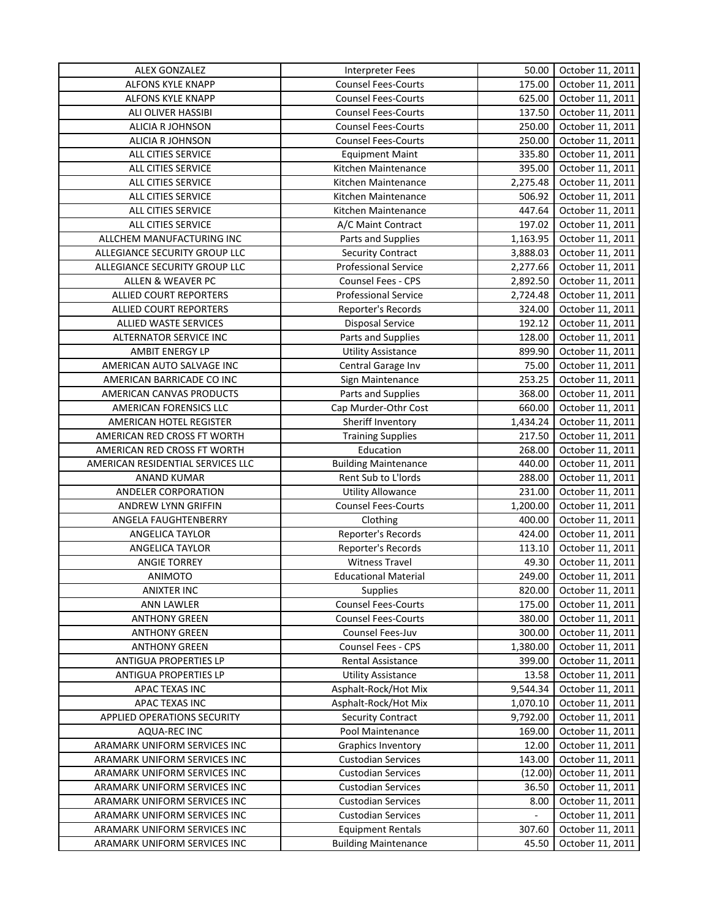| ALEX GONZALEZ | Interpreter Fees | 50.00 | October 11, 2011 |
|---|---|---|---|
| ALFONS KYLE KNAPP | Counsel Fees-Courts | 175.00 | October 11, 2011 |
| ALFONS KYLE KNAPP | Counsel Fees-Courts | 625.00 | October 11, 2011 |
| ALI OLIVER HASSIBI | Counsel Fees-Courts | 137.50 | October 11, 2011 |
| ALICIA R JOHNSON | Counsel Fees-Courts | 250.00 | October 11, 2011 |
| ALICIA R JOHNSON | Counsel Fees-Courts | 250.00 | October 11, 2011 |
| ALL CITIES SERVICE | Equipment Maint | 335.80 | October 11, 2011 |
| ALL CITIES SERVICE | Kitchen Maintenance | 395.00 | October 11, 2011 |
| ALL CITIES SERVICE | Kitchen Maintenance | 2,275.48 | October 11, 2011 |
| ALL CITIES SERVICE | Kitchen Maintenance | 506.92 | October 11, 2011 |
| ALL CITIES SERVICE | Kitchen Maintenance | 447.64 | October 11, 2011 |
| ALL CITIES SERVICE | A/C Maint Contract | 197.02 | October 11, 2011 |
| ALLCHEM MANUFACTURING INC | Parts and Supplies | 1,163.95 | October 11, 2011 |
| ALLEGIANCE SECURITY GROUP LLC | Security Contract | 3,888.03 | October 11, 2011 |
| ALLEGIANCE SECURITY GROUP LLC | Professional Service | 2,277.66 | October 11, 2011 |
| ALLEN & WEAVER PC | Counsel Fees - CPS | 2,892.50 | October 11, 2011 |
| ALLIED COURT REPORTERS | Professional Service | 2,724.48 | October 11, 2011 |
| ALLIED COURT REPORTERS | Reporter's Records | 324.00 | October 11, 2011 |
| ALLIED WASTE SERVICES | Disposal Service | 192.12 | October 11, 2011 |
| ALTERNATOR SERVICE INC | Parts and Supplies | 128.00 | October 11, 2011 |
| AMBIT ENERGY LP | Utility Assistance | 899.90 | October 11, 2011 |
| AMERICAN AUTO SALVAGE INC | Central Garage Inv | 75.00 | October 11, 2011 |
| AMERICAN BARRICADE CO INC | Sign Maintenance | 253.25 | October 11, 2011 |
| AMERICAN CANVAS PRODUCTS | Parts and Supplies | 368.00 | October 11, 2011 |
| AMERICAN FORENSICS LLC | Cap Murder-Othr Cost | 660.00 | October 11, 2011 |
| AMERICAN HOTEL REGISTER | Sheriff Inventory | 1,434.24 | October 11, 2011 |
| AMERICAN RED CROSS FT WORTH | Training Supplies | 217.50 | October 11, 2011 |
| AMERICAN RED CROSS FT WORTH | Education | 268.00 | October 11, 2011 |
| AMERICAN RESIDENTIAL SERVICES LLC | Building Maintenance | 440.00 | October 11, 2011 |
| ANAND KUMAR | Rent Sub to L'lords | 288.00 | October 11, 2011 |
| ANDELER CORPORATION | Utility Allowance | 231.00 | October 11, 2011 |
| ANDREW LYNN GRIFFIN | Counsel Fees-Courts | 1,200.00 | October 11, 2011 |
| ANGELA FAUGHTENBERRY | Clothing | 400.00 | October 11, 2011 |
| ANGELICA TAYLOR | Reporter's Records | 424.00 | October 11, 2011 |
| ANGELICA TAYLOR | Reporter's Records | 113.10 | October 11, 2011 |
| ANGIE TORREY | Witness Travel | 49.30 | October 11, 2011 |
| ANIMOTO | Educational Material | 249.00 | October 11, 2011 |
| ANIXTER INC | Supplies | 820.00 | October 11, 2011 |
| ANN LAWLER | Counsel Fees-Courts | 175.00 | October 11, 2011 |
| ANTHONY GREEN | Counsel Fees-Courts | 380.00 | October 11, 2011 |
| ANTHONY GREEN | Counsel Fees-Juv | 300.00 | October 11, 2011 |
| ANTHONY GREEN | Counsel Fees - CPS | 1,380.00 | October 11, 2011 |
| ANTIGUA PROPERTIES LP | Rental Assistance | 399.00 | October 11, 2011 |
| ANTIGUA PROPERTIES LP | Utility Assistance | 13.58 | October 11, 2011 |
| APAC TEXAS INC | Asphalt-Rock/Hot Mix | 9,544.34 | October 11, 2011 |
| APAC TEXAS INC | Asphalt-Rock/Hot Mix | 1,070.10 | October 11, 2011 |
| APPLIED OPERATIONS SECURITY | Security Contract | 9,792.00 | October 11, 2011 |
| AQUA-REC INC | Pool Maintenance | 169.00 | October 11, 2011 |
| ARAMARK UNIFORM SERVICES INC | Graphics Inventory | 12.00 | October 11, 2011 |
| ARAMARK UNIFORM SERVICES INC | Custodian Services | 143.00 | October 11, 2011 |
| ARAMARK UNIFORM SERVICES INC | Custodian Services | (12.00) | October 11, 2011 |
| ARAMARK UNIFORM SERVICES INC | Custodian Services | 36.50 | October 11, 2011 |
| ARAMARK UNIFORM SERVICES INC | Custodian Services | 8.00 | October 11, 2011 |
| ARAMARK UNIFORM SERVICES INC | Custodian Services | - | October 11, 2011 |
| ARAMARK UNIFORM SERVICES INC | Equipment Rentals | 307.60 | October 11, 2011 |
| ARAMARK UNIFORM SERVICES INC | Building Maintenance | 45.50 | October 11, 2011 |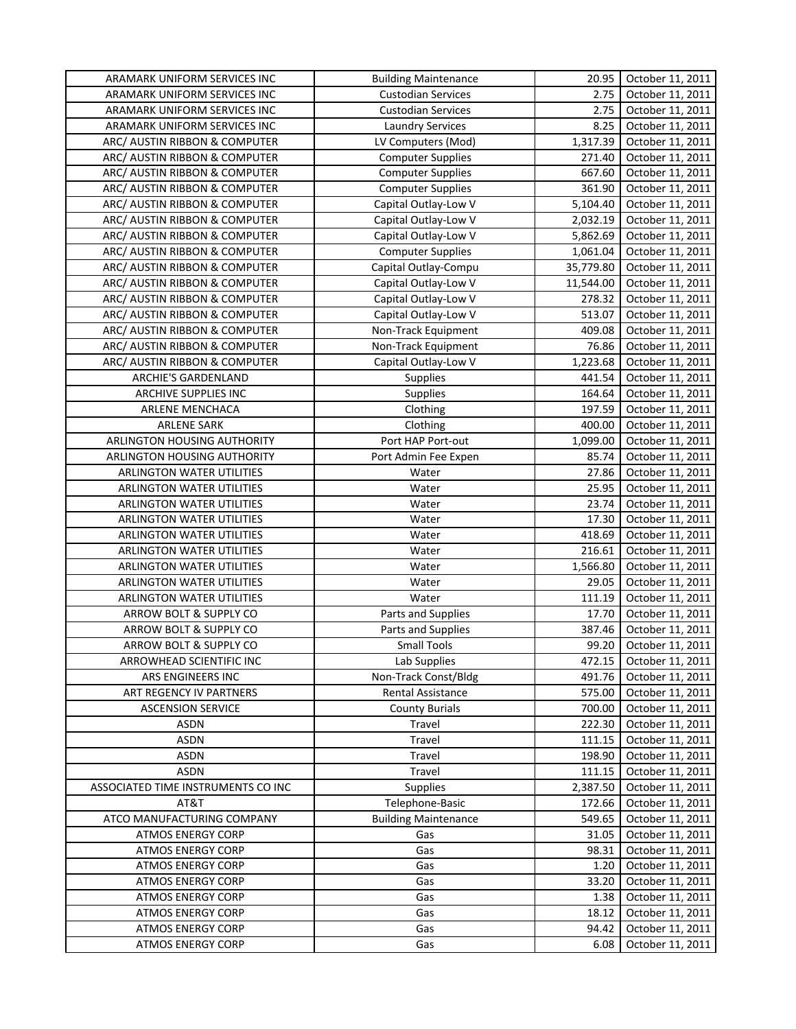| ARAMARK UNIFORM SERVICES INC | Building Maintenance | 20.95 | October 11, 2011 |
|---|---|---|---|
| ARAMARK UNIFORM SERVICES INC | Custodian Services | 2.75 | October 11, 2011 |
| ARAMARK UNIFORM SERVICES INC | Custodian Services | 2.75 | October 11, 2011 |
| ARAMARK UNIFORM SERVICES INC | Laundry Services | 8.25 | October 11, 2011 |
| ARC/ AUSTIN RIBBON & COMPUTER | LV Computers (Mod) | 1,317.39 | October 11, 2011 |
| ARC/ AUSTIN RIBBON & COMPUTER | Computer Supplies | 271.40 | October 11, 2011 |
| ARC/ AUSTIN RIBBON & COMPUTER | Computer Supplies | 667.60 | October 11, 2011 |
| ARC/ AUSTIN RIBBON & COMPUTER | Computer Supplies | 361.90 | October 11, 2011 |
| ARC/ AUSTIN RIBBON & COMPUTER | Capital Outlay-Low V | 5,104.40 | October 11, 2011 |
| ARC/ AUSTIN RIBBON & COMPUTER | Capital Outlay-Low V | 2,032.19 | October 11, 2011 |
| ARC/ AUSTIN RIBBON & COMPUTER | Capital Outlay-Low V | 5,862.69 | October 11, 2011 |
| ARC/ AUSTIN RIBBON & COMPUTER | Computer Supplies | 1,061.04 | October 11, 2011 |
| ARC/ AUSTIN RIBBON & COMPUTER | Capital Outlay-Compu | 35,779.80 | October 11, 2011 |
| ARC/ AUSTIN RIBBON & COMPUTER | Capital Outlay-Low V | 11,544.00 | October 11, 2011 |
| ARC/ AUSTIN RIBBON & COMPUTER | Capital Outlay-Low V | 278.32 | October 11, 2011 |
| ARC/ AUSTIN RIBBON & COMPUTER | Capital Outlay-Low V | 513.07 | October 11, 2011 |
| ARC/ AUSTIN RIBBON & COMPUTER | Non-Track Equipment | 409.08 | October 11, 2011 |
| ARC/ AUSTIN RIBBON & COMPUTER | Non-Track Equipment | 76.86 | October 11, 2011 |
| ARC/ AUSTIN RIBBON & COMPUTER | Capital Outlay-Low V | 1,223.68 | October 11, 2011 |
| ARCHIE'S GARDENLAND | Supplies | 441.54 | October 11, 2011 |
| ARCHIVE SUPPLIES INC | Supplies | 164.64 | October 11, 2011 |
| ARLENE MENCHACA | Clothing | 197.59 | October 11, 2011 |
| ARLENE SARK | Clothing | 400.00 | October 11, 2011 |
| ARLINGTON HOUSING AUTHORITY | Port HAP Port-out | 1,099.00 | October 11, 2011 |
| ARLINGTON HOUSING AUTHORITY | Port Admin Fee Expen | 85.74 | October 11, 2011 |
| ARLINGTON WATER UTILITIES | Water | 27.86 | October 11, 2011 |
| ARLINGTON WATER UTILITIES | Water | 25.95 | October 11, 2011 |
| ARLINGTON WATER UTILITIES | Water | 23.74 | October 11, 2011 |
| ARLINGTON WATER UTILITIES | Water | 17.30 | October 11, 2011 |
| ARLINGTON WATER UTILITIES | Water | 418.69 | October 11, 2011 |
| ARLINGTON WATER UTILITIES | Water | 216.61 | October 11, 2011 |
| ARLINGTON WATER UTILITIES | Water | 1,566.80 | October 11, 2011 |
| ARLINGTON WATER UTILITIES | Water | 29.05 | October 11, 2011 |
| ARLINGTON WATER UTILITIES | Water | 111.19 | October 11, 2011 |
| ARROW BOLT & SUPPLY CO | Parts and Supplies | 17.70 | October 11, 2011 |
| ARROW BOLT & SUPPLY CO | Parts and Supplies | 387.46 | October 11, 2011 |
| ARROW BOLT & SUPPLY CO | Small Tools | 99.20 | October 11, 2011 |
| ARROWHEAD SCIENTIFIC INC | Lab Supplies | 472.15 | October 11, 2011 |
| ARS ENGINEERS INC | Non-Track Const/Bldg | 491.76 | October 11, 2011 |
| ART REGENCY IV PARTNERS | Rental Assistance | 575.00 | October 11, 2011 |
| ASCENSION SERVICE | County Burials | 700.00 | October 11, 2011 |
| ASDN | Travel | 222.30 | October 11, 2011 |
| ASDN | Travel | 111.15 | October 11, 2011 |
| ASDN | Travel | 198.90 | October 11, 2011 |
| ASDN | Travel | 111.15 | October 11, 2011 |
| ASSOCIATED TIME INSTRUMENTS CO INC | Supplies | 2,387.50 | October 11, 2011 |
| AT&T | Telephone-Basic | 172.66 | October 11, 2011 |
| ATCO MANUFACTURING COMPANY | Building Maintenance | 549.65 | October 11, 2011 |
| ATMOS ENERGY CORP | Gas | 31.05 | October 11, 2011 |
| ATMOS ENERGY CORP | Gas | 98.31 | October 11, 2011 |
| ATMOS ENERGY CORP | Gas | 1.20 | October 11, 2011 |
| ATMOS ENERGY CORP | Gas | 33.20 | October 11, 2011 |
| ATMOS ENERGY CORP | Gas | 1.38 | October 11, 2011 |
| ATMOS ENERGY CORP | Gas | 18.12 | October 11, 2011 |
| ATMOS ENERGY CORP | Gas | 94.42 | October 11, 2011 |
| ATMOS ENERGY CORP | Gas | 6.08 | October 11, 2011 |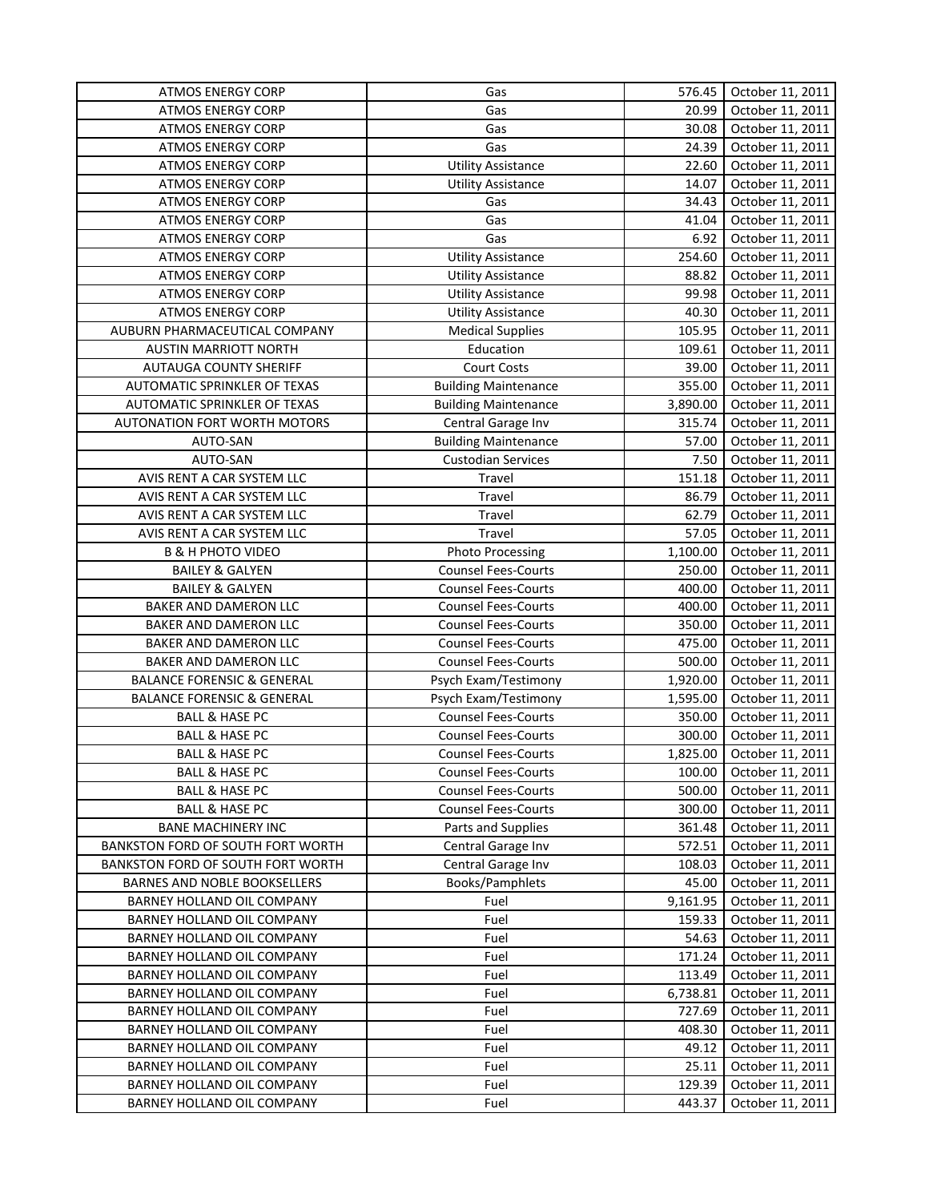| ATMOS ENERGY CORP | Gas | 576.45 | October 11, 2011 |
|---|---|---|---|
| ATMOS ENERGY CORP | Gas | 20.99 | October 11, 2011 |
| ATMOS ENERGY CORP | Gas | 30.08 | October 11, 2011 |
| ATMOS ENERGY CORP | Gas | 24.39 | October 11, 2011 |
| ATMOS ENERGY CORP | Utility Assistance | 22.60 | October 11, 2011 |
| ATMOS ENERGY CORP | Utility Assistance | 14.07 | October 11, 2011 |
| ATMOS ENERGY CORP | Gas | 34.43 | October 11, 2011 |
| ATMOS ENERGY CORP | Gas | 41.04 | October 11, 2011 |
| ATMOS ENERGY CORP | Gas | 6.92 | October 11, 2011 |
| ATMOS ENERGY CORP | Utility Assistance | 254.60 | October 11, 2011 |
| ATMOS ENERGY CORP | Utility Assistance | 88.82 | October 11, 2011 |
| ATMOS ENERGY CORP | Utility Assistance | 99.98 | October 11, 2011 |
| ATMOS ENERGY CORP | Utility Assistance | 40.30 | October 11, 2011 |
| AUBURN PHARMACEUTICAL COMPANY | Medical Supplies | 105.95 | October 11, 2011 |
| AUSTIN MARRIOTT NORTH | Education | 109.61 | October 11, 2011 |
| AUTAUGA COUNTY SHERIFF | Court Costs | 39.00 | October 11, 2011 |
| AUTOMATIC SPRINKLER OF TEXAS | Building Maintenance | 355.00 | October 11, 2011 |
| AUTOMATIC SPRINKLER OF TEXAS | Building Maintenance | 3,890.00 | October 11, 2011 |
| AUTONATION FORT WORTH MOTORS | Central Garage Inv | 315.74 | October 11, 2011 |
| AUTO-SAN | Building Maintenance | 57.00 | October 11, 2011 |
| AUTO-SAN | Custodian Services | 7.50 | October 11, 2011 |
| AVIS RENT A CAR SYSTEM LLC | Travel | 151.18 | October 11, 2011 |
| AVIS RENT A CAR SYSTEM LLC | Travel | 86.79 | October 11, 2011 |
| AVIS RENT A CAR SYSTEM LLC | Travel | 62.79 | October 11, 2011 |
| AVIS RENT A CAR SYSTEM LLC | Travel | 57.05 | October 11, 2011 |
| B & H PHOTO VIDEO | Photo Processing | 1,100.00 | October 11, 2011 |
| BAILEY & GALYEN | Counsel Fees-Courts | 250.00 | October 11, 2011 |
| BAILEY & GALYEN | Counsel Fees-Courts | 400.00 | October 11, 2011 |
| BAKER AND DAMERON LLC | Counsel Fees-Courts | 400.00 | October 11, 2011 |
| BAKER AND DAMERON LLC | Counsel Fees-Courts | 350.00 | October 11, 2011 |
| BAKER AND DAMERON LLC | Counsel Fees-Courts | 475.00 | October 11, 2011 |
| BAKER AND DAMERON LLC | Counsel Fees-Courts | 500.00 | October 11, 2011 |
| BALANCE FORENSIC & GENERAL | Psych Exam/Testimony | 1,920.00 | October 11, 2011 |
| BALANCE FORENSIC & GENERAL | Psych Exam/Testimony | 1,595.00 | October 11, 2011 |
| BALL & HASE PC | Counsel Fees-Courts | 350.00 | October 11, 2011 |
| BALL & HASE PC | Counsel Fees-Courts | 300.00 | October 11, 2011 |
| BALL & HASE PC | Counsel Fees-Courts | 1,825.00 | October 11, 2011 |
| BALL & HASE PC | Counsel Fees-Courts | 100.00 | October 11, 2011 |
| BALL & HASE PC | Counsel Fees-Courts | 500.00 | October 11, 2011 |
| BALL & HASE PC | Counsel Fees-Courts | 300.00 | October 11, 2011 |
| BANE MACHINERY INC | Parts and Supplies | 361.48 | October 11, 2011 |
| BANKSTON FORD OF SOUTH FORT WORTH | Central Garage Inv | 572.51 | October 11, 2011 |
| BANKSTON FORD OF SOUTH FORT WORTH | Central Garage Inv | 108.03 | October 11, 2011 |
| BARNES AND NOBLE BOOKSELLERS | Books/Pamphlets | 45.00 | October 11, 2011 |
| BARNEY HOLLAND OIL COMPANY | Fuel | 9,161.95 | October 11, 2011 |
| BARNEY HOLLAND OIL COMPANY | Fuel | 159.33 | October 11, 2011 |
| BARNEY HOLLAND OIL COMPANY | Fuel | 54.63 | October 11, 2011 |
| BARNEY HOLLAND OIL COMPANY | Fuel | 171.24 | October 11, 2011 |
| BARNEY HOLLAND OIL COMPANY | Fuel | 113.49 | October 11, 2011 |
| BARNEY HOLLAND OIL COMPANY | Fuel | 6,738.81 | October 11, 2011 |
| BARNEY HOLLAND OIL COMPANY | Fuel | 727.69 | October 11, 2011 |
| BARNEY HOLLAND OIL COMPANY | Fuel | 408.30 | October 11, 2011 |
| BARNEY HOLLAND OIL COMPANY | Fuel | 49.12 | October 11, 2011 |
| BARNEY HOLLAND OIL COMPANY | Fuel | 25.11 | October 11, 2011 |
| BARNEY HOLLAND OIL COMPANY | Fuel | 129.39 | October 11, 2011 |
| BARNEY HOLLAND OIL COMPANY | Fuel | 443.37 | October 11, 2011 |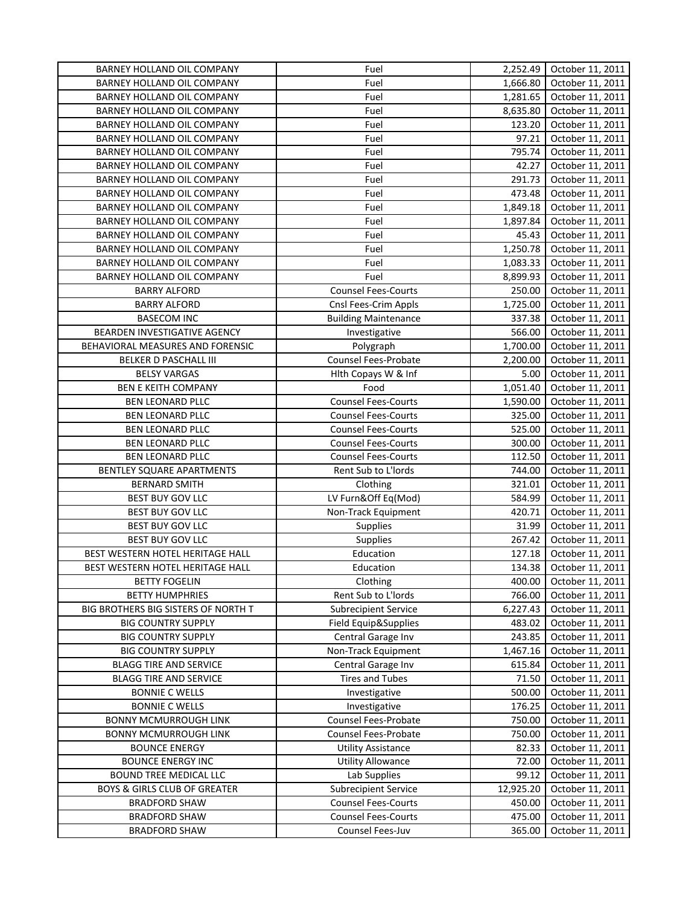| BARNEY HOLLAND OIL COMPANY | Fuel | 2,252.49 | October 11, 2011 |
|---|---|---|---|
| BARNEY HOLLAND OIL COMPANY | Fuel | 1,666.80 | October 11, 2011 |
| BARNEY HOLLAND OIL COMPANY | Fuel | 1,281.65 | October 11, 2011 |
| BARNEY HOLLAND OIL COMPANY | Fuel | 8,635.80 | October 11, 2011 |
| BARNEY HOLLAND OIL COMPANY | Fuel | 123.20 | October 11, 2011 |
| BARNEY HOLLAND OIL COMPANY | Fuel | 97.21 | October 11, 2011 |
| BARNEY HOLLAND OIL COMPANY | Fuel | 795.74 | October 11, 2011 |
| BARNEY HOLLAND OIL COMPANY | Fuel | 42.27 | October 11, 2011 |
| BARNEY HOLLAND OIL COMPANY | Fuel | 291.73 | October 11, 2011 |
| BARNEY HOLLAND OIL COMPANY | Fuel | 473.48 | October 11, 2011 |
| BARNEY HOLLAND OIL COMPANY | Fuel | 1,849.18 | October 11, 2011 |
| BARNEY HOLLAND OIL COMPANY | Fuel | 1,897.84 | October 11, 2011 |
| BARNEY HOLLAND OIL COMPANY | Fuel | 45.43 | October 11, 2011 |
| BARNEY HOLLAND OIL COMPANY | Fuel | 1,250.78 | October 11, 2011 |
| BARNEY HOLLAND OIL COMPANY | Fuel | 1,083.33 | October 11, 2011 |
| BARNEY HOLLAND OIL COMPANY | Fuel | 8,899.93 | October 11, 2011 |
| BARRY ALFORD | Counsel Fees-Courts | 250.00 | October 11, 2011 |
| BARRY ALFORD | Cnsl Fees-Crim Appls | 1,725.00 | October 11, 2011 |
| BASECOM INC | Building Maintenance | 337.38 | October 11, 2011 |
| BEARDEN INVESTIGATIVE AGENCY | Investigative | 566.00 | October 11, 2011 |
| BEHAVIORAL MEASURES AND FORENSIC | Polygraph | 1,700.00 | October 11, 2011 |
| BELKER D PASCHALL III | Counsel Fees-Probate | 2,200.00 | October 11, 2011 |
| BELSY VARGAS | Hlth Copays W & Inf | 5.00 | October 11, 2011 |
| BEN E KEITH COMPANY | Food | 1,051.40 | October 11, 2011 |
| BEN LEONARD PLLC | Counsel Fees-Courts | 1,590.00 | October 11, 2011 |
| BEN LEONARD PLLC | Counsel Fees-Courts | 325.00 | October 11, 2011 |
| BEN LEONARD PLLC | Counsel Fees-Courts | 525.00 | October 11, 2011 |
| BEN LEONARD PLLC | Counsel Fees-Courts | 300.00 | October 11, 2011 |
| BEN LEONARD PLLC | Counsel Fees-Courts | 112.50 | October 11, 2011 |
| BENTLEY SQUARE APARTMENTS | Rent Sub to L'lords | 744.00 | October 11, 2011 |
| BERNARD SMITH | Clothing | 321.01 | October 11, 2011 |
| BEST BUY GOV LLC | LV Furn&Off Eq(Mod) | 584.99 | October 11, 2011 |
| BEST BUY GOV LLC | Non-Track Equipment | 420.71 | October 11, 2011 |
| BEST BUY GOV LLC | Supplies | 31.99 | October 11, 2011 |
| BEST BUY GOV LLC | Supplies | 267.42 | October 11, 2011 |
| BEST WESTERN HOTEL HERITAGE HALL | Education | 127.18 | October 11, 2011 |
| BEST WESTERN HOTEL HERITAGE HALL | Education | 134.38 | October 11, 2011 |
| BETTY FOGELIN | Clothing | 400.00 | October 11, 2011 |
| BETTY HUMPHRIES | Rent Sub to L'lords | 766.00 | October 11, 2011 |
| BIG BROTHERS BIG SISTERS OF NORTH T | Subrecipient Service | 6,227.43 | October 11, 2011 |
| BIG COUNTRY SUPPLY | Field Equip&Supplies | 483.02 | October 11, 2011 |
| BIG COUNTRY SUPPLY | Central Garage Inv | 243.85 | October 11, 2011 |
| BIG COUNTRY SUPPLY | Non-Track Equipment | 1,467.16 | October 11, 2011 |
| BLAGG TIRE AND SERVICE | Central Garage Inv | 615.84 | October 11, 2011 |
| BLAGG TIRE AND SERVICE | Tires and Tubes | 71.50 | October 11, 2011 |
| BONNIE C WELLS | Investigative | 500.00 | October 11, 2011 |
| BONNIE C WELLS | Investigative | 176.25 | October 11, 2011 |
| BONNY MCMURROUGH LINK | Counsel Fees-Probate | 750.00 | October 11, 2011 |
| BONNY MCMURROUGH LINK | Counsel Fees-Probate | 750.00 | October 11, 2011 |
| BOUNCE ENERGY | Utility Assistance | 82.33 | October 11, 2011 |
| BOUNCE ENERGY INC | Utility Allowance | 72.00 | October 11, 2011 |
| BOUND TREE MEDICAL LLC | Lab Supplies | 99.12 | October 11, 2011 |
| BOYS & GIRLS CLUB OF GREATER | Subrecipient Service | 12,925.20 | October 11, 2011 |
| BRADFORD SHAW | Counsel Fees-Courts | 450.00 | October 11, 2011 |
| BRADFORD SHAW | Counsel Fees-Courts | 475.00 | October 11, 2011 |
| BRADFORD SHAW | Counsel Fees-Juv | 365.00 | October 11, 2011 |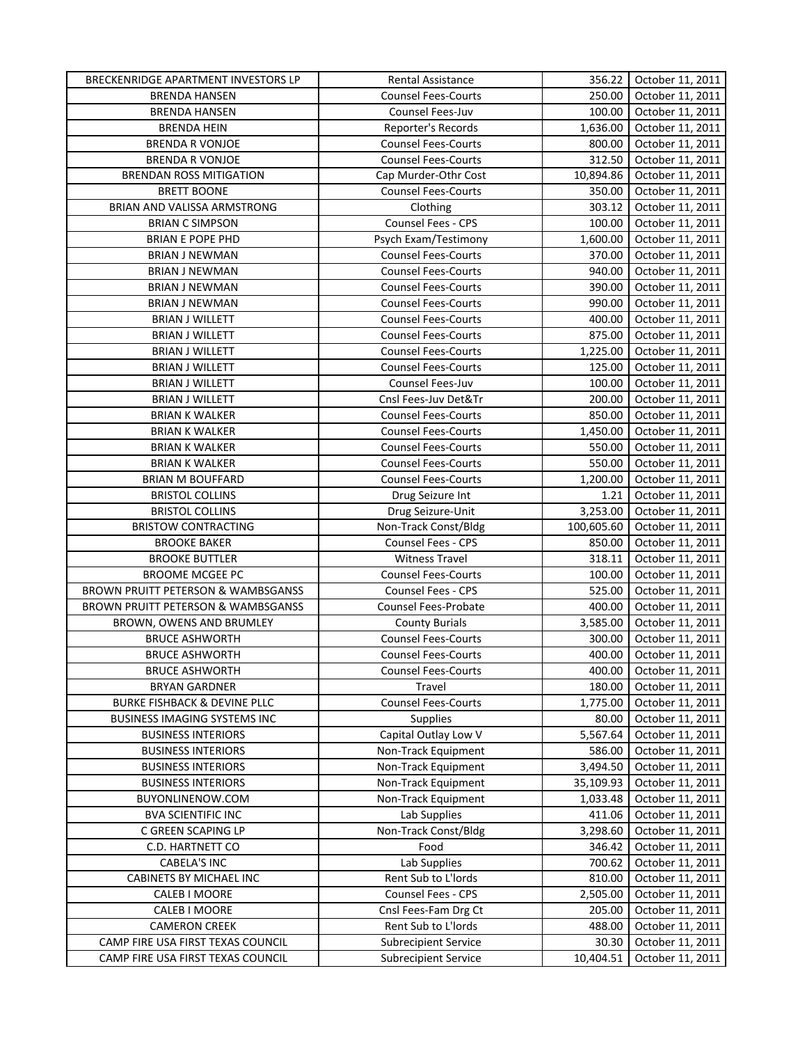| BRECKENRIDGE APARTMENT INVESTORS LP | Rental Assistance | 356.22 | October 11, 2011 |
|---|---|---|---|
| BRENDA HANSEN | Counsel Fees-Courts | 250.00 | October 11, 2011 |
| BRENDA HANSEN | Counsel Fees-Juv | 100.00 | October 11, 2011 |
| BRENDA HEIN | Reporter's Records | 1,636.00 | October 11, 2011 |
| BRENDA R VONJOE | Counsel Fees-Courts | 800.00 | October 11, 2011 |
| BRENDA R VONJOE | Counsel Fees-Courts | 312.50 | October 11, 2011 |
| BRENDAN ROSS MITIGATION | Cap Murder-Othr Cost | 10,894.86 | October 11, 2011 |
| BRETT BOONE | Counsel Fees-Courts | 350.00 | October 11, 2011 |
| BRIAN AND VALISSA ARMSTRONG | Clothing | 303.12 | October 11, 2011 |
| BRIAN C SIMPSON | Counsel Fees - CPS | 100.00 | October 11, 2011 |
| BRIAN E POPE PHD | Psych Exam/Testimony | 1,600.00 | October 11, 2011 |
| BRIAN J NEWMAN | Counsel Fees-Courts | 370.00 | October 11, 2011 |
| BRIAN J NEWMAN | Counsel Fees-Courts | 940.00 | October 11, 2011 |
| BRIAN J NEWMAN | Counsel Fees-Courts | 390.00 | October 11, 2011 |
| BRIAN J NEWMAN | Counsel Fees-Courts | 990.00 | October 11, 2011 |
| BRIAN J WILLETT | Counsel Fees-Courts | 400.00 | October 11, 2011 |
| BRIAN J WILLETT | Counsel Fees-Courts | 875.00 | October 11, 2011 |
| BRIAN J WILLETT | Counsel Fees-Courts | 1,225.00 | October 11, 2011 |
| BRIAN J WILLETT | Counsel Fees-Courts | 125.00 | October 11, 2011 |
| BRIAN J WILLETT | Counsel Fees-Juv | 100.00 | October 11, 2011 |
| BRIAN J WILLETT | Cnsl Fees-Juv Det&Tr | 200.00 | October 11, 2011 |
| BRIAN K WALKER | Counsel Fees-Courts | 850.00 | October 11, 2011 |
| BRIAN K WALKER | Counsel Fees-Courts | 1,450.00 | October 11, 2011 |
| BRIAN K WALKER | Counsel Fees-Courts | 550.00 | October 11, 2011 |
| BRIAN K WALKER | Counsel Fees-Courts | 550.00 | October 11, 2011 |
| BRIAN M BOUFFARD | Counsel Fees-Courts | 1,200.00 | October 11, 2011 |
| BRISTOL COLLINS | Drug Seizure Int | 1.21 | October 11, 2011 |
| BRISTOL COLLINS | Drug Seizure-Unit | 3,253.00 | October 11, 2011 |
| BRISTOW CONTRACTING | Non-Track Const/Bldg | 100,605.60 | October 11, 2011 |
| BROOKE BAKER | Counsel Fees - CPS | 850.00 | October 11, 2011 |
| BROOKE BUTTLER | Witness Travel | 318.11 | October 11, 2011 |
| BROOME MCGEE PC | Counsel Fees-Courts | 100.00 | October 11, 2011 |
| BROWN PRUITT PETERSON & WAMBSGANSS | Counsel Fees - CPS | 525.00 | October 11, 2011 |
| BROWN PRUITT PETERSON & WAMBSGANSS | Counsel Fees-Probate | 400.00 | October 11, 2011 |
| BROWN, OWENS AND BRUMLEY | County Burials | 3,585.00 | October 11, 2011 |
| BRUCE ASHWORTH | Counsel Fees-Courts | 300.00 | October 11, 2011 |
| BRUCE ASHWORTH | Counsel Fees-Courts | 400.00 | October 11, 2011 |
| BRUCE ASHWORTH | Counsel Fees-Courts | 400.00 | October 11, 2011 |
| BRYAN GARDNER | Travel | 180.00 | October 11, 2011 |
| BURKE FISHBACK & DEVINE PLLC | Counsel Fees-Courts | 1,775.00 | October 11, 2011 |
| BUSINESS IMAGING SYSTEMS INC | Supplies | 80.00 | October 11, 2011 |
| BUSINESS INTERIORS | Capital Outlay Low V | 5,567.64 | October 11, 2011 |
| BUSINESS INTERIORS | Non-Track Equipment | 586.00 | October 11, 2011 |
| BUSINESS INTERIORS | Non-Track Equipment | 3,494.50 | October 11, 2011 |
| BUSINESS INTERIORS | Non-Track Equipment | 35,109.93 | October 11, 2011 |
| BUYONLINENOW.COM | Non-Track Equipment | 1,033.48 | October 11, 2011 |
| BVA SCIENTIFIC INC | Lab Supplies | 411.06 | October 11, 2011 |
| C GREEN SCAPING LP | Non-Track Const/Bldg | 3,298.60 | October 11, 2011 |
| C.D. HARTNETT CO | Food | 346.42 | October 11, 2011 |
| CABELA'S INC | Lab Supplies | 700.62 | October 11, 2011 |
| CABINETS BY MICHAEL INC | Rent Sub to L'lords | 810.00 | October 11, 2011 |
| CALEB I MOORE | Counsel Fees - CPS | 2,505.00 | October 11, 2011 |
| CALEB I MOORE | Cnsl Fees-Fam Drg Ct | 205.00 | October 11, 2011 |
| CAMERON CREEK | Rent Sub to L'lords | 488.00 | October 11, 2011 |
| CAMP FIRE USA FIRST TEXAS COUNCIL | Subrecipient Service | 30.30 | October 11, 2011 |
| CAMP FIRE USA FIRST TEXAS COUNCIL | Subrecipient Service | 10,404.51 | October 11, 2011 |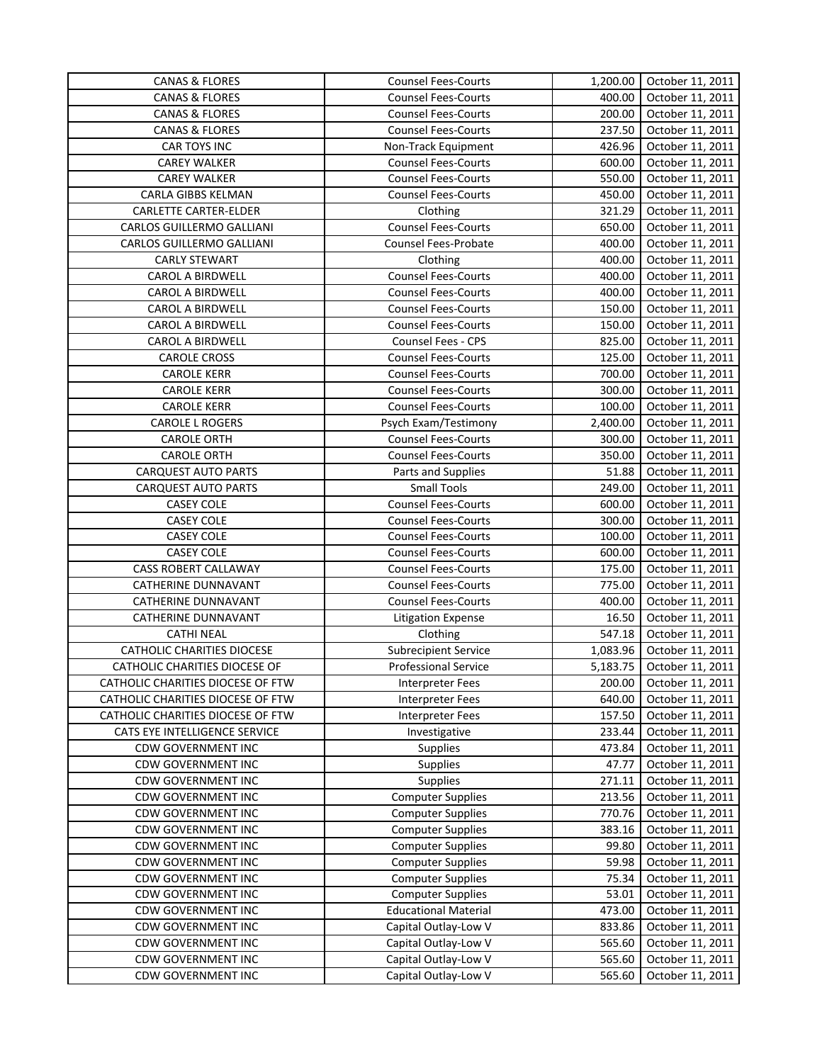| | | | |
|---|---|---|---|
| CANAS & FLORES | Counsel Fees-Courts | 1,200.00 | October 11, 2011 |
| CANAS & FLORES | Counsel Fees-Courts | 400.00 | October 11, 2011 |
| CANAS & FLORES | Counsel Fees-Courts | 200.00 | October 11, 2011 |
| CANAS & FLORES | Counsel Fees-Courts | 237.50 | October 11, 2011 |
| CAR TOYS INC | Non-Track Equipment | 426.96 | October 11, 2011 |
| CAREY WALKER | Counsel Fees-Courts | 600.00 | October 11, 2011 |
| CAREY WALKER | Counsel Fees-Courts | 550.00 | October 11, 2011 |
| CARLA GIBBS KELMAN | Counsel Fees-Courts | 450.00 | October 11, 2011 |
| CARLETTE CARTER-ELDER | Clothing | 321.29 | October 11, 2011 |
| CARLOS GUILLERMO GALLIANI | Counsel Fees-Courts | 650.00 | October 11, 2011 |
| CARLOS GUILLERMO GALLIANI | Counsel Fees-Probate | 400.00 | October 11, 2011 |
| CARLY STEWART | Clothing | 400.00 | October 11, 2011 |
| CAROL A BIRDWELL | Counsel Fees-Courts | 400.00 | October 11, 2011 |
| CAROL A BIRDWELL | Counsel Fees-Courts | 400.00 | October 11, 2011 |
| CAROL A BIRDWELL | Counsel Fees-Courts | 150.00 | October 11, 2011 |
| CAROL A BIRDWELL | Counsel Fees-Courts | 150.00 | October 11, 2011 |
| CAROL A BIRDWELL | Counsel Fees - CPS | 825.00 | October 11, 2011 |
| CAROLE CROSS | Counsel Fees-Courts | 125.00 | October 11, 2011 |
| CAROLE KERR | Counsel Fees-Courts | 700.00 | October 11, 2011 |
| CAROLE KERR | Counsel Fees-Courts | 300.00 | October 11, 2011 |
| CAROLE KERR | Counsel Fees-Courts | 100.00 | October 11, 2011 |
| CAROLE L ROGERS | Psych Exam/Testimony | 2,400.00 | October 11, 2011 |
| CAROLE ORTH | Counsel Fees-Courts | 300.00 | October 11, 2011 |
| CAROLE ORTH | Counsel Fees-Courts | 350.00 | October 11, 2011 |
| CARQUEST AUTO PARTS | Parts and Supplies | 51.88 | October 11, 2011 |
| CARQUEST AUTO PARTS | Small Tools | 249.00 | October 11, 2011 |
| CASEY COLE | Counsel Fees-Courts | 600.00 | October 11, 2011 |
| CASEY COLE | Counsel Fees-Courts | 300.00 | October 11, 2011 |
| CASEY COLE | Counsel Fees-Courts | 100.00 | October 11, 2011 |
| CASEY COLE | Counsel Fees-Courts | 600.00 | October 11, 2011 |
| CASS ROBERT CALLAWAY | Counsel Fees-Courts | 175.00 | October 11, 2011 |
| CATHERINE DUNNAVANT | Counsel Fees-Courts | 775.00 | October 11, 2011 |
| CATHERINE DUNNAVANT | Counsel Fees-Courts | 400.00 | October 11, 2011 |
| CATHERINE DUNNAVANT | Litigation Expense | 16.50 | October 11, 2011 |
| CATHI NEAL | Clothing | 547.18 | October 11, 2011 |
| CATHOLIC CHARITIES DIOCESE | Subrecipient Service | 1,083.96 | October 11, 2011 |
| CATHOLIC CHARITIES DIOCESE OF | Professional Service | 5,183.75 | October 11, 2011 |
| CATHOLIC CHARITIES DIOCESE OF FTW | Interpreter Fees | 200.00 | October 11, 2011 |
| CATHOLIC CHARITIES DIOCESE OF FTW | Interpreter Fees | 640.00 | October 11, 2011 |
| CATHOLIC CHARITIES DIOCESE OF FTW | Interpreter Fees | 157.50 | October 11, 2011 |
| CATS EYE INTELLIGENCE SERVICE | Investigative | 233.44 | October 11, 2011 |
| CDW GOVERNMENT INC | Supplies | 473.84 | October 11, 2011 |
| CDW GOVERNMENT INC | Supplies | 47.77 | October 11, 2011 |
| CDW GOVERNMENT INC | Supplies | 271.11 | October 11, 2011 |
| CDW GOVERNMENT INC | Computer Supplies | 213.56 | October 11, 2011 |
| CDW GOVERNMENT INC | Computer Supplies | 770.76 | October 11, 2011 |
| CDW GOVERNMENT INC | Computer Supplies | 383.16 | October 11, 2011 |
| CDW GOVERNMENT INC | Computer Supplies | 99.80 | October 11, 2011 |
| CDW GOVERNMENT INC | Computer Supplies | 59.98 | October 11, 2011 |
| CDW GOVERNMENT INC | Computer Supplies | 75.34 | October 11, 2011 |
| CDW GOVERNMENT INC | Computer Supplies | 53.01 | October 11, 2011 |
| CDW GOVERNMENT INC | Educational Material | 473.00 | October 11, 2011 |
| CDW GOVERNMENT INC | Capital Outlay-Low V | 833.86 | October 11, 2011 |
| CDW GOVERNMENT INC | Capital Outlay-Low V | 565.60 | October 11, 2011 |
| CDW GOVERNMENT INC | Capital Outlay-Low V | 565.60 | October 11, 2011 |
| CDW GOVERNMENT INC | Capital Outlay-Low V | 565.60 | October 11, 2011 |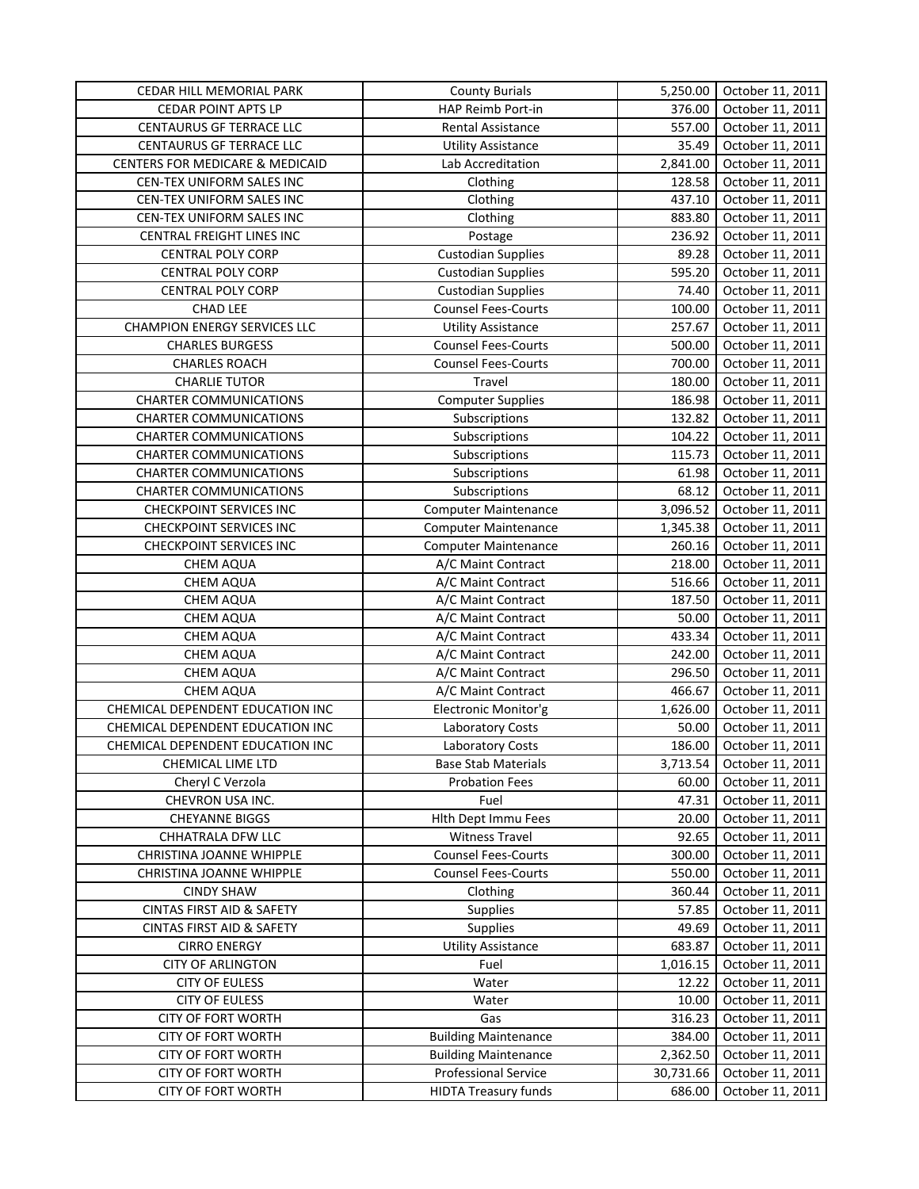| CEDAR HILL MEMORIAL PARK | County Burials | 5,250.00 | October 11, 2011 |
|---|---|---|---|
| CEDAR POINT APTS LP | HAP Reimb Port-in | 376.00 | October 11, 2011 |
| CENTAURUS GF TERRACE LLC | Rental Assistance | 557.00 | October 11, 2011 |
| CENTAURUS GF TERRACE LLC | Utility Assistance | 35.49 | October 11, 2011 |
| CENTERS FOR MEDICARE & MEDICAID | Lab Accreditation | 2,841.00 | October 11, 2011 |
| CEN-TEX UNIFORM SALES INC | Clothing | 128.58 | October 11, 2011 |
| CEN-TEX UNIFORM SALES INC | Clothing | 437.10 | October 11, 2011 |
| CEN-TEX UNIFORM SALES INC | Clothing | 883.80 | October 11, 2011 |
| CENTRAL FREIGHT LINES INC | Postage | 236.92 | October 11, 2011 |
| CENTRAL POLY CORP | Custodian Supplies | 89.28 | October 11, 2011 |
| CENTRAL POLY CORP | Custodian Supplies | 595.20 | October 11, 2011 |
| CENTRAL POLY CORP | Custodian Supplies | 74.40 | October 11, 2011 |
| CHAD LEE | Counsel Fees-Courts | 100.00 | October 11, 2011 |
| CHAMPION ENERGY SERVICES LLC | Utility Assistance | 257.67 | October 11, 2011 |
| CHARLES BURGESS | Counsel Fees-Courts | 500.00 | October 11, 2011 |
| CHARLES ROACH | Counsel Fees-Courts | 700.00 | October 11, 2011 |
| CHARLIE TUTOR | Travel | 180.00 | October 11, 2011 |
| CHARTER COMMUNICATIONS | Computer Supplies | 186.98 | October 11, 2011 |
| CHARTER COMMUNICATIONS | Subscriptions | 132.82 | October 11, 2011 |
| CHARTER COMMUNICATIONS | Subscriptions | 104.22 | October 11, 2011 |
| CHARTER COMMUNICATIONS | Subscriptions | 115.73 | October 11, 2011 |
| CHARTER COMMUNICATIONS | Subscriptions | 61.98 | October 11, 2011 |
| CHARTER COMMUNICATIONS | Subscriptions | 68.12 | October 11, 2011 |
| CHECKPOINT SERVICES INC | Computer Maintenance | 3,096.52 | October 11, 2011 |
| CHECKPOINT SERVICES INC | Computer Maintenance | 1,345.38 | October 11, 2011 |
| CHECKPOINT SERVICES INC | Computer Maintenance | 260.16 | October 11, 2011 |
| CHEM AQUA | A/C Maint Contract | 218.00 | October 11, 2011 |
| CHEM AQUA | A/C Maint Contract | 516.66 | October 11, 2011 |
| CHEM AQUA | A/C Maint Contract | 187.50 | October 11, 2011 |
| CHEM AQUA | A/C Maint Contract | 50.00 | October 11, 2011 |
| CHEM AQUA | A/C Maint Contract | 433.34 | October 11, 2011 |
| CHEM AQUA | A/C Maint Contract | 242.00 | October 11, 2011 |
| CHEM AQUA | A/C Maint Contract | 296.50 | October 11, 2011 |
| CHEM AQUA | A/C Maint Contract | 466.67 | October 11, 2011 |
| CHEMICAL DEPENDENT EDUCATION INC | Electronic Monitor'g | 1,626.00 | October 11, 2011 |
| CHEMICAL DEPENDENT EDUCATION INC | Laboratory Costs | 50.00 | October 11, 2011 |
| CHEMICAL DEPENDENT EDUCATION INC | Laboratory Costs | 186.00 | October 11, 2011 |
| CHEMICAL LIME LTD | Base Stab Materials | 3,713.54 | October 11, 2011 |
| Cheryl C Verzola | Probation Fees | 60.00 | October 11, 2011 |
| CHEVRON USA INC. | Fuel | 47.31 | October 11, 2011 |
| CHEYANNE BIGGS | Hlth Dept Immu Fees | 20.00 | October 11, 2011 |
| CHHATRALA DFW LLC | Witness Travel | 92.65 | October 11, 2011 |
| CHRISTINA JOANNE WHIPPLE | Counsel Fees-Courts | 300.00 | October 11, 2011 |
| CHRISTINA JOANNE WHIPPLE | Counsel Fees-Courts | 550.00 | October 11, 2011 |
| CINDY SHAW | Clothing | 360.44 | October 11, 2011 |
| CINTAS FIRST AID & SAFETY | Supplies | 57.85 | October 11, 2011 |
| CINTAS FIRST AID & SAFETY | Supplies | 49.69 | October 11, 2011 |
| CIRRO ENERGY | Utility Assistance | 683.87 | October 11, 2011 |
| CITY OF ARLINGTON | Fuel | 1,016.15 | October 11, 2011 |
| CITY OF EULESS | Water | 12.22 | October 11, 2011 |
| CITY OF EULESS | Water | 10.00 | October 11, 2011 |
| CITY OF FORT WORTH | Gas | 316.23 | October 11, 2011 |
| CITY OF FORT WORTH | Building Maintenance | 384.00 | October 11, 2011 |
| CITY OF FORT WORTH | Building Maintenance | 2,362.50 | October 11, 2011 |
| CITY OF FORT WORTH | Professional Service | 30,731.66 | October 11, 2011 |
| CITY OF FORT WORTH | HIDTA Treasury funds | 686.00 | October 11, 2011 |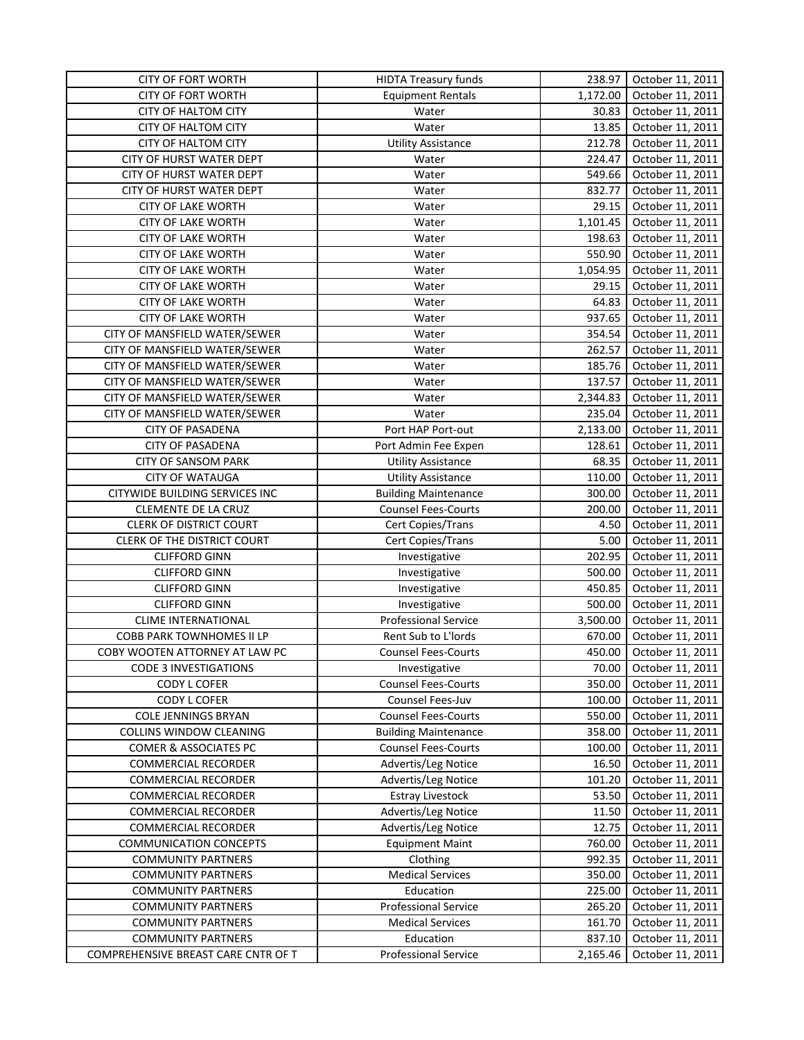| CITY OF FORT WORTH | HIDTA Treasury funds | 238.97 | October 11, 2011 |
|---|---|---|---|
| CITY OF FORT WORTH | Equipment Rentals | 1,172.00 | October 11, 2011 |
| CITY OF HALTOM CITY | Water | 30.83 | October 11, 2011 |
| CITY OF HALTOM CITY | Water | 13.85 | October 11, 2011 |
| CITY OF HALTOM CITY | Utility Assistance | 212.78 | October 11, 2011 |
| CITY OF HURST WATER DEPT | Water | 224.47 | October 11, 2011 |
| CITY OF HURST WATER DEPT | Water | 549.66 | October 11, 2011 |
| CITY OF HURST WATER DEPT | Water | 832.77 | October 11, 2011 |
| CITY OF LAKE WORTH | Water | 29.15 | October 11, 2011 |
| CITY OF LAKE WORTH | Water | 1,101.45 | October 11, 2011 |
| CITY OF LAKE WORTH | Water | 198.63 | October 11, 2011 |
| CITY OF LAKE WORTH | Water | 550.90 | October 11, 2011 |
| CITY OF LAKE WORTH | Water | 1,054.95 | October 11, 2011 |
| CITY OF LAKE WORTH | Water | 29.15 | October 11, 2011 |
| CITY OF LAKE WORTH | Water | 64.83 | October 11, 2011 |
| CITY OF LAKE WORTH | Water | 937.65 | October 11, 2011 |
| CITY OF MANSFIELD WATER/SEWER | Water | 354.54 | October 11, 2011 |
| CITY OF MANSFIELD WATER/SEWER | Water | 262.57 | October 11, 2011 |
| CITY OF MANSFIELD WATER/SEWER | Water | 185.76 | October 11, 2011 |
| CITY OF MANSFIELD WATER/SEWER | Water | 137.57 | October 11, 2011 |
| CITY OF MANSFIELD WATER/SEWER | Water | 2,344.83 | October 11, 2011 |
| CITY OF MANSFIELD WATER/SEWER | Water | 235.04 | October 11, 2011 |
| CITY OF PASADENA | Port HAP Port-out | 2,133.00 | October 11, 2011 |
| CITY OF PASADENA | Port Admin Fee Expen | 128.61 | October 11, 2011 |
| CITY OF SANSOM PARK | Utility Assistance | 68.35 | October 11, 2011 |
| CITY OF WATAUGA | Utility Assistance | 110.00 | October 11, 2011 |
| CITYWIDE BUILDING SERVICES INC | Building Maintenance | 300.00 | October 11, 2011 |
| CLEMENTE DE LA CRUZ | Counsel Fees-Courts | 200.00 | October 11, 2011 |
| CLERK OF DISTRICT COURT | Cert Copies/Trans | 4.50 | October 11, 2011 |
| CLERK OF THE DISTRICT COURT | Cert Copies/Trans | 5.00 | October 11, 2011 |
| CLIFFORD GINN | Investigative | 202.95 | October 11, 2011 |
| CLIFFORD GINN | Investigative | 500.00 | October 11, 2011 |
| CLIFFORD GINN | Investigative | 450.85 | October 11, 2011 |
| CLIFFORD GINN | Investigative | 500.00 | October 11, 2011 |
| CLIME INTERNATIONAL | Professional Service | 3,500.00 | October 11, 2011 |
| COBB PARK TOWNHOMES II LP | Rent Sub to L'lords | 670.00 | October 11, 2011 |
| COBY WOOTEN ATTORNEY AT LAW PC | Counsel Fees-Courts | 450.00 | October 11, 2011 |
| CODE 3 INVESTIGATIONS | Investigative | 70.00 | October 11, 2011 |
| CODY L COFER | Counsel Fees-Courts | 350.00 | October 11, 2011 |
| CODY L COFER | Counsel Fees-Juv | 100.00 | October 11, 2011 |
| COLE JENNINGS BRYAN | Counsel Fees-Courts | 550.00 | October 11, 2011 |
| COLLINS WINDOW CLEANING | Building Maintenance | 358.00 | October 11, 2011 |
| COMER & ASSOCIATES PC | Counsel Fees-Courts | 100.00 | October 11, 2011 |
| COMMERCIAL RECORDER | Advertis/Leg Notice | 16.50 | October 11, 2011 |
| COMMERCIAL RECORDER | Advertis/Leg Notice | 101.20 | October 11, 2011 |
| COMMERCIAL RECORDER | Estray Livestock | 53.50 | October 11, 2011 |
| COMMERCIAL RECORDER | Advertis/Leg Notice | 11.50 | October 11, 2011 |
| COMMERCIAL RECORDER | Advertis/Leg Notice | 12.75 | October 11, 2011 |
| COMMUNICATION CONCEPTS | Equipment Maint | 760.00 | October 11, 2011 |
| COMMUNITY PARTNERS | Clothing | 992.35 | October 11, 2011 |
| COMMUNITY PARTNERS | Medical Services | 350.00 | October 11, 2011 |
| COMMUNITY PARTNERS | Education | 225.00 | October 11, 2011 |
| COMMUNITY PARTNERS | Professional Service | 265.20 | October 11, 2011 |
| COMMUNITY PARTNERS | Medical Services | 161.70 | October 11, 2011 |
| COMMUNITY PARTNERS | Education | 837.10 | October 11, 2011 |
| COMPREHENSIVE BREAST CARE CNTR OF T | Professional Service | 2,165.46 | October 11, 2011 |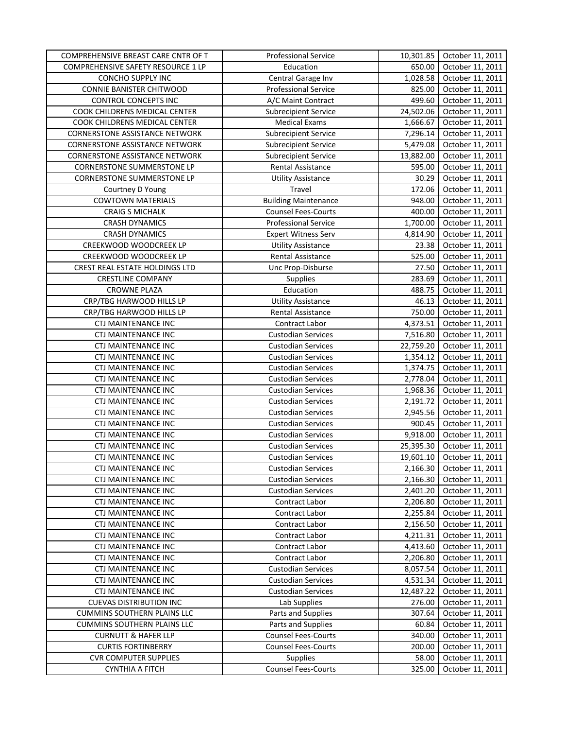| COMPREHENSIVE BREAST CARE CNTR OF T | Professional Service | 10,301.85 | October 11, 2011 |
|---|---|---|---|
| COMPREHENSIVE SAFETY RESOURCE 1 LP | Education | 650.00 | October 11, 2011 |
| CONCHO SUPPLY INC | Central Garage Inv | 1,028.58 | October 11, 2011 |
| CONNIE BANISTER CHITWOOD | Professional Service | 825.00 | October 11, 2011 |
| CONTROL CONCEPTS INC | A/C Maint Contract | 499.60 | October 11, 2011 |
| COOK CHILDRENS MEDICAL CENTER | Subrecipient Service | 24,502.06 | October 11, 2011 |
| COOK CHILDRENS MEDICAL CENTER | Medical Exams | 1,666.67 | October 11, 2011 |
| CORNERSTONE ASSISTANCE NETWORK | Subrecipient Service | 7,296.14 | October 11, 2011 |
| CORNERSTONE ASSISTANCE NETWORK | Subrecipient Service | 5,479.08 | October 11, 2011 |
| CORNERSTONE ASSISTANCE NETWORK | Subrecipient Service | 13,882.00 | October 11, 2011 |
| CORNERSTONE SUMMERSTONE LP | Rental Assistance | 595.00 | October 11, 2011 |
| CORNERSTONE SUMMERSTONE LP | Utility Assistance | 30.29 | October 11, 2011 |
| Courtney D Young | Travel | 172.06 | October 11, 2011 |
| COWTOWN MATERIALS | Building Maintenance | 948.00 | October 11, 2011 |
| CRAIG S MICHALK | Counsel Fees-Courts | 400.00 | October 11, 2011 |
| CRASH DYNAMICS | Professional Service | 1,700.00 | October 11, 2011 |
| CRASH DYNAMICS | Expert Witness Serv | 4,814.90 | October 11, 2011 |
| CREEKWOOD WOODCREEK LP | Utility Assistance | 23.38 | October 11, 2011 |
| CREEKWOOD WOODCREEK LP | Rental Assistance | 525.00 | October 11, 2011 |
| CREST REAL ESTATE HOLDINGS LTD | Unc Prop-Disburse | 27.50 | October 11, 2011 |
| CRESTLINE COMPANY | Supplies | 283.69 | October 11, 2011 |
| CROWNE PLAZA | Education | 488.75 | October 11, 2011 |
| CRP/TBG HARWOOD HILLS LP | Utility Assistance | 46.13 | October 11, 2011 |
| CRP/TBG HARWOOD HILLS LP | Rental Assistance | 750.00 | October 11, 2011 |
| CTJ MAINTENANCE INC | Contract Labor | 4,373.51 | October 11, 2011 |
| CTJ MAINTENANCE INC | Custodian Services | 7,516.80 | October 11, 2011 |
| CTJ MAINTENANCE INC | Custodian Services | 22,759.20 | October 11, 2011 |
| CTJ MAINTENANCE INC | Custodian Services | 1,354.12 | October 11, 2011 |
| CTJ MAINTENANCE INC | Custodian Services | 1,374.75 | October 11, 2011 |
| CTJ MAINTENANCE INC | Custodian Services | 2,778.04 | October 11, 2011 |
| CTJ MAINTENANCE INC | Custodian Services | 1,968.36 | October 11, 2011 |
| CTJ MAINTENANCE INC | Custodian Services | 2,191.72 | October 11, 2011 |
| CTJ MAINTENANCE INC | Custodian Services | 2,945.56 | October 11, 2011 |
| CTJ MAINTENANCE INC | Custodian Services | 900.45 | October 11, 2011 |
| CTJ MAINTENANCE INC | Custodian Services | 9,918.00 | October 11, 2011 |
| CTJ MAINTENANCE INC | Custodian Services | 25,395.30 | October 11, 2011 |
| CTJ MAINTENANCE INC | Custodian Services | 19,601.10 | October 11, 2011 |
| CTJ MAINTENANCE INC | Custodian Services | 2,166.30 | October 11, 2011 |
| CTJ MAINTENANCE INC | Custodian Services | 2,166.30 | October 11, 2011 |
| CTJ MAINTENANCE INC | Custodian Services | 2,401.20 | October 11, 2011 |
| CTJ MAINTENANCE INC | Contract Labor | 2,206.80 | October 11, 2011 |
| CTJ MAINTENANCE INC | Contract Labor | 2,255.84 | October 11, 2011 |
| CTJ MAINTENANCE INC | Contract Labor | 2,156.50 | October 11, 2011 |
| CTJ MAINTENANCE INC | Contract Labor | 4,211.31 | October 11, 2011 |
| CTJ MAINTENANCE INC | Contract Labor | 4,413.60 | October 11, 2011 |
| CTJ MAINTENANCE INC | Contract Labor | 2,206.80 | October 11, 2011 |
| CTJ MAINTENANCE INC | Custodian Services | 8,057.54 | October 11, 2011 |
| CTJ MAINTENANCE INC | Custodian Services | 4,531.34 | October 11, 2011 |
| CTJ MAINTENANCE INC | Custodian Services | 12,487.22 | October 11, 2011 |
| CUEVAS DISTRIBUTION INC | Lab Supplies | 276.00 | October 11, 2011 |
| CUMMINS SOUTHERN PLAINS LLC | Parts and Supplies | 307.64 | October 11, 2011 |
| CUMMINS SOUTHERN PLAINS LLC | Parts and Supplies | 60.84 | October 11, 2011 |
| CURNUTT & HAFER LLP | Counsel Fees-Courts | 340.00 | October 11, 2011 |
| CURTIS FORTINBERRY | Counsel Fees-Courts | 200.00 | October 11, 2011 |
| CVR COMPUTER SUPPLIES | Supplies | 58.00 | October 11, 2011 |
| CYNTHIA A FITCH | Counsel Fees-Courts | 325.00 | October 11, 2011 |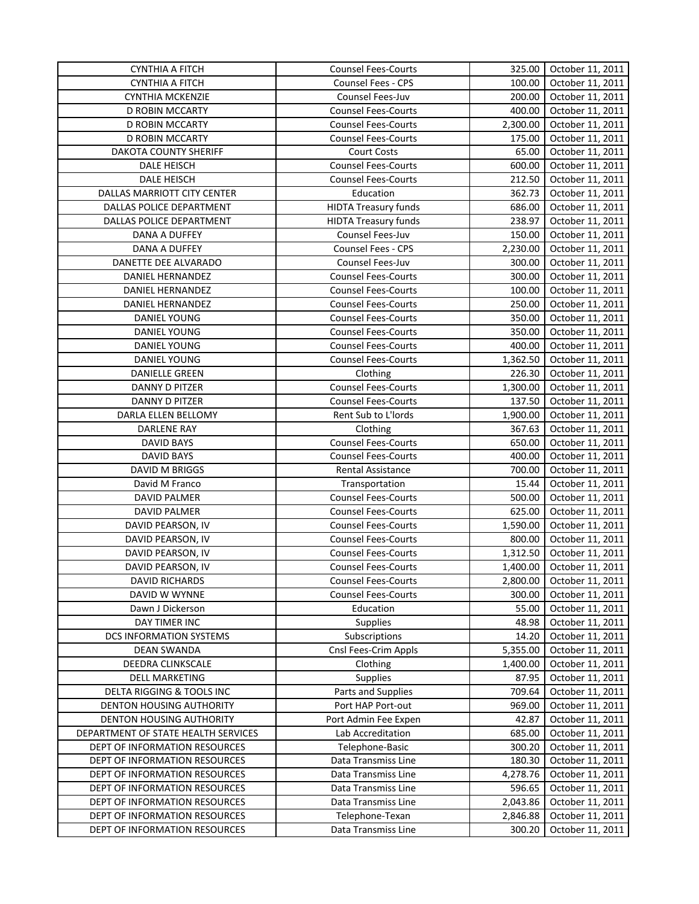| | | | |
|---|---|---|---|
| CYNTHIA A FITCH | Counsel Fees-Courts | 325.00 | October 11, 2011 |
| CYNTHIA A FITCH | Counsel Fees - CPS | 100.00 | October 11, 2011 |
| CYNTHIA MCKENZIE | Counsel Fees-Juv | 200.00 | October 11, 2011 |
| D ROBIN MCCARTY | Counsel Fees-Courts | 400.00 | October 11, 2011 |
| D ROBIN MCCARTY | Counsel Fees-Courts | 2,300.00 | October 11, 2011 |
| D ROBIN MCCARTY | Counsel Fees-Courts | 175.00 | October 11, 2011 |
| DAKOTA COUNTY SHERIFF | Court Costs | 65.00 | October 11, 2011 |
| DALE HEISCH | Counsel Fees-Courts | 600.00 | October 11, 2011 |
| DALE HEISCH | Counsel Fees-Courts | 212.50 | October 11, 2011 |
| DALLAS MARRIOTT CITY CENTER | Education | 362.73 | October 11, 2011 |
| DALLAS POLICE DEPARTMENT | HIDTA Treasury funds | 686.00 | October 11, 2011 |
| DALLAS POLICE DEPARTMENT | HIDTA Treasury funds | 238.97 | October 11, 2011 |
| DANA A DUFFEY | Counsel Fees-Juv | 150.00 | October 11, 2011 |
| DANA A DUFFEY | Counsel Fees - CPS | 2,230.00 | October 11, 2011 |
| DANETTE DEE ALVARADO | Counsel Fees-Juv | 300.00 | October 11, 2011 |
| DANIEL HERNANDEZ | Counsel Fees-Courts | 300.00 | October 11, 2011 |
| DANIEL HERNANDEZ | Counsel Fees-Courts | 100.00 | October 11, 2011 |
| DANIEL HERNANDEZ | Counsel Fees-Courts | 250.00 | October 11, 2011 |
| DANIEL YOUNG | Counsel Fees-Courts | 350.00 | October 11, 2011 |
| DANIEL YOUNG | Counsel Fees-Courts | 350.00 | October 11, 2011 |
| DANIEL YOUNG | Counsel Fees-Courts | 400.00 | October 11, 2011 |
| DANIEL YOUNG | Counsel Fees-Courts | 1,362.50 | October 11, 2011 |
| DANIELLE GREEN | Clothing | 226.30 | October 11, 2011 |
| DANNY D PITZER | Counsel Fees-Courts | 1,300.00 | October 11, 2011 |
| DANNY D PITZER | Counsel Fees-Courts | 137.50 | October 11, 2011 |
| DARLA ELLEN BELLOMY | Rent Sub to L'lords | 1,900.00 | October 11, 2011 |
| DARLENE RAY | Clothing | 367.63 | October 11, 2011 |
| DAVID BAYS | Counsel Fees-Courts | 650.00 | October 11, 2011 |
| DAVID BAYS | Counsel Fees-Courts | 400.00 | October 11, 2011 |
| DAVID M BRIGGS | Rental Assistance | 700.00 | October 11, 2011 |
| David M Franco | Transportation | 15.44 | October 11, 2011 |
| DAVID PALMER | Counsel Fees-Courts | 500.00 | October 11, 2011 |
| DAVID PALMER | Counsel Fees-Courts | 625.00 | October 11, 2011 |
| DAVID PEARSON, IV | Counsel Fees-Courts | 1,590.00 | October 11, 2011 |
| DAVID PEARSON, IV | Counsel Fees-Courts | 800.00 | October 11, 2011 |
| DAVID PEARSON, IV | Counsel Fees-Courts | 1,312.50 | October 11, 2011 |
| DAVID PEARSON, IV | Counsel Fees-Courts | 1,400.00 | October 11, 2011 |
| DAVID RICHARDS | Counsel Fees-Courts | 2,800.00 | October 11, 2011 |
| DAVID W WYNNE | Counsel Fees-Courts | 300.00 | October 11, 2011 |
| Dawn J Dickerson | Education | 55.00 | October 11, 2011 |
| DAY TIMER INC | Supplies | 48.98 | October 11, 2011 |
| DCS INFORMATION SYSTEMS | Subscriptions | 14.20 | October 11, 2011 |
| DEAN SWANDA | Cnsl Fees-Crim Appls | 5,355.00 | October 11, 2011 |
| DEEDRA CLINKSCALE | Clothing | 1,400.00 | October 11, 2011 |
| DELL MARKETING | Supplies | 87.95 | October 11, 2011 |
| DELTA RIGGING & TOOLS INC | Parts and Supplies | 709.64 | October 11, 2011 |
| DENTON HOUSING AUTHORITY | Port HAP Port-out | 969.00 | October 11, 2011 |
| DENTON HOUSING AUTHORITY | Port Admin Fee Expen | 42.87 | October 11, 2011 |
| DEPARTMENT OF STATE HEALTH SERVICES | Lab Accreditation | 685.00 | October 11, 2011 |
| DEPT OF INFORMATION RESOURCES | Telephone-Basic | 300.20 | October 11, 2011 |
| DEPT OF INFORMATION RESOURCES | Data Transmiss Line | 180.30 | October 11, 2011 |
| DEPT OF INFORMATION RESOURCES | Data Transmiss Line | 4,278.76 | October 11, 2011 |
| DEPT OF INFORMATION RESOURCES | Data Transmiss Line | 596.65 | October 11, 2011 |
| DEPT OF INFORMATION RESOURCES | Data Transmiss Line | 2,043.86 | October 11, 2011 |
| DEPT OF INFORMATION RESOURCES | Telephone-Texan | 2,846.88 | October 11, 2011 |
| DEPT OF INFORMATION RESOURCES | Data Transmiss Line | 300.20 | October 11, 2011 |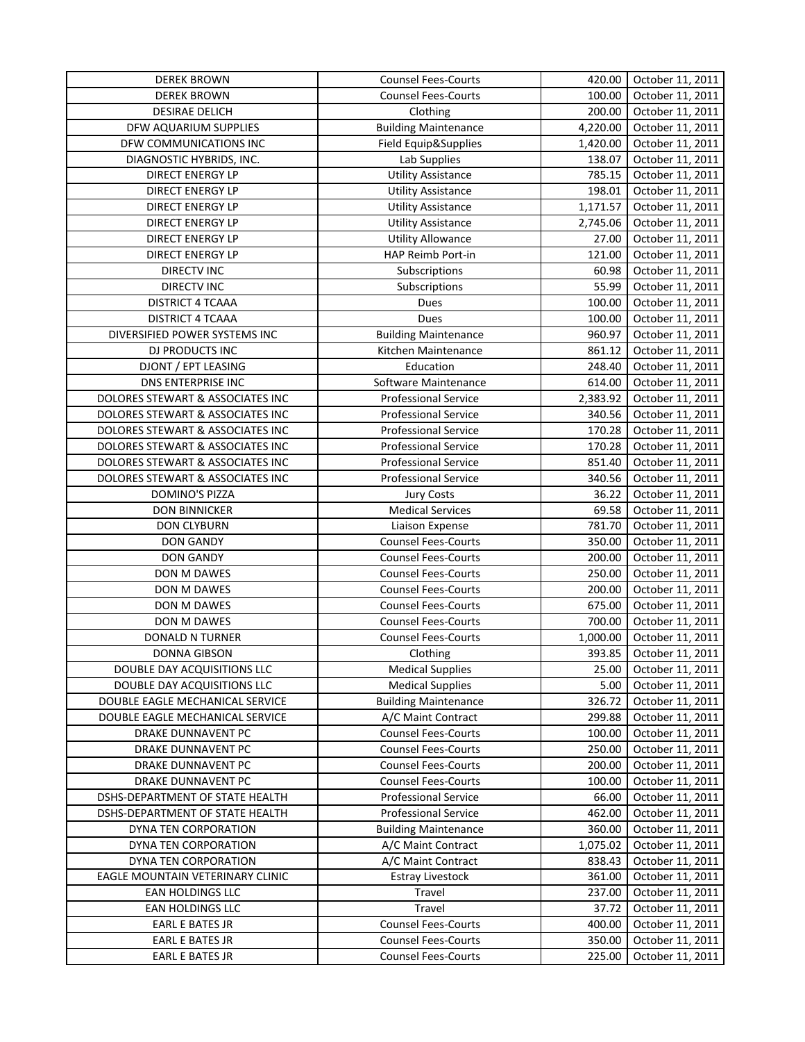| DEREK BROWN | Counsel Fees-Courts | 420.00 | October 11, 2011 |
|---|---|---|---|
| DEREK BROWN | Counsel Fees-Courts | 100.00 | October 11, 2011 |
| DESIRAE DELICH | Clothing | 200.00 | October 11, 2011 |
| DFW AQUARIUM SUPPLIES | Building Maintenance | 4,220.00 | October 11, 2011 |
| DFW COMMUNICATIONS INC | Field Equip&Supplies | 1,420.00 | October 11, 2011 |
| DIAGNOSTIC HYBRIDS, INC. | Lab Supplies | 138.07 | October 11, 2011 |
| DIRECT ENERGY LP | Utility Assistance | 785.15 | October 11, 2011 |
| DIRECT ENERGY LP | Utility Assistance | 198.01 | October 11, 2011 |
| DIRECT ENERGY LP | Utility Assistance | 1,171.57 | October 11, 2011 |
| DIRECT ENERGY LP | Utility Assistance | 2,745.06 | October 11, 2011 |
| DIRECT ENERGY LP | Utility Allowance | 27.00 | October 11, 2011 |
| DIRECT ENERGY LP | HAP Reimb Port-in | 121.00 | October 11, 2011 |
| DIRECTV INC | Subscriptions | 60.98 | October 11, 2011 |
| DIRECTV INC | Subscriptions | 55.99 | October 11, 2011 |
| DISTRICT 4 TCAAA | Dues | 100.00 | October 11, 2011 |
| DISTRICT 4 TCAAA | Dues | 100.00 | October 11, 2011 |
| DIVERSIFIED POWER SYSTEMS INC | Building Maintenance | 960.97 | October 11, 2011 |
| DJ PRODUCTS INC | Kitchen Maintenance | 861.12 | October 11, 2011 |
| DJONT / EPT LEASING | Education | 248.40 | October 11, 2011 |
| DNS ENTERPRISE INC | Software Maintenance | 614.00 | October 11, 2011 |
| DOLORES STEWART & ASSOCIATES INC | Professional Service | 2,383.92 | October 11, 2011 |
| DOLORES STEWART & ASSOCIATES INC | Professional Service | 340.56 | October 11, 2011 |
| DOLORES STEWART & ASSOCIATES INC | Professional Service | 170.28 | October 11, 2011 |
| DOLORES STEWART & ASSOCIATES INC | Professional Service | 170.28 | October 11, 2011 |
| DOLORES STEWART & ASSOCIATES INC | Professional Service | 851.40 | October 11, 2011 |
| DOLORES STEWART & ASSOCIATES INC | Professional Service | 340.56 | October 11, 2011 |
| DOMINO'S PIZZA | Jury Costs | 36.22 | October 11, 2011 |
| DON BINNICKER | Medical Services | 69.58 | October 11, 2011 |
| DON CLYBURN | Liaison Expense | 781.70 | October 11, 2011 |
| DON GANDY | Counsel Fees-Courts | 350.00 | October 11, 2011 |
| DON GANDY | Counsel Fees-Courts | 200.00 | October 11, 2011 |
| DON M DAWES | Counsel Fees-Courts | 250.00 | October 11, 2011 |
| DON M DAWES | Counsel Fees-Courts | 200.00 | October 11, 2011 |
| DON M DAWES | Counsel Fees-Courts | 675.00 | October 11, 2011 |
| DON M DAWES | Counsel Fees-Courts | 700.00 | October 11, 2011 |
| DONALD N TURNER | Counsel Fees-Courts | 1,000.00 | October 11, 2011 |
| DONNA GIBSON | Clothing | 393.85 | October 11, 2011 |
| DOUBLE DAY ACQUISITIONS LLC | Medical Supplies | 25.00 | October 11, 2011 |
| DOUBLE DAY ACQUISITIONS LLC | Medical Supplies | 5.00 | October 11, 2011 |
| DOUBLE EAGLE MECHANICAL SERVICE | Building Maintenance | 326.72 | October 11, 2011 |
| DOUBLE EAGLE MECHANICAL SERVICE | A/C Maint Contract | 299.88 | October 11, 2011 |
| DRAKE DUNNAVENT PC | Counsel Fees-Courts | 100.00 | October 11, 2011 |
| DRAKE DUNNAVENT PC | Counsel Fees-Courts | 250.00 | October 11, 2011 |
| DRAKE DUNNAVENT PC | Counsel Fees-Courts | 200.00 | October 11, 2011 |
| DRAKE DUNNAVENT PC | Counsel Fees-Courts | 100.00 | October 11, 2011 |
| DSHS-DEPARTMENT OF STATE HEALTH | Professional Service | 66.00 | October 11, 2011 |
| DSHS-DEPARTMENT OF STATE HEALTH | Professional Service | 462.00 | October 11, 2011 |
| DYNA TEN CORPORATION | Building Maintenance | 360.00 | October 11, 2011 |
| DYNA TEN CORPORATION | A/C Maint Contract | 1,075.02 | October 11, 2011 |
| DYNA TEN CORPORATION | A/C Maint Contract | 838.43 | October 11, 2011 |
| EAGLE MOUNTAIN VETERINARY CLINIC | Estray Livestock | 361.00 | October 11, 2011 |
| EAN HOLDINGS LLC | Travel | 237.00 | October 11, 2011 |
| EAN HOLDINGS LLC | Travel | 37.72 | October 11, 2011 |
| EARL E BATES JR | Counsel Fees-Courts | 400.00 | October 11, 2011 |
| EARL E BATES JR | Counsel Fees-Courts | 350.00 | October 11, 2011 |
| EARL E BATES JR | Counsel Fees-Courts | 225.00 | October 11, 2011 |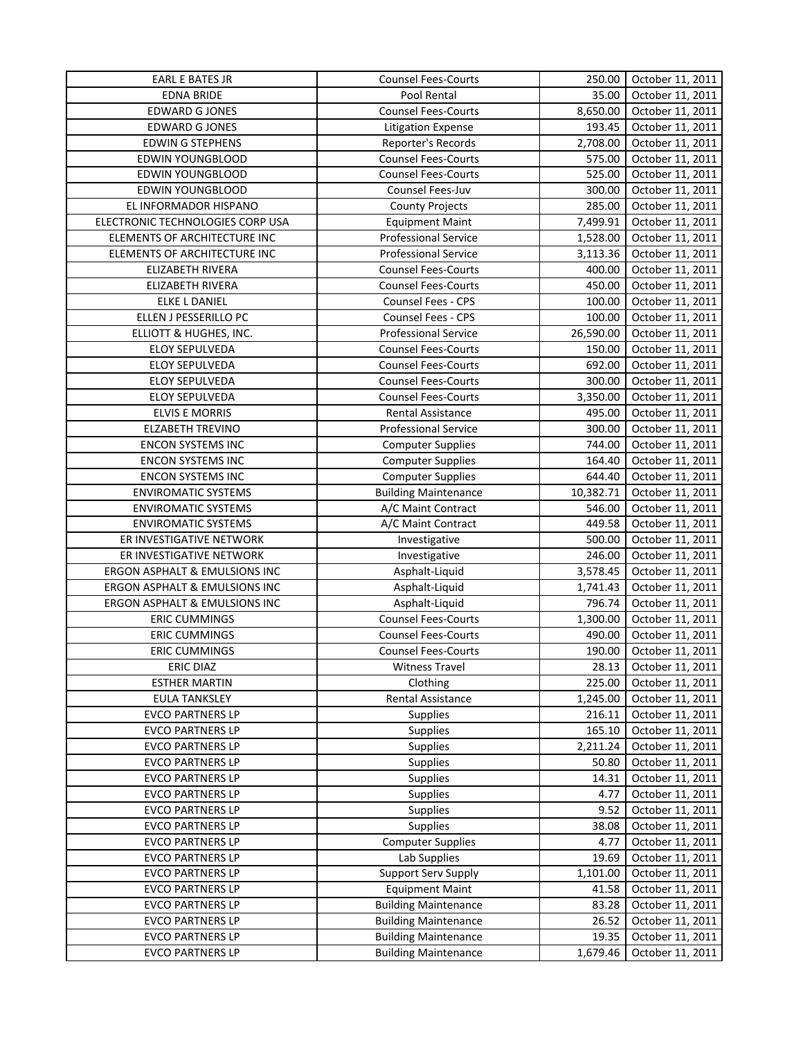| | | | |
|---|---|---|---|
| EARL E BATES JR | Counsel Fees-Courts | 250.00 | October 11, 2011 |
| EDNA BRIDE | Pool Rental | 35.00 | October 11, 2011 |
| EDWARD G JONES | Counsel Fees-Courts | 8,650.00 | October 11, 2011 |
| EDWARD G JONES | Litigation Expense | 193.45 | October 11, 2011 |
| EDWIN G STEPHENS | Reporter's Records | 2,708.00 | October 11, 2011 |
| EDWIN YOUNGBLOOD | Counsel Fees-Courts | 575.00 | October 11, 2011 |
| EDWIN YOUNGBLOOD | Counsel Fees-Courts | 525.00 | October 11, 2011 |
| EDWIN YOUNGBLOOD | Counsel Fees-Juv | 300.00 | October 11, 2011 |
| EL INFORMADOR HISPANO | County Projects | 285.00 | October 11, 2011 |
| ELECTRONIC TECHNOLOGIES CORP USA | Equipment Maint | 7,499.91 | October 11, 2011 |
| ELEMENTS OF ARCHITECTURE INC | Professional Service | 1,528.00 | October 11, 2011 |
| ELEMENTS OF ARCHITECTURE INC | Professional Service | 3,113.36 | October 11, 2011 |
| ELIZABETH RIVERA | Counsel Fees-Courts | 400.00 | October 11, 2011 |
| ELIZABETH RIVERA | Counsel Fees-Courts | 450.00 | October 11, 2011 |
| ELKE L DANIEL | Counsel Fees - CPS | 100.00 | October 11, 2011 |
| ELLEN J PESSERILLO PC | Counsel Fees - CPS | 100.00 | October 11, 2011 |
| ELLIOTT & HUGHES, INC. | Professional Service | 26,590.00 | October 11, 2011 |
| ELOY SEPULVEDA | Counsel Fees-Courts | 150.00 | October 11, 2011 |
| ELOY SEPULVEDA | Counsel Fees-Courts | 692.00 | October 11, 2011 |
| ELOY SEPULVEDA | Counsel Fees-Courts | 300.00 | October 11, 2011 |
| ELOY SEPULVEDA | Counsel Fees-Courts | 3,350.00 | October 11, 2011 |
| ELVIS E MORRIS | Rental Assistance | 495.00 | October 11, 2011 |
| ELZABETH TREVINO | Professional Service | 300.00 | October 11, 2011 |
| ENCON SYSTEMS INC | Computer Supplies | 744.00 | October 11, 2011 |
| ENCON SYSTEMS INC | Computer Supplies | 164.40 | October 11, 2011 |
| ENCON SYSTEMS INC | Computer Supplies | 644.40 | October 11, 2011 |
| ENVIROMATIC SYSTEMS | Building Maintenance | 10,382.71 | October 11, 2011 |
| ENVIROMATIC SYSTEMS | A/C Maint Contract | 546.00 | October 11, 2011 |
| ENVIROMATIC SYSTEMS | A/C Maint Contract | 449.58 | October 11, 2011 |
| ER INVESTIGATIVE NETWORK | Investigative | 500.00 | October 11, 2011 |
| ER INVESTIGATIVE NETWORK | Investigative | 246.00 | October 11, 2011 |
| ERGON ASPHALT & EMULSIONS INC | Asphalt-Liquid | 3,578.45 | October 11, 2011 |
| ERGON ASPHALT & EMULSIONS INC | Asphalt-Liquid | 1,741.43 | October 11, 2011 |
| ERGON ASPHALT & EMULSIONS INC | Asphalt-Liquid | 796.74 | October 11, 2011 |
| ERIC CUMMINGS | Counsel Fees-Courts | 1,300.00 | October 11, 2011 |
| ERIC CUMMINGS | Counsel Fees-Courts | 490.00 | October 11, 2011 |
| ERIC CUMMINGS | Counsel Fees-Courts | 190.00 | October 11, 2011 |
| ERIC DIAZ | Witness Travel | 28.13 | October 11, 2011 |
| ESTHER MARTIN | Clothing | 225.00 | October 11, 2011 |
| EULA TANKSLEY | Rental Assistance | 1,245.00 | October 11, 2011 |
| EVCO PARTNERS LP | Supplies | 216.11 | October 11, 2011 |
| EVCO PARTNERS LP | Supplies | 165.10 | October 11, 2011 |
| EVCO PARTNERS LP | Supplies | 2,211.24 | October 11, 2011 |
| EVCO PARTNERS LP | Supplies | 50.80 | October 11, 2011 |
| EVCO PARTNERS LP | Supplies | 14.31 | October 11, 2011 |
| EVCO PARTNERS LP | Supplies | 4.77 | October 11, 2011 |
| EVCO PARTNERS LP | Supplies | 9.52 | October 11, 2011 |
| EVCO PARTNERS LP | Supplies | 38.08 | October 11, 2011 |
| EVCO PARTNERS LP | Computer Supplies | 4.77 | October 11, 2011 |
| EVCO PARTNERS LP | Lab Supplies | 19.69 | October 11, 2011 |
| EVCO PARTNERS LP | Support Serv Supply | 1,101.00 | October 11, 2011 |
| EVCO PARTNERS LP | Equipment Maint | 41.58 | October 11, 2011 |
| EVCO PARTNERS LP | Building Maintenance | 83.28 | October 11, 2011 |
| EVCO PARTNERS LP | Building Maintenance | 26.52 | October 11, 2011 |
| EVCO PARTNERS LP | Building Maintenance | 19.35 | October 11, 2011 |
| EVCO PARTNERS LP | Building Maintenance | 1,679.46 | October 11, 2011 |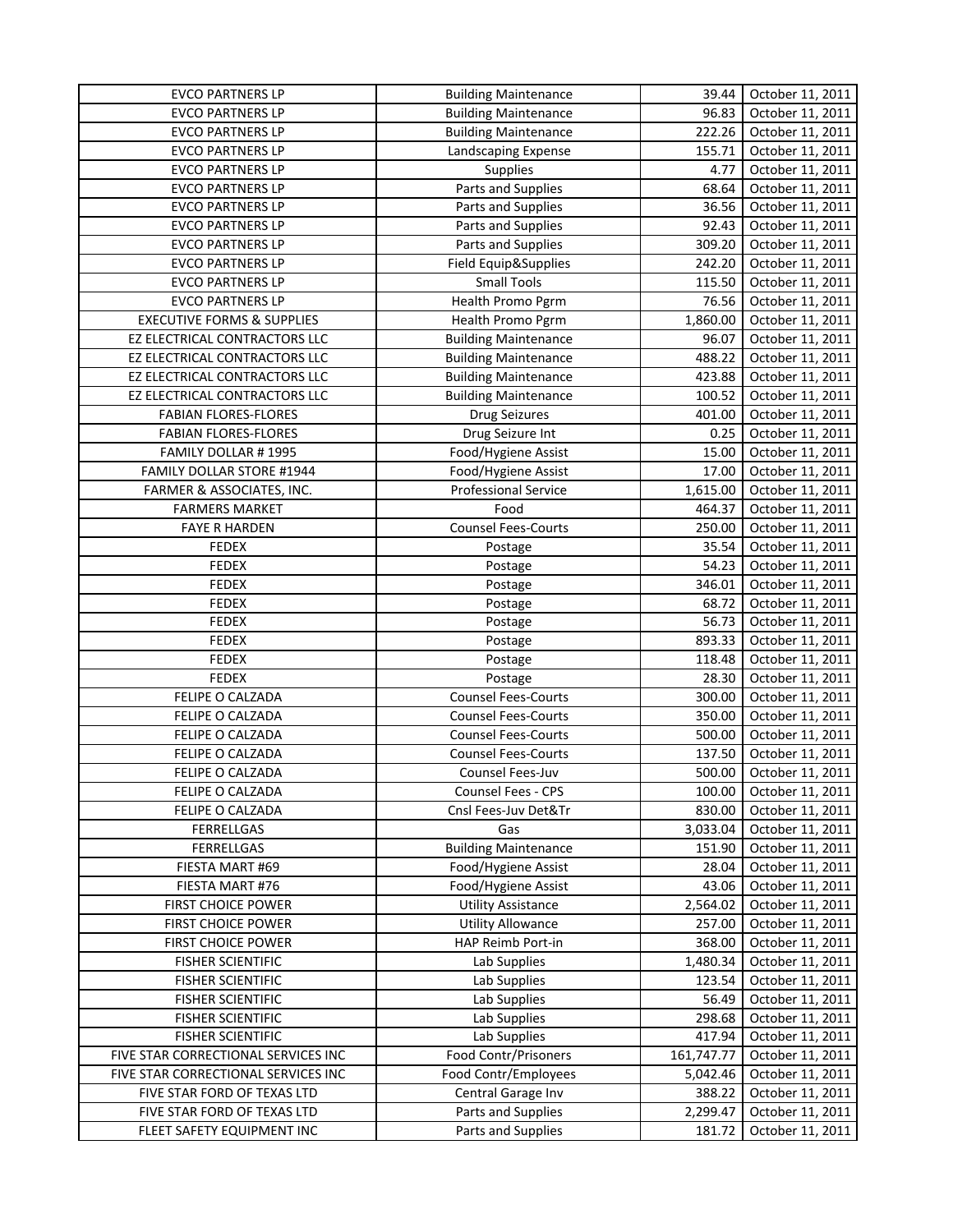| EVCO PARTNERS LP | Building Maintenance | 39.44 | October 11, 2011 |
|---|---|---|---|
| EVCO PARTNERS LP | Building Maintenance | 96.83 | October 11, 2011 |
| EVCO PARTNERS LP | Building Maintenance | 222.26 | October 11, 2011 |
| EVCO PARTNERS LP | Landscaping Expense | 155.71 | October 11, 2011 |
| EVCO PARTNERS LP | Supplies | 4.77 | October 11, 2011 |
| EVCO PARTNERS LP | Parts and Supplies | 68.64 | October 11, 2011 |
| EVCO PARTNERS LP | Parts and Supplies | 36.56 | October 11, 2011 |
| EVCO PARTNERS LP | Parts and Supplies | 92.43 | October 11, 2011 |
| EVCO PARTNERS LP | Parts and Supplies | 309.20 | October 11, 2011 |
| EVCO PARTNERS LP | Field Equip&Supplies | 242.20 | October 11, 2011 |
| EVCO PARTNERS LP | Small Tools | 115.50 | October 11, 2011 |
| EVCO PARTNERS LP | Health Promo Pgrm | 76.56 | October 11, 2011 |
| EXECUTIVE FORMS & SUPPLIES | Health Promo Pgrm | 1,860.00 | October 11, 2011 |
| EZ ELECTRICAL CONTRACTORS LLC | Building Maintenance | 96.07 | October 11, 2011 |
| EZ ELECTRICAL CONTRACTORS LLC | Building Maintenance | 488.22 | October 11, 2011 |
| EZ ELECTRICAL CONTRACTORS LLC | Building Maintenance | 423.88 | October 11, 2011 |
| EZ ELECTRICAL CONTRACTORS LLC | Building Maintenance | 100.52 | October 11, 2011 |
| FABIAN FLORES-FLORES | Drug Seizures | 401.00 | October 11, 2011 |
| FABIAN FLORES-FLORES | Drug Seizure Int | 0.25 | October 11, 2011 |
| FAMILY DOLLAR # 1995 | Food/Hygiene Assist | 15.00 | October 11, 2011 |
| FAMILY DOLLAR STORE #1944 | Food/Hygiene Assist | 17.00 | October 11, 2011 |
| FARMER & ASSOCIATES, INC. | Professional Service | 1,615.00 | October 11, 2011 |
| FARMERS MARKET | Food | 464.37 | October 11, 2011 |
| FAYE R HARDEN | Counsel Fees-Courts | 250.00 | October 11, 2011 |
| FEDEX | Postage | 35.54 | October 11, 2011 |
| FEDEX | Postage | 54.23 | October 11, 2011 |
| FEDEX | Postage | 346.01 | October 11, 2011 |
| FEDEX | Postage | 68.72 | October 11, 2011 |
| FEDEX | Postage | 56.73 | October 11, 2011 |
| FEDEX | Postage | 893.33 | October 11, 2011 |
| FEDEX | Postage | 118.48 | October 11, 2011 |
| FEDEX | Postage | 28.30 | October 11, 2011 |
| FELIPE O CALZADA | Counsel Fees-Courts | 300.00 | October 11, 2011 |
| FELIPE O CALZADA | Counsel Fees-Courts | 350.00 | October 11, 2011 |
| FELIPE O CALZADA | Counsel Fees-Courts | 500.00 | October 11, 2011 |
| FELIPE O CALZADA | Counsel Fees-Courts | 137.50 | October 11, 2011 |
| FELIPE O CALZADA | Counsel Fees-Juv | 500.00 | October 11, 2011 |
| FELIPE O CALZADA | Counsel Fees - CPS | 100.00 | October 11, 2011 |
| FELIPE O CALZADA | Cnsl Fees-Juv Det&Tr | 830.00 | October 11, 2011 |
| FERRELLGAS | Gas | 3,033.04 | October 11, 2011 |
| FERRELLGAS | Building Maintenance | 151.90 | October 11, 2011 |
| FIESTA MART #69 | Food/Hygiene Assist | 28.04 | October 11, 2011 |
| FIESTA MART #76 | Food/Hygiene Assist | 43.06 | October 11, 2011 |
| FIRST CHOICE POWER | Utility Assistance | 2,564.02 | October 11, 2011 |
| FIRST CHOICE POWER | Utility Allowance | 257.00 | October 11, 2011 |
| FIRST CHOICE POWER | HAP Reimb Port-in | 368.00 | October 11, 2011 |
| FISHER SCIENTIFIC | Lab Supplies | 1,480.34 | October 11, 2011 |
| FISHER SCIENTIFIC | Lab Supplies | 123.54 | October 11, 2011 |
| FISHER SCIENTIFIC | Lab Supplies | 56.49 | October 11, 2011 |
| FISHER SCIENTIFIC | Lab Supplies | 298.68 | October 11, 2011 |
| FISHER SCIENTIFIC | Lab Supplies | 417.94 | October 11, 2011 |
| FIVE STAR CORRECTIONAL SERVICES INC | Food Contr/Prisoners | 161,747.77 | October 11, 2011 |
| FIVE STAR CORRECTIONAL SERVICES INC | Food Contr/Employees | 5,042.46 | October 11, 2011 |
| FIVE STAR FORD OF TEXAS LTD | Central Garage Inv | 388.22 | October 11, 2011 |
| FIVE STAR FORD OF TEXAS LTD | Parts and Supplies | 2,299.47 | October 11, 2011 |
| FLEET SAFETY EQUIPMENT INC | Parts and Supplies | 181.72 | October 11, 2011 |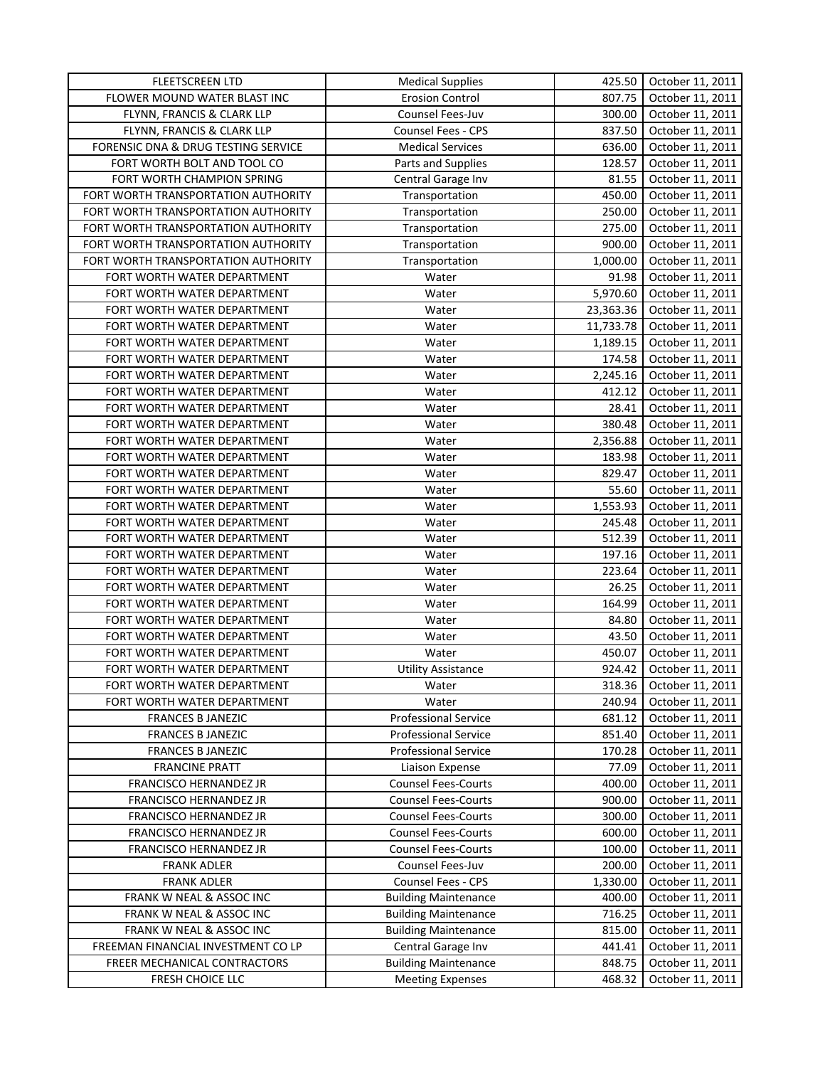| FLEETSCREEN LTD | Medical Supplies | 425.50 | October 11, 2011 |
|---|---|---|---|
| FLOWER MOUND WATER BLAST INC | Erosion Control | 807.75 | October 11, 2011 |
| FLYNN, FRANCIS & CLARK LLP | Counsel Fees-Juv | 300.00 | October 11, 2011 |
| FLYNN, FRANCIS & CLARK LLP | Counsel Fees - CPS | 837.50 | October 11, 2011 |
| FORENSIC DNA & DRUG TESTING SERVICE | Medical Services | 636.00 | October 11, 2011 |
| FORT WORTH BOLT AND TOOL CO | Parts and Supplies | 128.57 | October 11, 2011 |
| FORT WORTH CHAMPION SPRING | Central Garage Inv | 81.55 | October 11, 2011 |
| FORT WORTH TRANSPORTATION AUTHORITY | Transportation | 450.00 | October 11, 2011 |
| FORT WORTH TRANSPORTATION AUTHORITY | Transportation | 250.00 | October 11, 2011 |
| FORT WORTH TRANSPORTATION AUTHORITY | Transportation | 275.00 | October 11, 2011 |
| FORT WORTH TRANSPORTATION AUTHORITY | Transportation | 900.00 | October 11, 2011 |
| FORT WORTH TRANSPORTATION AUTHORITY | Transportation | 1,000.00 | October 11, 2011 |
| FORT WORTH WATER DEPARTMENT | Water | 91.98 | October 11, 2011 |
| FORT WORTH WATER DEPARTMENT | Water | 5,970.60 | October 11, 2011 |
| FORT WORTH WATER DEPARTMENT | Water | 23,363.36 | October 11, 2011 |
| FORT WORTH WATER DEPARTMENT | Water | 11,733.78 | October 11, 2011 |
| FORT WORTH WATER DEPARTMENT | Water | 1,189.15 | October 11, 2011 |
| FORT WORTH WATER DEPARTMENT | Water | 174.58 | October 11, 2011 |
| FORT WORTH WATER DEPARTMENT | Water | 2,245.16 | October 11, 2011 |
| FORT WORTH WATER DEPARTMENT | Water | 412.12 | October 11, 2011 |
| FORT WORTH WATER DEPARTMENT | Water | 28.41 | October 11, 2011 |
| FORT WORTH WATER DEPARTMENT | Water | 380.48 | October 11, 2011 |
| FORT WORTH WATER DEPARTMENT | Water | 2,356.88 | October 11, 2011 |
| FORT WORTH WATER DEPARTMENT | Water | 183.98 | October 11, 2011 |
| FORT WORTH WATER DEPARTMENT | Water | 829.47 | October 11, 2011 |
| FORT WORTH WATER DEPARTMENT | Water | 55.60 | October 11, 2011 |
| FORT WORTH WATER DEPARTMENT | Water | 1,553.93 | October 11, 2011 |
| FORT WORTH WATER DEPARTMENT | Water | 245.48 | October 11, 2011 |
| FORT WORTH WATER DEPARTMENT | Water | 512.39 | October 11, 2011 |
| FORT WORTH WATER DEPARTMENT | Water | 197.16 | October 11, 2011 |
| FORT WORTH WATER DEPARTMENT | Water | 223.64 | October 11, 2011 |
| FORT WORTH WATER DEPARTMENT | Water | 26.25 | October 11, 2011 |
| FORT WORTH WATER DEPARTMENT | Water | 164.99 | October 11, 2011 |
| FORT WORTH WATER DEPARTMENT | Water | 84.80 | October 11, 2011 |
| FORT WORTH WATER DEPARTMENT | Water | 43.50 | October 11, 2011 |
| FORT WORTH WATER DEPARTMENT | Water | 450.07 | October 11, 2011 |
| FORT WORTH WATER DEPARTMENT | Utility Assistance | 924.42 | October 11, 2011 |
| FORT WORTH WATER DEPARTMENT | Water | 318.36 | October 11, 2011 |
| FORT WORTH WATER DEPARTMENT | Water | 240.94 | October 11, 2011 |
| FRANCES B JANEZIC | Professional Service | 681.12 | October 11, 2011 |
| FRANCES B JANEZIC | Professional Service | 851.40 | October 11, 2011 |
| FRANCES B JANEZIC | Professional Service | 170.28 | October 11, 2011 |
| FRANCINE PRATT | Liaison Expense | 77.09 | October 11, 2011 |
| FRANCISCO HERNANDEZ JR | Counsel Fees-Courts | 400.00 | October 11, 2011 |
| FRANCISCO HERNANDEZ JR | Counsel Fees-Courts | 900.00 | October 11, 2011 |
| FRANCISCO HERNANDEZ JR | Counsel Fees-Courts | 300.00 | October 11, 2011 |
| FRANCISCO HERNANDEZ JR | Counsel Fees-Courts | 600.00 | October 11, 2011 |
| FRANCISCO HERNANDEZ JR | Counsel Fees-Courts | 100.00 | October 11, 2011 |
| FRANK ADLER | Counsel Fees-Juv | 200.00 | October 11, 2011 |
| FRANK ADLER | Counsel Fees - CPS | 1,330.00 | October 11, 2011 |
| FRANK W NEAL & ASSOC INC | Building Maintenance | 400.00 | October 11, 2011 |
| FRANK W NEAL & ASSOC INC | Building Maintenance | 716.25 | October 11, 2011 |
| FRANK W NEAL & ASSOC INC | Building Maintenance | 815.00 | October 11, 2011 |
| FREEMAN FINANCIAL INVESTMENT CO LP | Central Garage Inv | 441.41 | October 11, 2011 |
| FREER MECHANICAL CONTRACTORS | Building Maintenance | 848.75 | October 11, 2011 |
| FRESH CHOICE LLC | Meeting Expenses | 468.32 | October 11, 2011 |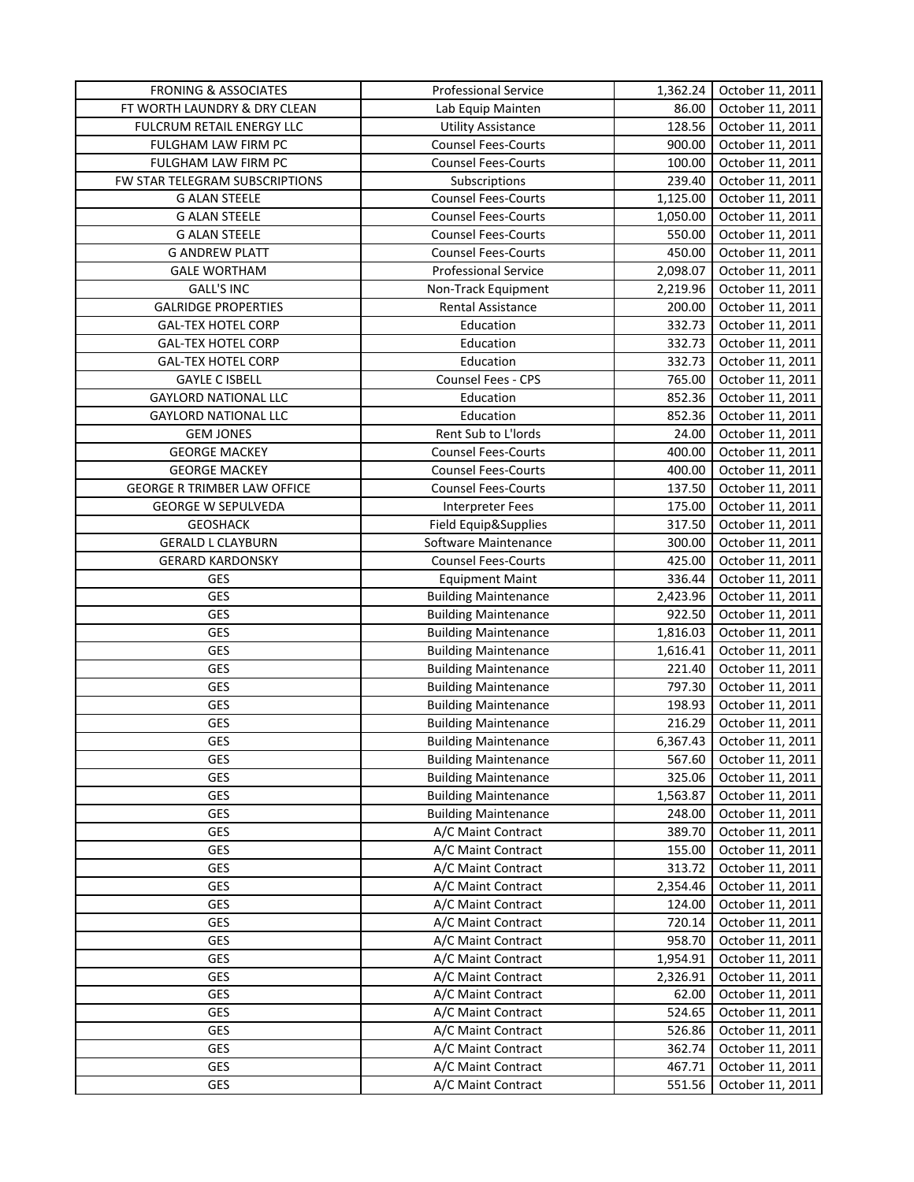| FRONING & ASSOCIATES | Professional Service | 1,362.24 | October 11, 2011 |
|---|---|---|---|
| FT WORTH LAUNDRY & DRY CLEAN | Lab Equip Mainten | 86.00 | October 11, 2011 |
| FULCRUM RETAIL ENERGY LLC | Utility Assistance | 128.56 | October 11, 2011 |
| FULGHAM LAW FIRM PC | Counsel Fees-Courts | 900.00 | October 11, 2011 |
| FULGHAM LAW FIRM PC | Counsel Fees-Courts | 100.00 | October 11, 2011 |
| FW STAR TELEGRAM SUBSCRIPTIONS | Subscriptions | 239.40 | October 11, 2011 |
| G ALAN STEELE | Counsel Fees-Courts | 1,125.00 | October 11, 2011 |
| G ALAN STEELE | Counsel Fees-Courts | 1,050.00 | October 11, 2011 |
| G ALAN STEELE | Counsel Fees-Courts | 550.00 | October 11, 2011 |
| G ANDREW PLATT | Counsel Fees-Courts | 450.00 | October 11, 2011 |
| GALE WORTHAM | Professional Service | 2,098.07 | October 11, 2011 |
| GALL'S INC | Non-Track Equipment | 2,219.96 | October 11, 2011 |
| GALRIDGE PROPERTIES | Rental Assistance | 200.00 | October 11, 2011 |
| GAL-TEX HOTEL CORP | Education | 332.73 | October 11, 2011 |
| GAL-TEX HOTEL CORP | Education | 332.73 | October 11, 2011 |
| GAL-TEX HOTEL CORP | Education | 332.73 | October 11, 2011 |
| GAYLE C ISBELL | Counsel Fees - CPS | 765.00 | October 11, 2011 |
| GAYLORD NATIONAL LLC | Education | 852.36 | October 11, 2011 |
| GAYLORD NATIONAL LLC | Education | 852.36 | October 11, 2011 |
| GEM JONES | Rent Sub to L'lords | 24.00 | October 11, 2011 |
| GEORGE MACKEY | Counsel Fees-Courts | 400.00 | October 11, 2011 |
| GEORGE MACKEY | Counsel Fees-Courts | 400.00 | October 11, 2011 |
| GEORGE R TRIMBER LAW OFFICE | Counsel Fees-Courts | 137.50 | October 11, 2011 |
| GEORGE W SEPULVEDA | Interpreter Fees | 175.00 | October 11, 2011 |
| GEOSHACK | Field Equip&Supplies | 317.50 | October 11, 2011 |
| GERALD L CLAYBURN | Software Maintenance | 300.00 | October 11, 2011 |
| GERARD KARDONSKY | Counsel Fees-Courts | 425.00 | October 11, 2011 |
| GES | Equipment Maint | 336.44 | October 11, 2011 |
| GES | Building Maintenance | 2,423.96 | October 11, 2011 |
| GES | Building Maintenance | 922.50 | October 11, 2011 |
| GES | Building Maintenance | 1,816.03 | October 11, 2011 |
| GES | Building Maintenance | 1,616.41 | October 11, 2011 |
| GES | Building Maintenance | 221.40 | October 11, 2011 |
| GES | Building Maintenance | 797.30 | October 11, 2011 |
| GES | Building Maintenance | 198.93 | October 11, 2011 |
| GES | Building Maintenance | 216.29 | October 11, 2011 |
| GES | Building Maintenance | 6,367.43 | October 11, 2011 |
| GES | Building Maintenance | 567.60 | October 11, 2011 |
| GES | Building Maintenance | 325.06 | October 11, 2011 |
| GES | Building Maintenance | 1,563.87 | October 11, 2011 |
| GES | Building Maintenance | 248.00 | October 11, 2011 |
| GES | A/C Maint Contract | 389.70 | October 11, 2011 |
| GES | A/C Maint Contract | 155.00 | October 11, 2011 |
| GES | A/C Maint Contract | 313.72 | October 11, 2011 |
| GES | A/C Maint Contract | 2,354.46 | October 11, 2011 |
| GES | A/C Maint Contract | 124.00 | October 11, 2011 |
| GES | A/C Maint Contract | 720.14 | October 11, 2011 |
| GES | A/C Maint Contract | 958.70 | October 11, 2011 |
| GES | A/C Maint Contract | 1,954.91 | October 11, 2011 |
| GES | A/C Maint Contract | 2,326.91 | October 11, 2011 |
| GES | A/C Maint Contract | 62.00 | October 11, 2011 |
| GES | A/C Maint Contract | 524.65 | October 11, 2011 |
| GES | A/C Maint Contract | 526.86 | October 11, 2011 |
| GES | A/C Maint Contract | 362.74 | October 11, 2011 |
| GES | A/C Maint Contract | 467.71 | October 11, 2011 |
| GES | A/C Maint Contract | 551.56 | October 11, 2011 |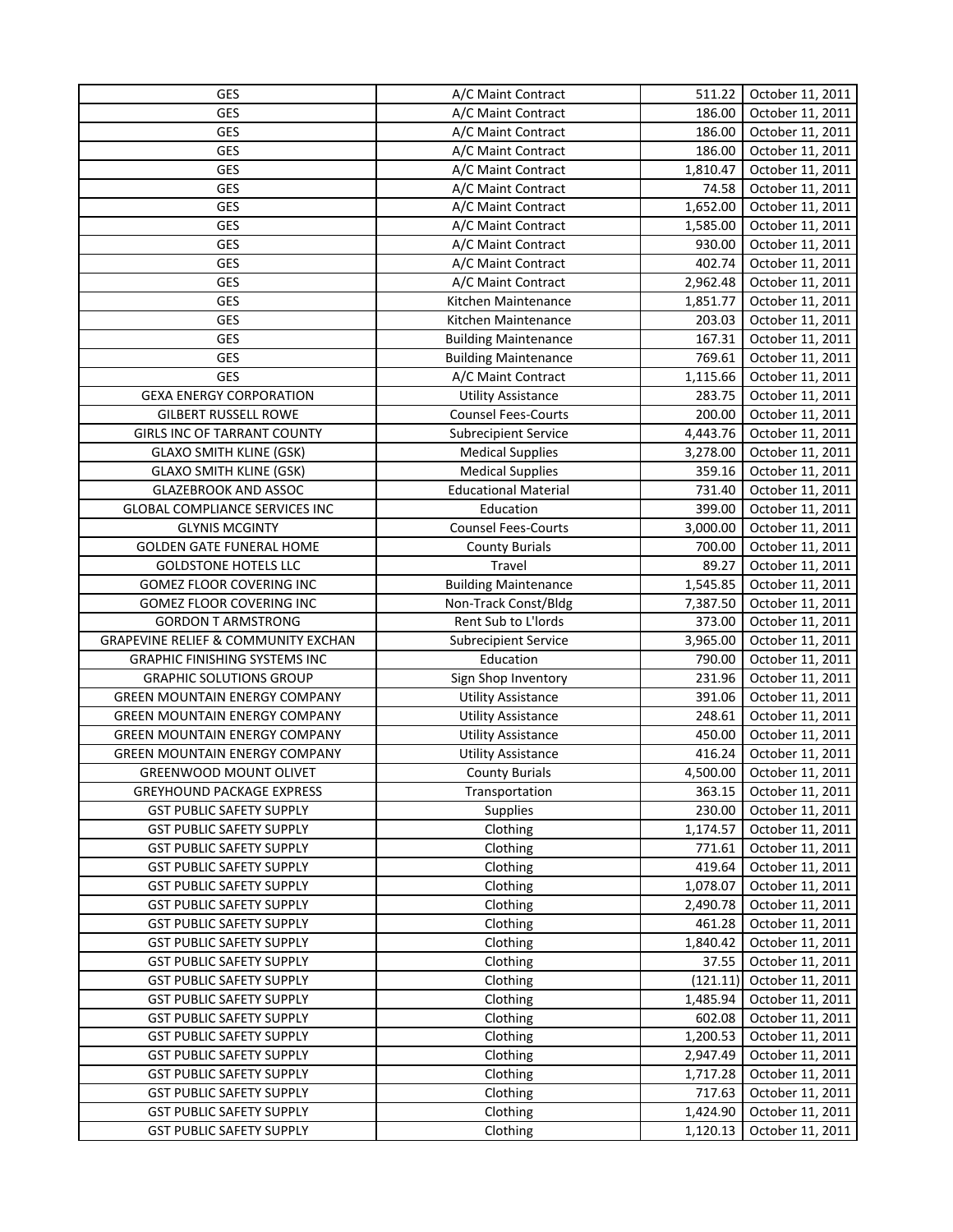| GES | A/C Maint Contract | 511.22 | October 11, 2011 |
|---|---|---|---|
| GES | A/C Maint Contract | 186.00 | October 11, 2011 |
| GES | A/C Maint Contract | 186.00 | October 11, 2011 |
| GES | A/C Maint Contract | 186.00 | October 11, 2011 |
| GES | A/C Maint Contract | 1,810.47 | October 11, 2011 |
| GES | A/C Maint Contract | 74.58 | October 11, 2011 |
| GES | A/C Maint Contract | 1,652.00 | October 11, 2011 |
| GES | A/C Maint Contract | 1,585.00 | October 11, 2011 |
| GES | A/C Maint Contract | 930.00 | October 11, 2011 |
| GES | A/C Maint Contract | 402.74 | October 11, 2011 |
| GES | A/C Maint Contract | 2,962.48 | October 11, 2011 |
| GES | Kitchen Maintenance | 1,851.77 | October 11, 2011 |
| GES | Kitchen Maintenance | 203.03 | October 11, 2011 |
| GES | Building Maintenance | 167.31 | October 11, 2011 |
| GES | Building Maintenance | 769.61 | October 11, 2011 |
| GES | A/C Maint Contract | 1,115.66 | October 11, 2011 |
| GEXA ENERGY CORPORATION | Utility Assistance | 283.75 | October 11, 2011 |
| GILBERT RUSSELL ROWE | Counsel Fees-Courts | 200.00 | October 11, 2011 |
| GIRLS INC OF TARRANT COUNTY | Subrecipient Service | 4,443.76 | October 11, 2011 |
| GLAXO SMITH KLINE (GSK) | Medical Supplies | 3,278.00 | October 11, 2011 |
| GLAXO SMITH KLINE (GSK) | Medical Supplies | 359.16 | October 11, 2011 |
| GLAZEBROOK AND ASSOC | Educational Material | 731.40 | October 11, 2011 |
| GLOBAL COMPLIANCE SERVICES INC | Education | 399.00 | October 11, 2011 |
| GLYNIS MCGINTY | Counsel Fees-Courts | 3,000.00 | October 11, 2011 |
| GOLDEN GATE FUNERAL HOME | County Burials | 700.00 | October 11, 2011 |
| GOLDSTONE HOTELS LLC | Travel | 89.27 | October 11, 2011 |
| GOMEZ FLOOR COVERING INC | Building Maintenance | 1,545.85 | October 11, 2011 |
| GOMEZ FLOOR COVERING INC | Non-Track Const/Bldg | 7,387.50 | October 11, 2011 |
| GORDON T ARMSTRONG | Rent Sub to L'lords | 373.00 | October 11, 2011 |
| GRAPEVINE RELIEF & COMMUNITY EXCHAN | Subrecipient Service | 3,965.00 | October 11, 2011 |
| GRAPHIC FINISHING SYSTEMS INC | Education | 790.00 | October 11, 2011 |
| GRAPHIC SOLUTIONS GROUP | Sign Shop Inventory | 231.96 | October 11, 2011 |
| GREEN MOUNTAIN ENERGY COMPANY | Utility Assistance | 391.06 | October 11, 2011 |
| GREEN MOUNTAIN ENERGY COMPANY | Utility Assistance | 248.61 | October 11, 2011 |
| GREEN MOUNTAIN ENERGY COMPANY | Utility Assistance | 450.00 | October 11, 2011 |
| GREEN MOUNTAIN ENERGY COMPANY | Utility Assistance | 416.24 | October 11, 2011 |
| GREENWOOD MOUNT OLIVET | County Burials | 4,500.00 | October 11, 2011 |
| GREYHOUND PACKAGE EXPRESS | Transportation | 363.15 | October 11, 2011 |
| GST PUBLIC SAFETY SUPPLY | Supplies | 230.00 | October 11, 2011 |
| GST PUBLIC SAFETY SUPPLY | Clothing | 1,174.57 | October 11, 2011 |
| GST PUBLIC SAFETY SUPPLY | Clothing | 771.61 | October 11, 2011 |
| GST PUBLIC SAFETY SUPPLY | Clothing | 419.64 | October 11, 2011 |
| GST PUBLIC SAFETY SUPPLY | Clothing | 1,078.07 | October 11, 2011 |
| GST PUBLIC SAFETY SUPPLY | Clothing | 2,490.78 | October 11, 2011 |
| GST PUBLIC SAFETY SUPPLY | Clothing | 461.28 | October 11, 2011 |
| GST PUBLIC SAFETY SUPPLY | Clothing | 1,840.42 | October 11, 2011 |
| GST PUBLIC SAFETY SUPPLY | Clothing | 37.55 | October 11, 2011 |
| GST PUBLIC SAFETY SUPPLY | Clothing | (121.11) | October 11, 2011 |
| GST PUBLIC SAFETY SUPPLY | Clothing | 1,485.94 | October 11, 2011 |
| GST PUBLIC SAFETY SUPPLY | Clothing | 602.08 | October 11, 2011 |
| GST PUBLIC SAFETY SUPPLY | Clothing | 1,200.53 | October 11, 2011 |
| GST PUBLIC SAFETY SUPPLY | Clothing | 2,947.49 | October 11, 2011 |
| GST PUBLIC SAFETY SUPPLY | Clothing | 1,717.28 | October 11, 2011 |
| GST PUBLIC SAFETY SUPPLY | Clothing | 717.63 | October 11, 2011 |
| GST PUBLIC SAFETY SUPPLY | Clothing | 1,424.90 | October 11, 2011 |
| GST PUBLIC SAFETY SUPPLY | Clothing | 1,120.13 | October 11, 2011 |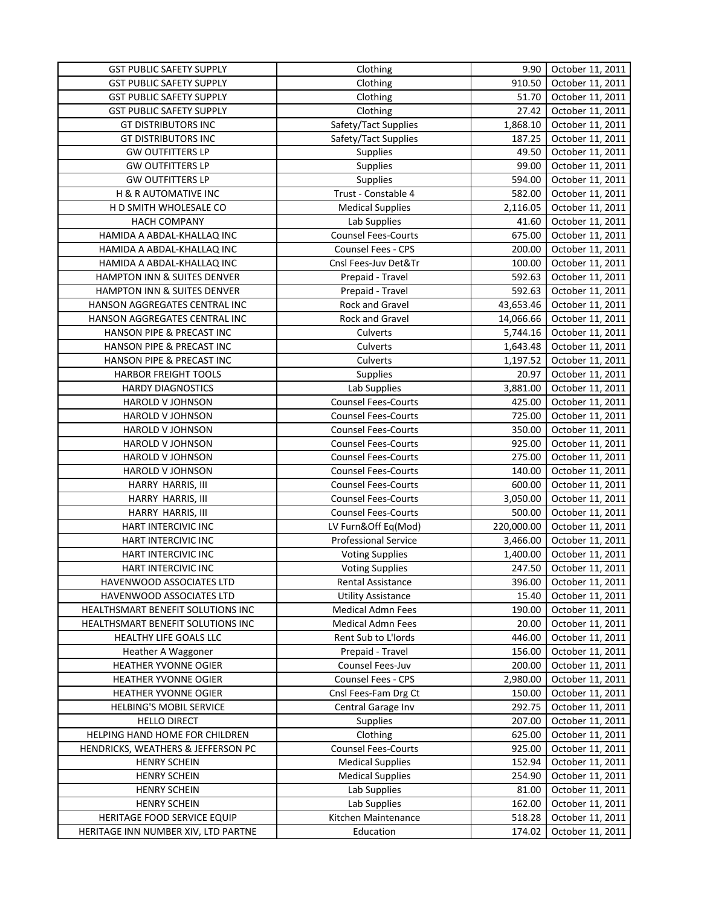| GST PUBLIC SAFETY SUPPLY | Clothing | 9.90 | October 11, 2011 |
|---|---|---|---|
| GST PUBLIC SAFETY SUPPLY | Clothing | 910.50 | October 11, 2011 |
| GST PUBLIC SAFETY SUPPLY | Clothing | 51.70 | October 11, 2011 |
| GST PUBLIC SAFETY SUPPLY | Clothing | 27.42 | October 11, 2011 |
| GT DISTRIBUTORS INC | Safety/Tact Supplies | 1,868.10 | October 11, 2011 |
| GT DISTRIBUTORS INC | Safety/Tact Supplies | 187.25 | October 11, 2011 |
| GW OUTFITTERS LP | Supplies | 49.50 | October 11, 2011 |
| GW OUTFITTERS LP | Supplies | 99.00 | October 11, 2011 |
| GW OUTFITTERS LP | Supplies | 594.00 | October 11, 2011 |
| H & R AUTOMATIVE INC | Trust - Constable 4 | 582.00 | October 11, 2011 |
| H D SMITH WHOLESALE CO | Medical Supplies | 2,116.05 | October 11, 2011 |
| HACH COMPANY | Lab Supplies | 41.60 | October 11, 2011 |
| HAMIDA A ABDAL-KHALLAQ INC | Counsel Fees-Courts | 675.00 | October 11, 2011 |
| HAMIDA A ABDAL-KHALLAQ INC | Counsel Fees - CPS | 200.00 | October 11, 2011 |
| HAMIDA A ABDAL-KHALLAQ INC | Cnsl Fees-Juv Det&Tr | 100.00 | October 11, 2011 |
| HAMPTON INN & SUITES DENVER | Prepaid - Travel | 592.63 | October 11, 2011 |
| HAMPTON INN & SUITES DENVER | Prepaid - Travel | 592.63 | October 11, 2011 |
| HANSON AGGREGATES CENTRAL INC | Rock and Gravel | 43,653.46 | October 11, 2011 |
| HANSON AGGREGATES CENTRAL INC | Rock and Gravel | 14,066.66 | October 11, 2011 |
| HANSON PIPE & PRECAST INC | Culverts | 5,744.16 | October 11, 2011 |
| HANSON PIPE & PRECAST INC | Culverts | 1,643.48 | October 11, 2011 |
| HANSON PIPE & PRECAST INC | Culverts | 1,197.52 | October 11, 2011 |
| HARBOR FREIGHT TOOLS | Supplies | 20.97 | October 11, 2011 |
| HARDY DIAGNOSTICS | Lab Supplies | 3,881.00 | October 11, 2011 |
| HAROLD V JOHNSON | Counsel Fees-Courts | 425.00 | October 11, 2011 |
| HAROLD V JOHNSON | Counsel Fees-Courts | 725.00 | October 11, 2011 |
| HAROLD V JOHNSON | Counsel Fees-Courts | 350.00 | October 11, 2011 |
| HAROLD V JOHNSON | Counsel Fees-Courts | 925.00 | October 11, 2011 |
| HAROLD V JOHNSON | Counsel Fees-Courts | 275.00 | October 11, 2011 |
| HAROLD V JOHNSON | Counsel Fees-Courts | 140.00 | October 11, 2011 |
| HARRY HARRIS, III | Counsel Fees-Courts | 600.00 | October 11, 2011 |
| HARRY HARRIS, III | Counsel Fees-Courts | 3,050.00 | October 11, 2011 |
| HARRY HARRIS, III | Counsel Fees-Courts | 500.00 | October 11, 2011 |
| HART INTERCIVIC INC | LV Furn&Off Eq(Mod) | 220,000.00 | October 11, 2011 |
| HART INTERCIVIC INC | Professional Service | 3,466.00 | October 11, 2011 |
| HART INTERCIVIC INC | Voting Supplies | 1,400.00 | October 11, 2011 |
| HART INTERCIVIC INC | Voting Supplies | 247.50 | October 11, 2011 |
| HAVENWOOD ASSOCIATES LTD | Rental Assistance | 396.00 | October 11, 2011 |
| HAVENWOOD ASSOCIATES LTD | Utility Assistance | 15.40 | October 11, 2011 |
| HEALTHSMART BENEFIT SOLUTIONS INC | Medical Admn Fees | 190.00 | October 11, 2011 |
| HEALTHSMART BENEFIT SOLUTIONS INC | Medical Admn Fees | 20.00 | October 11, 2011 |
| HEALTHY LIFE GOALS LLC | Rent Sub to L'lords | 446.00 | October 11, 2011 |
| Heather A Waggoner | Prepaid - Travel | 156.00 | October 11, 2011 |
| HEATHER YVONNE OGIER | Counsel Fees-Juv | 200.00 | October 11, 2011 |
| HEATHER YVONNE OGIER | Counsel Fees - CPS | 2,980.00 | October 11, 2011 |
| HEATHER YVONNE OGIER | Cnsl Fees-Fam Drg Ct | 150.00 | October 11, 2011 |
| HELBING'S MOBIL SERVICE | Central Garage Inv | 292.75 | October 11, 2011 |
| HELLO DIRECT | Supplies | 207.00 | October 11, 2011 |
| HELPING HAND HOME FOR CHILDREN | Clothing | 625.00 | October 11, 2011 |
| HENDRICKS, WEATHERS & JEFFERSON PC | Counsel Fees-Courts | 925.00 | October 11, 2011 |
| HENRY SCHEIN | Medical Supplies | 152.94 | October 11, 2011 |
| HENRY SCHEIN | Medical Supplies | 254.90 | October 11, 2011 |
| HENRY SCHEIN | Lab Supplies | 81.00 | October 11, 2011 |
| HENRY SCHEIN | Lab Supplies | 162.00 | October 11, 2011 |
| HERITAGE FOOD SERVICE EQUIP | Kitchen Maintenance | 518.28 | October 11, 2011 |
| HERITAGE INN NUMBER XIV, LTD PARTNE | Education | 174.02 | October 11, 2011 |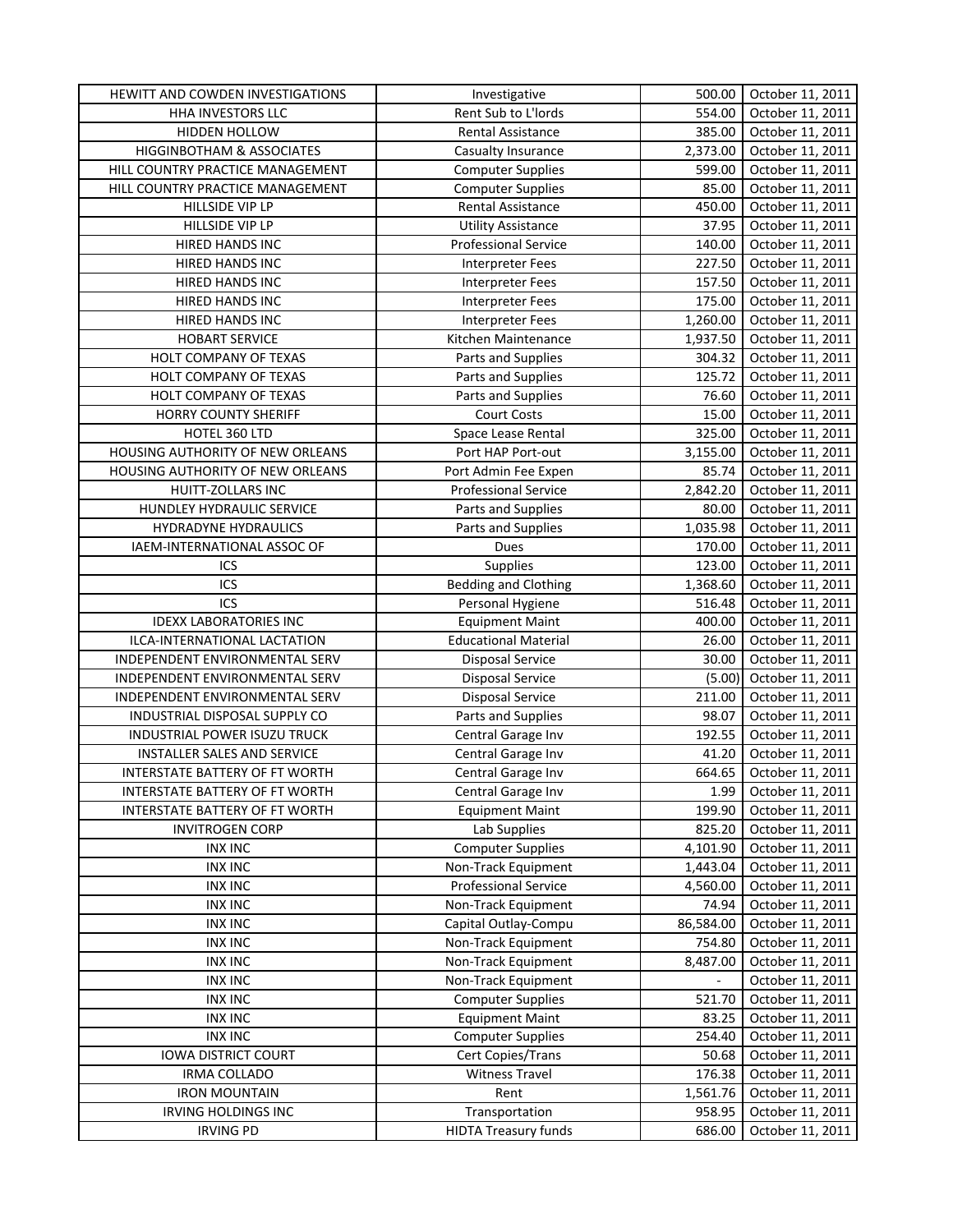| HEWITT AND COWDEN INVESTIGATIONS | Investigative | 500.00 | October 11, 2011 |
|---|---|---|---|
| HHA INVESTORS LLC | Rent Sub to L'lords | 554.00 | October 11, 2011 |
| HIDDEN HOLLOW | Rental Assistance | 385.00 | October 11, 2011 |
| HIGGINBOTHAM & ASSOCIATES | Casualty Insurance | 2,373.00 | October 11, 2011 |
| HILL COUNTRY PRACTICE MANAGEMENT | Computer Supplies | 599.00 | October 11, 2011 |
| HILL COUNTRY PRACTICE MANAGEMENT | Computer Supplies | 85.00 | October 11, 2011 |
| HILLSIDE VIP LP | Rental Assistance | 450.00 | October 11, 2011 |
| HILLSIDE VIP LP | Utility Assistance | 37.95 | October 11, 2011 |
| HIRED HANDS INC | Professional Service | 140.00 | October 11, 2011 |
| HIRED HANDS INC | Interpreter Fees | 227.50 | October 11, 2011 |
| HIRED HANDS INC | Interpreter Fees | 157.50 | October 11, 2011 |
| HIRED HANDS INC | Interpreter Fees | 175.00 | October 11, 2011 |
| HIRED HANDS INC | Interpreter Fees | 1,260.00 | October 11, 2011 |
| HOBART SERVICE | Kitchen Maintenance | 1,937.50 | October 11, 2011 |
| HOLT COMPANY OF TEXAS | Parts and Supplies | 304.32 | October 11, 2011 |
| HOLT COMPANY OF TEXAS | Parts and Supplies | 125.72 | October 11, 2011 |
| HOLT COMPANY OF TEXAS | Parts and Supplies | 76.60 | October 11, 2011 |
| HORRY COUNTY SHERIFF | Court Costs | 15.00 | October 11, 2011 |
| HOTEL 360 LTD | Space Lease Rental | 325.00 | October 11, 2011 |
| HOUSING AUTHORITY OF NEW ORLEANS | Port HAP Port-out | 3,155.00 | October 11, 2011 |
| HOUSING AUTHORITY OF NEW ORLEANS | Port Admin Fee Expen | 85.74 | October 11, 2011 |
| HUITT-ZOLLARS INC | Professional Service | 2,842.20 | October 11, 2011 |
| HUNDLEY HYDRAULIC SERVICE | Parts and Supplies | 80.00 | October 11, 2011 |
| HYDRADYNE HYDRAULICS | Parts and Supplies | 1,035.98 | October 11, 2011 |
| IAEM-INTERNATIONAL ASSOC OF | Dues | 170.00 | October 11, 2011 |
| ICS | Supplies | 123.00 | October 11, 2011 |
| ICS | Bedding and Clothing | 1,368.60 | October 11, 2011 |
| ICS | Personal Hygiene | 516.48 | October 11, 2011 |
| IDEXX LABORATORIES INC | Equipment Maint | 400.00 | October 11, 2011 |
| ILCA-INTERNATIONAL LACTATION | Educational Material | 26.00 | October 11, 2011 |
| INDEPENDENT ENVIRONMENTAL SERV | Disposal Service | 30.00 | October 11, 2011 |
| INDEPENDENT ENVIRONMENTAL SERV | Disposal Service | (5.00) | October 11, 2011 |
| INDEPENDENT ENVIRONMENTAL SERV | Disposal Service | 211.00 | October 11, 2011 |
| INDUSTRIAL DISPOSAL SUPPLY CO | Parts and Supplies | 98.07 | October 11, 2011 |
| INDUSTRIAL POWER ISUZU TRUCK | Central Garage Inv | 192.55 | October 11, 2011 |
| INSTALLER SALES AND SERVICE | Central Garage Inv | 41.20 | October 11, 2011 |
| INTERSTATE BATTERY OF FT WORTH | Central Garage Inv | 664.65 | October 11, 2011 |
| INTERSTATE BATTERY OF FT WORTH | Central Garage Inv | 1.99 | October 11, 2011 |
| INTERSTATE BATTERY OF FT WORTH | Equipment Maint | 199.90 | October 11, 2011 |
| INVITROGEN CORP | Lab Supplies | 825.20 | October 11, 2011 |
| INX INC | Computer Supplies | 4,101.90 | October 11, 2011 |
| INX INC | Non-Track Equipment | 1,443.04 | October 11, 2011 |
| INX INC | Professional Service | 4,560.00 | October 11, 2011 |
| INX INC | Non-Track Equipment | 74.94 | October 11, 2011 |
| INX INC | Capital Outlay-Compu | 86,584.00 | October 11, 2011 |
| INX INC | Non-Track Equipment | 754.80 | October 11, 2011 |
| INX INC | Non-Track Equipment | 8,487.00 | October 11, 2011 |
| INX INC | Non-Track Equipment | - | October 11, 2011 |
| INX INC | Computer Supplies | 521.70 | October 11, 2011 |
| INX INC | Equipment Maint | 83.25 | October 11, 2011 |
| INX INC | Computer Supplies | 254.40 | October 11, 2011 |
| IOWA DISTRICT COURT | Cert Copies/Trans | 50.68 | October 11, 2011 |
| IRMA COLLADO | Witness Travel | 176.38 | October 11, 2011 |
| IRON MOUNTAIN | Rent | 1,561.76 | October 11, 2011 |
| IRVING HOLDINGS INC | Transportation | 958.95 | October 11, 2011 |
| IRVING PD | HIDTA Treasury funds | 686.00 | October 11, 2011 |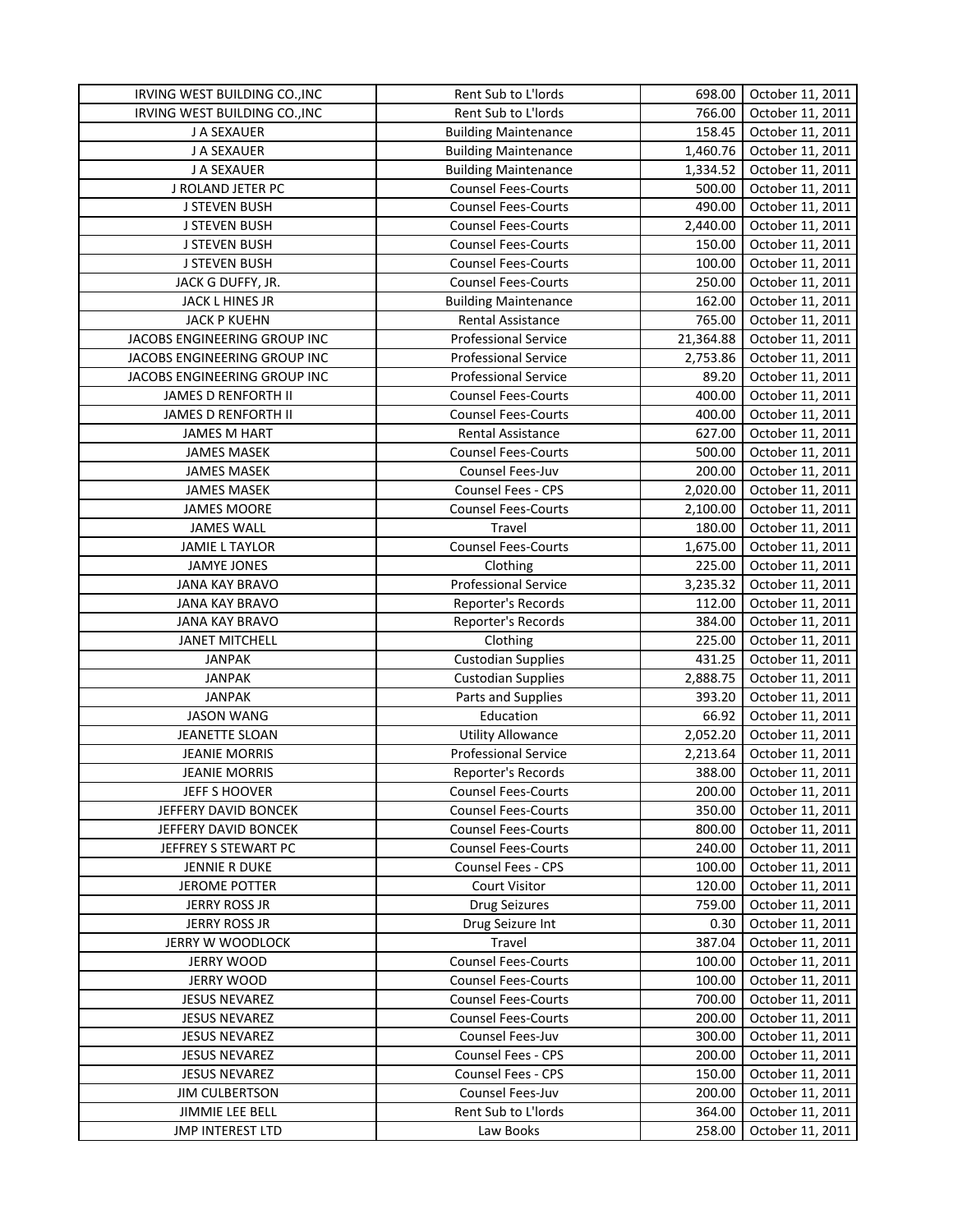| | | | |
|---|---|---|---|
| IRVING WEST BUILDING CO.,INC | Rent Sub to L'lords | 698.00 | October 11, 2011 |
| IRVING WEST BUILDING CO.,INC | Rent Sub to L'lords | 766.00 | October 11, 2011 |
| J A SEXAUER | Building Maintenance | 158.45 | October 11, 2011 |
| J A SEXAUER | Building Maintenance | 1,460.76 | October 11, 2011 |
| J A SEXAUER | Building Maintenance | 1,334.52 | October 11, 2011 |
| J ROLAND JETER PC | Counsel Fees-Courts | 500.00 | October 11, 2011 |
| J STEVEN BUSH | Counsel Fees-Courts | 490.00 | October 11, 2011 |
| J STEVEN BUSH | Counsel Fees-Courts | 2,440.00 | October 11, 2011 |
| J STEVEN BUSH | Counsel Fees-Courts | 150.00 | October 11, 2011 |
| J STEVEN BUSH | Counsel Fees-Courts | 100.00 | October 11, 2011 |
| JACK G DUFFY, JR. | Counsel Fees-Courts | 250.00 | October 11, 2011 |
| JACK L HINES JR | Building Maintenance | 162.00 | October 11, 2011 |
| JACK P KUEHN | Rental Assistance | 765.00 | October 11, 2011 |
| JACOBS ENGINEERING GROUP INC | Professional Service | 21,364.88 | October 11, 2011 |
| JACOBS ENGINEERING GROUP INC | Professional Service | 2,753.86 | October 11, 2011 |
| JACOBS ENGINEERING GROUP INC | Professional Service | 89.20 | October 11, 2011 |
| JAMES D RENFORTH II | Counsel Fees-Courts | 400.00 | October 11, 2011 |
| JAMES D RENFORTH II | Counsel Fees-Courts | 400.00 | October 11, 2011 |
| JAMES M HART | Rental Assistance | 627.00 | October 11, 2011 |
| JAMES MASEK | Counsel Fees-Courts | 500.00 | October 11, 2011 |
| JAMES MASEK | Counsel Fees-Juv | 200.00 | October 11, 2011 |
| JAMES MASEK | Counsel Fees - CPS | 2,020.00 | October 11, 2011 |
| JAMES MOORE | Counsel Fees-Courts | 2,100.00 | October 11, 2011 |
| JAMES WALL | Travel | 180.00 | October 11, 2011 |
| JAMIE L TAYLOR | Counsel Fees-Courts | 1,675.00 | October 11, 2011 |
| JAMYE JONES | Clothing | 225.00 | October 11, 2011 |
| JANA KAY BRAVO | Professional Service | 3,235.32 | October 11, 2011 |
| JANA KAY BRAVO | Reporter's Records | 112.00 | October 11, 2011 |
| JANA KAY BRAVO | Reporter's Records | 384.00 | October 11, 2011 |
| JANET MITCHELL | Clothing | 225.00 | October 11, 2011 |
| JANPAK | Custodian Supplies | 431.25 | October 11, 2011 |
| JANPAK | Custodian Supplies | 2,888.75 | October 11, 2011 |
| JANPAK | Parts and Supplies | 393.20 | October 11, 2011 |
| JASON WANG | Education | 66.92 | October 11, 2011 |
| JEANETTE SLOAN | Utility Allowance | 2,052.20 | October 11, 2011 |
| JEANIE MORRIS | Professional Service | 2,213.64 | October 11, 2011 |
| JEANIE MORRIS | Reporter's Records | 388.00 | October 11, 2011 |
| JEFF S HOOVER | Counsel Fees-Courts | 200.00 | October 11, 2011 |
| JEFFERY DAVID BONCEK | Counsel Fees-Courts | 350.00 | October 11, 2011 |
| JEFFERY DAVID BONCEK | Counsel Fees-Courts | 800.00 | October 11, 2011 |
| JEFFREY S STEWART PC | Counsel Fees-Courts | 240.00 | October 11, 2011 |
| JENNIE R DUKE | Counsel Fees - CPS | 100.00 | October 11, 2011 |
| JEROME POTTER | Court Visitor | 120.00 | October 11, 2011 |
| JERRY ROSS JR | Drug Seizures | 759.00 | October 11, 2011 |
| JERRY ROSS JR | Drug Seizure Int | 0.30 | October 11, 2011 |
| JERRY W WOODLOCK | Travel | 387.04 | October 11, 2011 |
| JERRY WOOD | Counsel Fees-Courts | 100.00 | October 11, 2011 |
| JERRY WOOD | Counsel Fees-Courts | 100.00 | October 11, 2011 |
| JESUS NEVAREZ | Counsel Fees-Courts | 700.00 | October 11, 2011 |
| JESUS NEVAREZ | Counsel Fees-Courts | 200.00 | October 11, 2011 |
| JESUS NEVAREZ | Counsel Fees-Juv | 300.00 | October 11, 2011 |
| JESUS NEVAREZ | Counsel Fees - CPS | 200.00 | October 11, 2011 |
| JESUS NEVAREZ | Counsel Fees - CPS | 150.00 | October 11, 2011 |
| JIM CULBERTSON | Counsel Fees-Juv | 200.00 | October 11, 2011 |
| JIMMIE LEE BELL | Rent Sub to L'lords | 364.00 | October 11, 2011 |
| JMP INTEREST LTD | Law Books | 258.00 | October 11, 2011 |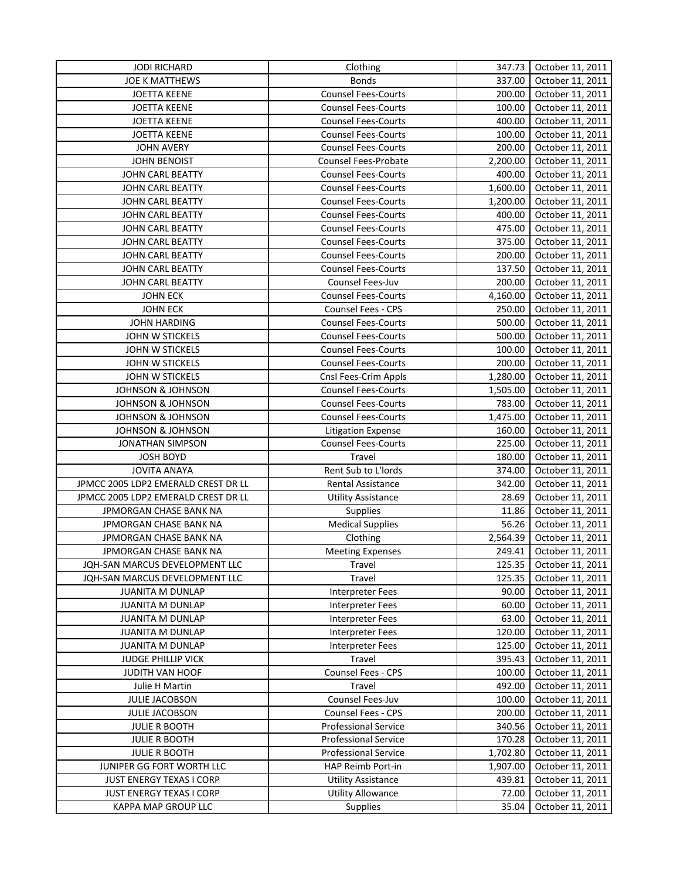| JODI RICHARD | Clothing | 347.73 | October 11, 2011 |
|---|---|---|---|
| JOE K MATTHEWS | Bonds | 337.00 | October 11, 2011 |
| JOETTA KEENE | Counsel Fees-Courts | 200.00 | October 11, 2011 |
| JOETTA KEENE | Counsel Fees-Courts | 100.00 | October 11, 2011 |
| JOETTA KEENE | Counsel Fees-Courts | 400.00 | October 11, 2011 |
| JOETTA KEENE | Counsel Fees-Courts | 100.00 | October 11, 2011 |
| JOHN AVERY | Counsel Fees-Courts | 200.00 | October 11, 2011 |
| JOHN BENOIST | Counsel Fees-Probate | 2,200.00 | October 11, 2011 |
| JOHN CARL BEATTY | Counsel Fees-Courts | 400.00 | October 11, 2011 |
| JOHN CARL BEATTY | Counsel Fees-Courts | 1,600.00 | October 11, 2011 |
| JOHN CARL BEATTY | Counsel Fees-Courts | 1,200.00 | October 11, 2011 |
| JOHN CARL BEATTY | Counsel Fees-Courts | 400.00 | October 11, 2011 |
| JOHN CARL BEATTY | Counsel Fees-Courts | 475.00 | October 11, 2011 |
| JOHN CARL BEATTY | Counsel Fees-Courts | 375.00 | October 11, 2011 |
| JOHN CARL BEATTY | Counsel Fees-Courts | 200.00 | October 11, 2011 |
| JOHN CARL BEATTY | Counsel Fees-Courts | 137.50 | October 11, 2011 |
| JOHN CARL BEATTY | Counsel Fees-Juv | 200.00 | October 11, 2011 |
| JOHN ECK | Counsel Fees-Courts | 4,160.00 | October 11, 2011 |
| JOHN ECK | Counsel Fees - CPS | 250.00 | October 11, 2011 |
| JOHN HARDING | Counsel Fees-Courts | 500.00 | October 11, 2011 |
| JOHN W STICKELS | Counsel Fees-Courts | 500.00 | October 11, 2011 |
| JOHN W STICKELS | Counsel Fees-Courts | 100.00 | October 11, 2011 |
| JOHN W STICKELS | Counsel Fees-Courts | 200.00 | October 11, 2011 |
| JOHN W STICKELS | Cnsl Fees-Crim Appls | 1,280.00 | October 11, 2011 |
| JOHNSON & JOHNSON | Counsel Fees-Courts | 1,505.00 | October 11, 2011 |
| JOHNSON & JOHNSON | Counsel Fees-Courts | 783.00 | October 11, 2011 |
| JOHNSON & JOHNSON | Counsel Fees-Courts | 1,475.00 | October 11, 2011 |
| JOHNSON & JOHNSON | Litigation Expense | 160.00 | October 11, 2011 |
| JONATHAN SIMPSON | Counsel Fees-Courts | 225.00 | October 11, 2011 |
| JOSH BOYD | Travel | 180.00 | October 11, 2011 |
| JOVITA ANAYA | Rent Sub to L'lords | 374.00 | October 11, 2011 |
| JPMCC 2005 LDP2 EMERALD CREST DR LL | Rental Assistance | 342.00 | October 11, 2011 |
| JPMCC 2005 LDP2 EMERALD CREST DR LL | Utility Assistance | 28.69 | October 11, 2011 |
| JPMORGAN CHASE BANK NA | Supplies | 11.86 | October 11, 2011 |
| JPMORGAN CHASE BANK NA | Medical Supplies | 56.26 | October 11, 2011 |
| JPMORGAN CHASE BANK NA | Clothing | 2,564.39 | October 11, 2011 |
| JPMORGAN CHASE BANK NA | Meeting Expenses | 249.41 | October 11, 2011 |
| JQH-SAN MARCUS DEVELOPMENT LLC | Travel | 125.35 | October 11, 2011 |
| JQH-SAN MARCUS DEVELOPMENT LLC | Travel | 125.35 | October 11, 2011 |
| JUANITA M DUNLAP | Interpreter Fees | 90.00 | October 11, 2011 |
| JUANITA M DUNLAP | Interpreter Fees | 60.00 | October 11, 2011 |
| JUANITA M DUNLAP | Interpreter Fees | 63.00 | October 11, 2011 |
| JUANITA M DUNLAP | Interpreter Fees | 120.00 | October 11, 2011 |
| JUANITA M DUNLAP | Interpreter Fees | 125.00 | October 11, 2011 |
| JUDGE PHILLIP VICK | Travel | 395.43 | October 11, 2011 |
| JUDITH VAN HOOF | Counsel Fees - CPS | 100.00 | October 11, 2011 |
| Julie H Martin | Travel | 492.00 | October 11, 2011 |
| JULIE JACOBSON | Counsel Fees-Juv | 100.00 | October 11, 2011 |
| JULIE JACOBSON | Counsel Fees - CPS | 200.00 | October 11, 2011 |
| JULIE R BOOTH | Professional Service | 340.56 | October 11, 2011 |
| JULIE R BOOTH | Professional Service | 170.28 | October 11, 2011 |
| JULIE R BOOTH | Professional Service | 1,702.80 | October 11, 2011 |
| JUNIPER GG FORT WORTH LLC | HAP Reimb Port-in | 1,907.00 | October 11, 2011 |
| JUST ENERGY TEXAS I CORP | Utility Assistance | 439.81 | October 11, 2011 |
| JUST ENERGY TEXAS I CORP | Utility Allowance | 72.00 | October 11, 2011 |
| KAPPA MAP GROUP LLC | Supplies | 35.04 | October 11, 2011 |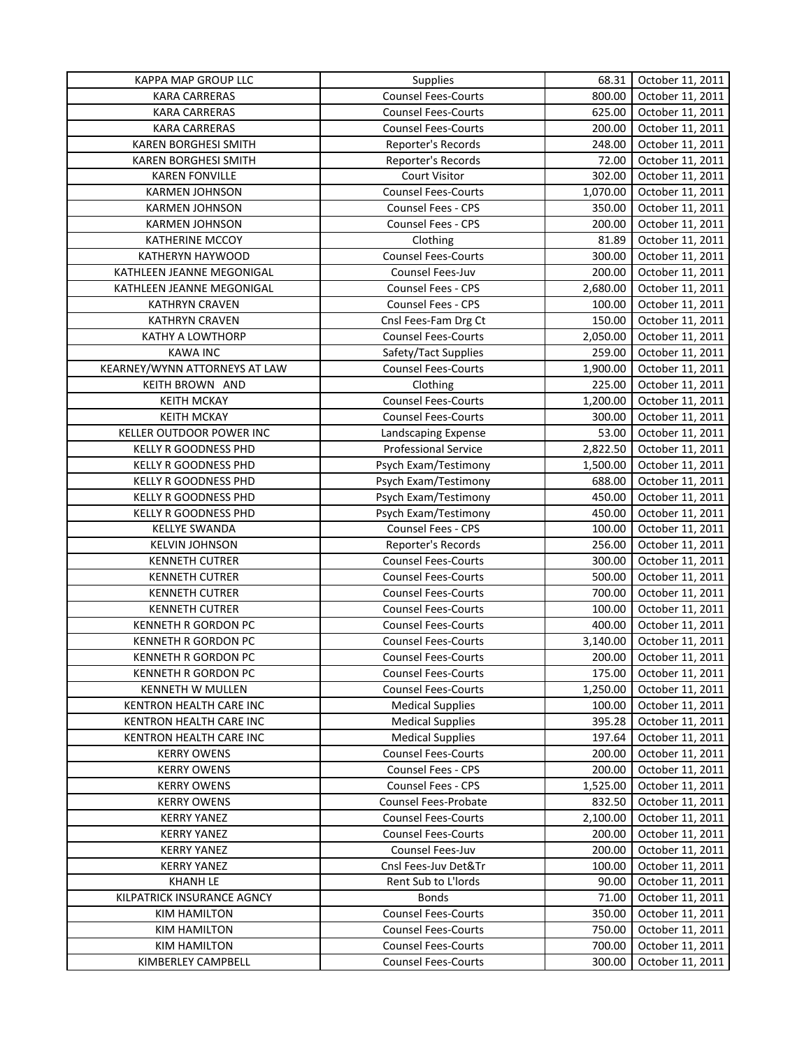| | | | |
|---|---|---|---|
| KAPPA MAP GROUP LLC | Supplies | 68.31 | October 11, 2011 |
| KARA CARRERAS | Counsel Fees-Courts | 800.00 | October 11, 2011 |
| KARA CARRERAS | Counsel Fees-Courts | 625.00 | October 11, 2011 |
| KARA CARRERAS | Counsel Fees-Courts | 200.00 | October 11, 2011 |
| KAREN BORGHESI SMITH | Reporter's Records | 248.00 | October 11, 2011 |
| KAREN BORGHESI SMITH | Reporter's Records | 72.00 | October 11, 2011 |
| KAREN FONVILLE | Court Visitor | 302.00 | October 11, 2011 |
| KARMEN JOHNSON | Counsel Fees-Courts | 1,070.00 | October 11, 2011 |
| KARMEN JOHNSON | Counsel Fees - CPS | 350.00 | October 11, 2011 |
| KARMEN JOHNSON | Counsel Fees - CPS | 200.00 | October 11, 2011 |
| KATHERINE MCCOY | Clothing | 81.89 | October 11, 2011 |
| KATHERYN HAYWOOD | Counsel Fees-Courts | 300.00 | October 11, 2011 |
| KATHLEEN JEANNE MEGONIGAL | Counsel Fees-Juv | 200.00 | October 11, 2011 |
| KATHLEEN JEANNE MEGONIGAL | Counsel Fees - CPS | 2,680.00 | October 11, 2011 |
| KATHRYN CRAVEN | Counsel Fees - CPS | 100.00 | October 11, 2011 |
| KATHRYN CRAVEN | Cnsl Fees-Fam Drg Ct | 150.00 | October 11, 2011 |
| KATHY A LOWTHORP | Counsel Fees-Courts | 2,050.00 | October 11, 2011 |
| KAWA INC | Safety/Tact Supplies | 259.00 | October 11, 2011 |
| KEARNEY/WYNN ATTORNEYS AT LAW | Counsel Fees-Courts | 1,900.00 | October 11, 2011 |
| KEITH BROWN AND | Clothing | 225.00 | October 11, 2011 |
| KEITH MCKAY | Counsel Fees-Courts | 1,200.00 | October 11, 2011 |
| KEITH MCKAY | Counsel Fees-Courts | 300.00 | October 11, 2011 |
| KELLER OUTDOOR POWER INC | Landscaping Expense | 53.00 | October 11, 2011 |
| KELLY R GOODNESS PHD | Professional Service | 2,822.50 | October 11, 2011 |
| KELLY R GOODNESS PHD | Psych Exam/Testimony | 1,500.00 | October 11, 2011 |
| KELLY R GOODNESS PHD | Psych Exam/Testimony | 688.00 | October 11, 2011 |
| KELLY R GOODNESS PHD | Psych Exam/Testimony | 450.00 | October 11, 2011 |
| KELLY R GOODNESS PHD | Psych Exam/Testimony | 450.00 | October 11, 2011 |
| KELLYE SWANDA | Counsel Fees - CPS | 100.00 | October 11, 2011 |
| KELVIN JOHNSON | Reporter's Records | 256.00 | October 11, 2011 |
| KENNETH CUTRER | Counsel Fees-Courts | 300.00 | October 11, 2011 |
| KENNETH CUTRER | Counsel Fees-Courts | 500.00 | October 11, 2011 |
| KENNETH CUTRER | Counsel Fees-Courts | 700.00 | October 11, 2011 |
| KENNETH CUTRER | Counsel Fees-Courts | 100.00 | October 11, 2011 |
| KENNETH R GORDON PC | Counsel Fees-Courts | 400.00 | October 11, 2011 |
| KENNETH R GORDON PC | Counsel Fees-Courts | 3,140.00 | October 11, 2011 |
| KENNETH R GORDON PC | Counsel Fees-Courts | 200.00 | October 11, 2011 |
| KENNETH R GORDON PC | Counsel Fees-Courts | 175.00 | October 11, 2011 |
| KENNETH W MULLEN | Counsel Fees-Courts | 1,250.00 | October 11, 2011 |
| KENTRON HEALTH CARE INC | Medical Supplies | 100.00 | October 11, 2011 |
| KENTRON HEALTH CARE INC | Medical Supplies | 395.28 | October 11, 2011 |
| KENTRON HEALTH CARE INC | Medical Supplies | 197.64 | October 11, 2011 |
| KERRY OWENS | Counsel Fees-Courts | 200.00 | October 11, 2011 |
| KERRY OWENS | Counsel Fees - CPS | 200.00 | October 11, 2011 |
| KERRY OWENS | Counsel Fees - CPS | 1,525.00 | October 11, 2011 |
| KERRY OWENS | Counsel Fees-Probate | 832.50 | October 11, 2011 |
| KERRY YANEZ | Counsel Fees-Courts | 2,100.00 | October 11, 2011 |
| KERRY YANEZ | Counsel Fees-Courts | 200.00 | October 11, 2011 |
| KERRY YANEZ | Counsel Fees-Juv | 200.00 | October 11, 2011 |
| KERRY YANEZ | Cnsl Fees-Juv Det&Tr | 100.00 | October 11, 2011 |
| KHANH LE | Rent Sub to L'lords | 90.00 | October 11, 2011 |
| KILPATRICK INSURANCE AGNCY | Bonds | 71.00 | October 11, 2011 |
| KIM HAMILTON | Counsel Fees-Courts | 350.00 | October 11, 2011 |
| KIM HAMILTON | Counsel Fees-Courts | 750.00 | October 11, 2011 |
| KIM HAMILTON | Counsel Fees-Courts | 700.00 | October 11, 2011 |
| KIMBERLEY CAMPBELL | Counsel Fees-Courts | 300.00 | October 11, 2011 |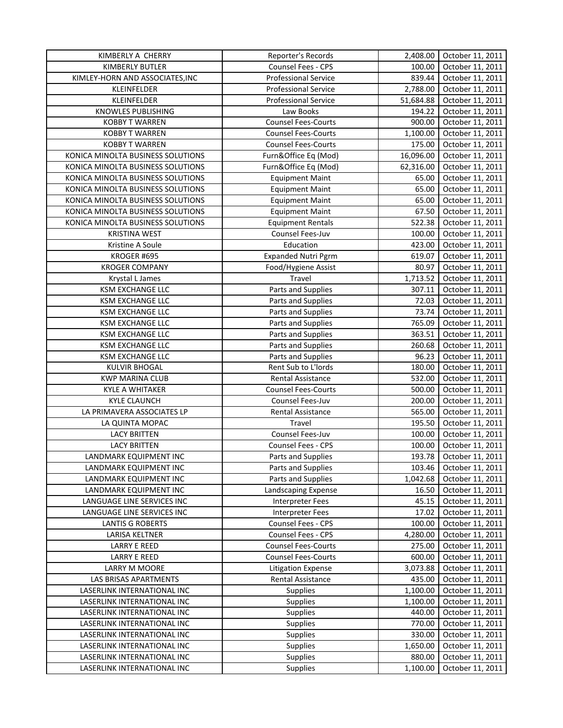| KIMBERLY A CHERRY | Reporter's Records | 2,408.00 | October 11, 2011 |
|---|---|---|---|
| KIMBERLY BUTLER | Counsel Fees - CPS | 100.00 | October 11, 2011 |
| KIMLEY-HORN AND ASSOCIATES,INC | Professional Service | 839.44 | October 11, 2011 |
| KLEINFELDER | Professional Service | 2,788.00 | October 11, 2011 |
| KLEINFELDER | Professional Service | 51,684.88 | October 11, 2011 |
| KNOWLES PUBLISHING | Law Books | 194.22 | October 11, 2011 |
| KOBBY T WARREN | Counsel Fees-Courts | 900.00 | October 11, 2011 |
| KOBBY T WARREN | Counsel Fees-Courts | 1,100.00 | October 11, 2011 |
| KOBBY T WARREN | Counsel Fees-Courts | 175.00 | October 11, 2011 |
| KONICA MINOLTA BUSINESS SOLUTIONS | Furn&Office Eq (Mod) | 16,096.00 | October 11, 2011 |
| KONICA MINOLTA BUSINESS SOLUTIONS | Furn&Office Eq (Mod) | 62,316.00 | October 11, 2011 |
| KONICA MINOLTA BUSINESS SOLUTIONS | Equipment Maint | 65.00 | October 11, 2011 |
| KONICA MINOLTA BUSINESS SOLUTIONS | Equipment Maint | 65.00 | October 11, 2011 |
| KONICA MINOLTA BUSINESS SOLUTIONS | Equipment Maint | 65.00 | October 11, 2011 |
| KONICA MINOLTA BUSINESS SOLUTIONS | Equipment Maint | 67.50 | October 11, 2011 |
| KONICA MINOLTA BUSINESS SOLUTIONS | Equipment Rentals | 522.38 | October 11, 2011 |
| KRISTINA WEST | Counsel Fees-Juv | 100.00 | October 11, 2011 |
| Kristine A Soule | Education | 423.00 | October 11, 2011 |
| KROGER #695 | Expanded Nutri Pgrm | 619.07 | October 11, 2011 |
| KROGER COMPANY | Food/Hygiene Assist | 80.97 | October 11, 2011 |
| Krystal L James | Travel | 1,713.52 | October 11, 2011 |
| KSM EXCHANGE LLC | Parts and Supplies | 307.11 | October 11, 2011 |
| KSM EXCHANGE LLC | Parts and Supplies | 72.03 | October 11, 2011 |
| KSM EXCHANGE LLC | Parts and Supplies | 73.74 | October 11, 2011 |
| KSM EXCHANGE LLC | Parts and Supplies | 765.09 | October 11, 2011 |
| KSM EXCHANGE LLC | Parts and Supplies | 363.51 | October 11, 2011 |
| KSM EXCHANGE LLC | Parts and Supplies | 260.68 | October 11, 2011 |
| KSM EXCHANGE LLC | Parts and Supplies | 96.23 | October 11, 2011 |
| KULVIR BHOGAL | Rent Sub to L'lords | 180.00 | October 11, 2011 |
| KWP MARINA CLUB | Rental Assistance | 532.00 | October 11, 2011 |
| KYLE A WHITAKER | Counsel Fees-Courts | 500.00 | October 11, 2011 |
| KYLE CLAUNCH | Counsel Fees-Juv | 200.00 | October 11, 2011 |
| LA PRIMAVERA ASSOCIATES LP | Rental Assistance | 565.00 | October 11, 2011 |
| LA QUINTA MOPAC | Travel | 195.50 | October 11, 2011 |
| LACY BRITTEN | Counsel Fees-Juv | 100.00 | October 11, 2011 |
| LACY BRITTEN | Counsel Fees - CPS | 100.00 | October 11, 2011 |
| LANDMARK EQUIPMENT INC | Parts and Supplies | 193.78 | October 11, 2011 |
| LANDMARK EQUIPMENT INC | Parts and Supplies | 103.46 | October 11, 2011 |
| LANDMARK EQUIPMENT INC | Parts and Supplies | 1,042.68 | October 11, 2011 |
| LANDMARK EQUIPMENT INC | Landscaping Expense | 16.50 | October 11, 2011 |
| LANGUAGE LINE SERVICES INC | Interpreter Fees | 45.15 | October 11, 2011 |
| LANGUAGE LINE SERVICES INC | Interpreter Fees | 17.02 | October 11, 2011 |
| LANTIS G ROBERTS | Counsel Fees - CPS | 100.00 | October 11, 2011 |
| LARISA KELTNER | Counsel Fees - CPS | 4,280.00 | October 11, 2011 |
| LARRY E REED | Counsel Fees-Courts | 275.00 | October 11, 2011 |
| LARRY E REED | Counsel Fees-Courts | 600.00 | October 11, 2011 |
| LARRY M MOORE | Litigation Expense | 3,073.88 | October 11, 2011 |
| LAS BRISAS APARTMENTS | Rental Assistance | 435.00 | October 11, 2011 |
| LASERLINK INTERNATIONAL INC | Supplies | 1,100.00 | October 11, 2011 |
| LASERLINK INTERNATIONAL INC | Supplies | 1,100.00 | October 11, 2011 |
| LASERLINK INTERNATIONAL INC | Supplies | 440.00 | October 11, 2011 |
| LASERLINK INTERNATIONAL INC | Supplies | 770.00 | October 11, 2011 |
| LASERLINK INTERNATIONAL INC | Supplies | 330.00 | October 11, 2011 |
| LASERLINK INTERNATIONAL INC | Supplies | 1,650.00 | October 11, 2011 |
| LASERLINK INTERNATIONAL INC | Supplies | 880.00 | October 11, 2011 |
| LASERLINK INTERNATIONAL INC | Supplies | 1,100.00 | October 11, 2011 |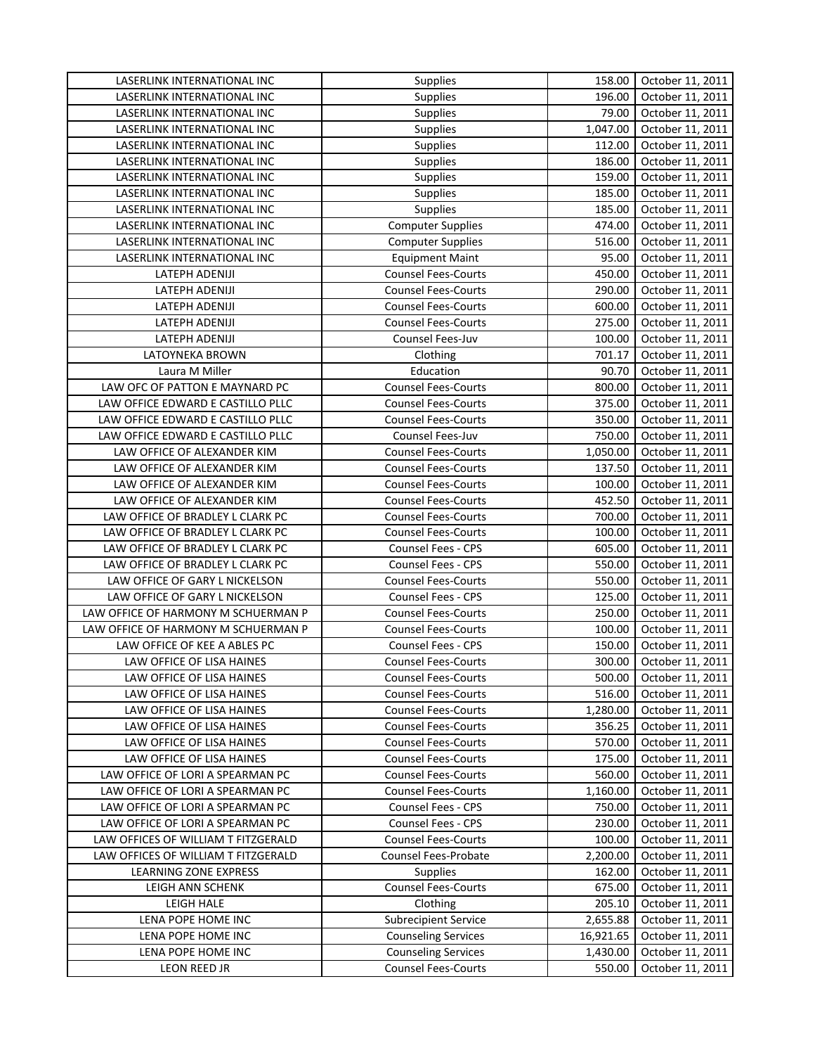| LASERLINK INTERNATIONAL INC | Supplies | 158.00 | October 11, 2011 |
|---|---|---|---|
| LASERLINK INTERNATIONAL INC | Supplies | 196.00 | October 11, 2011 |
| LASERLINK INTERNATIONAL INC | Supplies | 79.00 | October 11, 2011 |
| LASERLINK INTERNATIONAL INC | Supplies | 1,047.00 | October 11, 2011 |
| LASERLINK INTERNATIONAL INC | Supplies | 112.00 | October 11, 2011 |
| LASERLINK INTERNATIONAL INC | Supplies | 186.00 | October 11, 2011 |
| LASERLINK INTERNATIONAL INC | Supplies | 159.00 | October 11, 2011 |
| LASERLINK INTERNATIONAL INC | Supplies | 185.00 | October 11, 2011 |
| LASERLINK INTERNATIONAL INC | Supplies | 185.00 | October 11, 2011 |
| LASERLINK INTERNATIONAL INC | Computer Supplies | 474.00 | October 11, 2011 |
| LASERLINK INTERNATIONAL INC | Computer Supplies | 516.00 | October 11, 2011 |
| LASERLINK INTERNATIONAL INC | Equipment Maint | 95.00 | October 11, 2011 |
| LATEPH ADENIJI | Counsel Fees-Courts | 450.00 | October 11, 2011 |
| LATEPH ADENIJI | Counsel Fees-Courts | 290.00 | October 11, 2011 |
| LATEPH ADENIJI | Counsel Fees-Courts | 600.00 | October 11, 2011 |
| LATEPH ADENIJI | Counsel Fees-Courts | 275.00 | October 11, 2011 |
| LATEPH ADENIJI | Counsel Fees-Juv | 100.00 | October 11, 2011 |
| LATOYNEKA BROWN | Clothing | 701.17 | October 11, 2011 |
| Laura M Miller | Education | 90.70 | October 11, 2011 |
| LAW OFC OF PATTON E MAYNARD PC | Counsel Fees-Courts | 800.00 | October 11, 2011 |
| LAW OFFICE EDWARD E CASTILLO PLLC | Counsel Fees-Courts | 375.00 | October 11, 2011 |
| LAW OFFICE EDWARD E CASTILLO PLLC | Counsel Fees-Courts | 350.00 | October 11, 2011 |
| LAW OFFICE EDWARD E CASTILLO PLLC | Counsel Fees-Juv | 750.00 | October 11, 2011 |
| LAW OFFICE OF ALEXANDER KIM | Counsel Fees-Courts | 1,050.00 | October 11, 2011 |
| LAW OFFICE OF ALEXANDER KIM | Counsel Fees-Courts | 137.50 | October 11, 2011 |
| LAW OFFICE OF ALEXANDER KIM | Counsel Fees-Courts | 100.00 | October 11, 2011 |
| LAW OFFICE OF ALEXANDER KIM | Counsel Fees-Courts | 452.50 | October 11, 2011 |
| LAW OFFICE OF BRADLEY L CLARK PC | Counsel Fees-Courts | 700.00 | October 11, 2011 |
| LAW OFFICE OF BRADLEY L CLARK PC | Counsel Fees-Courts | 100.00 | October 11, 2011 |
| LAW OFFICE OF BRADLEY L CLARK PC | Counsel Fees - CPS | 605.00 | October 11, 2011 |
| LAW OFFICE OF BRADLEY L CLARK PC | Counsel Fees - CPS | 550.00 | October 11, 2011 |
| LAW OFFICE OF GARY L NICKELSON | Counsel Fees-Courts | 550.00 | October 11, 2011 |
| LAW OFFICE OF GARY L NICKELSON | Counsel Fees - CPS | 125.00 | October 11, 2011 |
| LAW OFFICE OF HARMONY M SCHUERMAN P | Counsel Fees-Courts | 250.00 | October 11, 2011 |
| LAW OFFICE OF HARMONY M SCHUERMAN P | Counsel Fees-Courts | 100.00 | October 11, 2011 |
| LAW OFFICE OF KEE A ABLES PC | Counsel Fees - CPS | 150.00 | October 11, 2011 |
| LAW OFFICE OF LISA HAINES | Counsel Fees-Courts | 300.00 | October 11, 2011 |
| LAW OFFICE OF LISA HAINES | Counsel Fees-Courts | 500.00 | October 11, 2011 |
| LAW OFFICE OF LISA HAINES | Counsel Fees-Courts | 516.00 | October 11, 2011 |
| LAW OFFICE OF LISA HAINES | Counsel Fees-Courts | 1,280.00 | October 11, 2011 |
| LAW OFFICE OF LISA HAINES | Counsel Fees-Courts | 356.25 | October 11, 2011 |
| LAW OFFICE OF LISA HAINES | Counsel Fees-Courts | 570.00 | October 11, 2011 |
| LAW OFFICE OF LISA HAINES | Counsel Fees-Courts | 175.00 | October 11, 2011 |
| LAW OFFICE OF LORI A SPEARMAN PC | Counsel Fees-Courts | 560.00 | October 11, 2011 |
| LAW OFFICE OF LORI A SPEARMAN PC | Counsel Fees-Courts | 1,160.00 | October 11, 2011 |
| LAW OFFICE OF LORI A SPEARMAN PC | Counsel Fees - CPS | 750.00 | October 11, 2011 |
| LAW OFFICE OF LORI A SPEARMAN PC | Counsel Fees - CPS | 230.00 | October 11, 2011 |
| LAW OFFICES OF WILLIAM T FITZGERALD | Counsel Fees-Courts | 100.00 | October 11, 2011 |
| LAW OFFICES OF WILLIAM T FITZGERALD | Counsel Fees-Probate | 2,200.00 | October 11, 2011 |
| LEARNING ZONE EXPRESS | Supplies | 162.00 | October 11, 2011 |
| LEIGH ANN SCHENK | Counsel Fees-Courts | 675.00 | October 11, 2011 |
| LEIGH HALE | Clothing | 205.10 | October 11, 2011 |
| LENA POPE HOME INC | Subrecipient Service | 2,655.88 | October 11, 2011 |
| LENA POPE HOME INC | Counseling Services | 16,921.65 | October 11, 2011 |
| LENA POPE HOME INC | Counseling Services | 1,430.00 | October 11, 2011 |
| LEON REED JR | Counsel Fees-Courts | 550.00 | October 11, 2011 |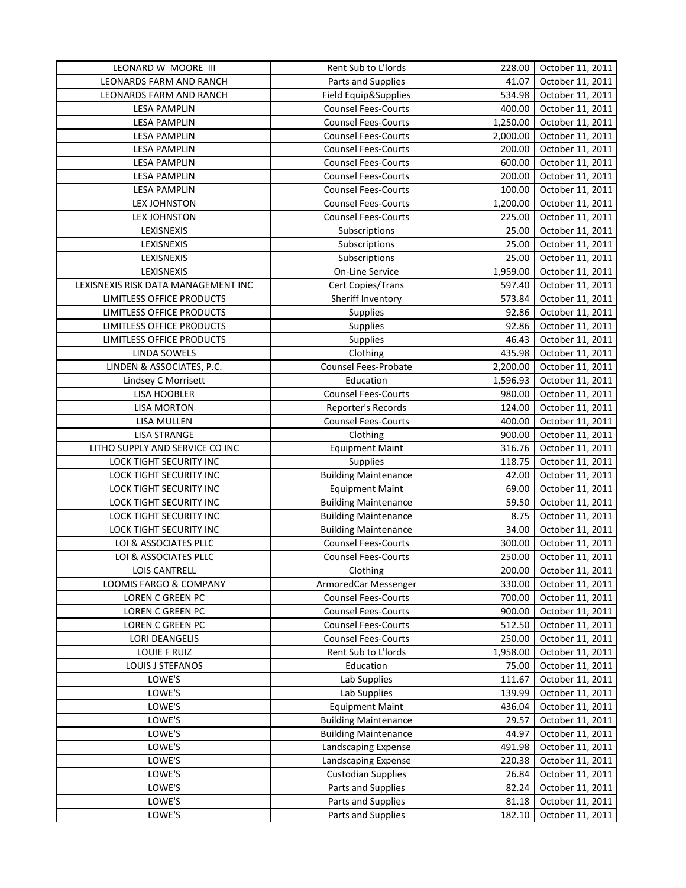| LEONARD W MOORE III | Rent Sub to L'lords | 228.00 | October 11, 2011 |
|---|---|---|---|
| LEONARDS FARM AND RANCH | Parts and Supplies | 41.07 | October 11, 2011 |
| LEONARDS FARM AND RANCH | Field Equip&Supplies | 534.98 | October 11, 2011 |
| LESA PAMPLIN | Counsel Fees-Courts | 400.00 | October 11, 2011 |
| LESA PAMPLIN | Counsel Fees-Courts | 1,250.00 | October 11, 2011 |
| LESA PAMPLIN | Counsel Fees-Courts | 2,000.00 | October 11, 2011 |
| LESA PAMPLIN | Counsel Fees-Courts | 200.00 | October 11, 2011 |
| LESA PAMPLIN | Counsel Fees-Courts | 600.00 | October 11, 2011 |
| LESA PAMPLIN | Counsel Fees-Courts | 200.00 | October 11, 2011 |
| LESA PAMPLIN | Counsel Fees-Courts | 100.00 | October 11, 2011 |
| LEX JOHNSTON | Counsel Fees-Courts | 1,200.00 | October 11, 2011 |
| LEX JOHNSTON | Counsel Fees-Courts | 225.00 | October 11, 2011 |
| LEXISNEXIS | Subscriptions | 25.00 | October 11, 2011 |
| LEXISNEXIS | Subscriptions | 25.00 | October 11, 2011 |
| LEXISNEXIS | Subscriptions | 25.00 | October 11, 2011 |
| LEXISNEXIS | On-Line Service | 1,959.00 | October 11, 2011 |
| LEXISNEXIS RISK DATA MANAGEMENT INC | Cert Copies/Trans | 597.40 | October 11, 2011 |
| LIMITLESS OFFICE PRODUCTS | Sheriff Inventory | 573.84 | October 11, 2011 |
| LIMITLESS OFFICE PRODUCTS | Supplies | 92.86 | October 11, 2011 |
| LIMITLESS OFFICE PRODUCTS | Supplies | 92.86 | October 11, 2011 |
| LIMITLESS OFFICE PRODUCTS | Supplies | 46.43 | October 11, 2011 |
| LINDA SOWELS | Clothing | 435.98 | October 11, 2011 |
| LINDEN & ASSOCIATES, P.C. | Counsel Fees-Probate | 2,200.00 | October 11, 2011 |
| Lindsey C Morrisett | Education | 1,596.93 | October 11, 2011 |
| LISA HOOBLER | Counsel Fees-Courts | 980.00 | October 11, 2011 |
| LISA MORTON | Reporter's Records | 124.00 | October 11, 2011 |
| LISA MULLEN | Counsel Fees-Courts | 400.00 | October 11, 2011 |
| LISA STRANGE | Clothing | 900.00 | October 11, 2011 |
| LITHO SUPPLY AND SERVICE CO INC | Equipment Maint | 316.76 | October 11, 2011 |
| LOCK TIGHT SECURITY INC | Supplies | 118.75 | October 11, 2011 |
| LOCK TIGHT SECURITY INC | Building Maintenance | 42.00 | October 11, 2011 |
| LOCK TIGHT SECURITY INC | Equipment Maint | 69.00 | October 11, 2011 |
| LOCK TIGHT SECURITY INC | Building Maintenance | 59.50 | October 11, 2011 |
| LOCK TIGHT SECURITY INC | Building Maintenance | 8.75 | October 11, 2011 |
| LOCK TIGHT SECURITY INC | Building Maintenance | 34.00 | October 11, 2011 |
| LOI & ASSOCIATES PLLC | Counsel Fees-Courts | 300.00 | October 11, 2011 |
| LOI & ASSOCIATES PLLC | Counsel Fees-Courts | 250.00 | October 11, 2011 |
| LOIS CANTRELL | Clothing | 200.00 | October 11, 2011 |
| LOOMIS FARGO & COMPANY | ArmoredCar Messenger | 330.00 | October 11, 2011 |
| LOREN C GREEN PC | Counsel Fees-Courts | 700.00 | October 11, 2011 |
| LOREN C GREEN PC | Counsel Fees-Courts | 900.00 | October 11, 2011 |
| LOREN C GREEN PC | Counsel Fees-Courts | 512.50 | October 11, 2011 |
| LORI DEANGELIS | Counsel Fees-Courts | 250.00 | October 11, 2011 |
| LOUIE F RUIZ | Rent Sub to L'lords | 1,958.00 | October 11, 2011 |
| LOUIS J STEFANOS | Education | 75.00 | October 11, 2011 |
| LOWE'S | Lab Supplies | 111.67 | October 11, 2011 |
| LOWE'S | Lab Supplies | 139.99 | October 11, 2011 |
| LOWE'S | Equipment Maint | 436.04 | October 11, 2011 |
| LOWE'S | Building Maintenance | 29.57 | October 11, 2011 |
| LOWE'S | Building Maintenance | 44.97 | October 11, 2011 |
| LOWE'S | Landscaping Expense | 491.98 | October 11, 2011 |
| LOWE'S | Landscaping Expense | 220.38 | October 11, 2011 |
| LOWE'S | Custodian Supplies | 26.84 | October 11, 2011 |
| LOWE'S | Parts and Supplies | 82.24 | October 11, 2011 |
| LOWE'S | Parts and Supplies | 81.18 | October 11, 2011 |
| LOWE'S | Parts and Supplies | 182.10 | October 11, 2011 |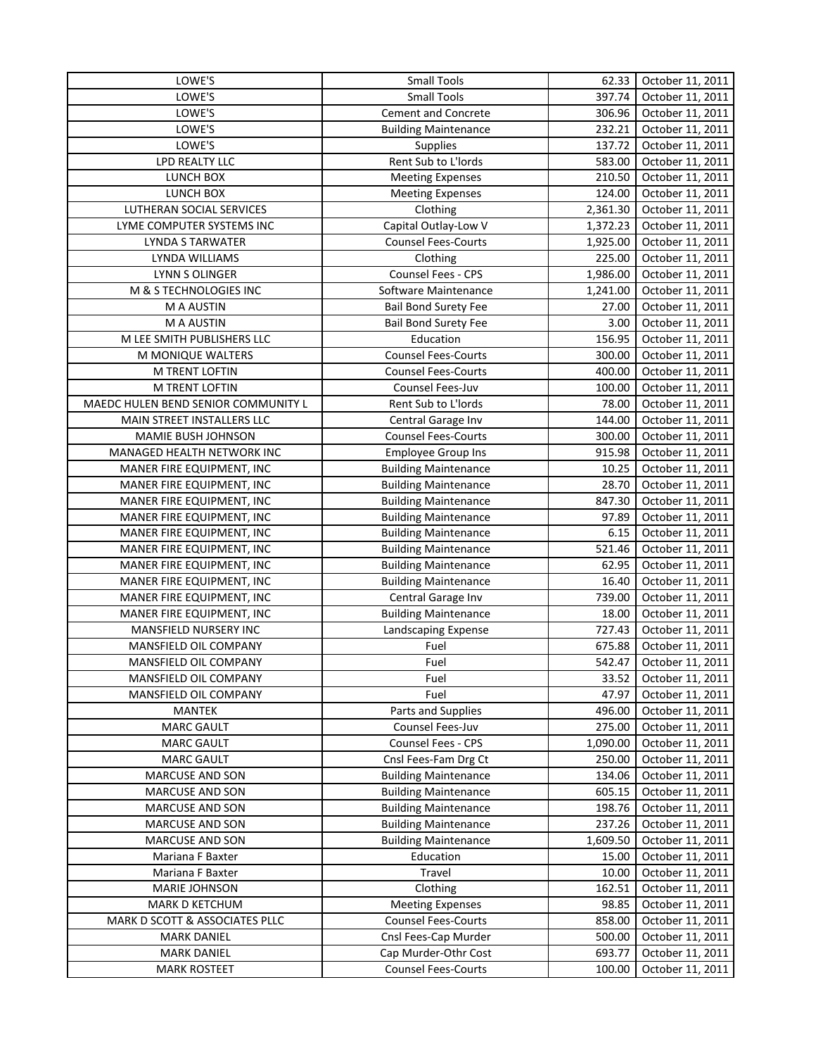| LOWE'S | Small Tools | 62.33 | October 11, 2011 |
|---|---|---|---|
| LOWE'S | Small Tools | 397.74 | October 11, 2011 |
| LOWE'S | Cement and Concrete | 306.96 | October 11, 2011 |
| LOWE'S | Building Maintenance | 232.21 | October 11, 2011 |
| LOWE'S | Supplies | 137.72 | October 11, 2011 |
| LPD REALTY LLC | Rent Sub to L'lords | 583.00 | October 11, 2011 |
| LUNCH BOX | Meeting Expenses | 210.50 | October 11, 2011 |
| LUNCH BOX | Meeting Expenses | 124.00 | October 11, 2011 |
| LUTHERAN SOCIAL SERVICES | Clothing | 2,361.30 | October 11, 2011 |
| LYME COMPUTER SYSTEMS INC | Capital Outlay-Low V | 1,372.23 | October 11, 2011 |
| LYNDA S TARWATER | Counsel Fees-Courts | 1,925.00 | October 11, 2011 |
| LYNDA WILLIAMS | Clothing | 225.00 | October 11, 2011 |
| LYNN S OLINGER | Counsel Fees - CPS | 1,986.00 | October 11, 2011 |
| M & S TECHNOLOGIES INC | Software Maintenance | 1,241.00 | October 11, 2011 |
| M A AUSTIN | Bail Bond Surety Fee | 27.00 | October 11, 2011 |
| M A AUSTIN | Bail Bond Surety Fee | 3.00 | October 11, 2011 |
| M LEE SMITH PUBLISHERS LLC | Education | 156.95 | October 11, 2011 |
| M MONIQUE WALTERS | Counsel Fees-Courts | 300.00 | October 11, 2011 |
| M TRENT LOFTIN | Counsel Fees-Courts | 400.00 | October 11, 2011 |
| M TRENT LOFTIN | Counsel Fees-Juv | 100.00 | October 11, 2011 |
| MAEDC HULEN BEND SENIOR COMMUNITY L | Rent Sub to L'lords | 78.00 | October 11, 2011 |
| MAIN STREET INSTALLERS LLC | Central Garage Inv | 144.00 | October 11, 2011 |
| MAMIE BUSH JOHNSON | Counsel Fees-Courts | 300.00 | October 11, 2011 |
| MANAGED HEALTH NETWORK INC | Employee Group Ins | 915.98 | October 11, 2011 |
| MANER FIRE EQUIPMENT, INC | Building Maintenance | 10.25 | October 11, 2011 |
| MANER FIRE EQUIPMENT, INC | Building Maintenance | 28.70 | October 11, 2011 |
| MANER FIRE EQUIPMENT, INC | Building Maintenance | 847.30 | October 11, 2011 |
| MANER FIRE EQUIPMENT, INC | Building Maintenance | 97.89 | October 11, 2011 |
| MANER FIRE EQUIPMENT, INC | Building Maintenance | 6.15 | October 11, 2011 |
| MANER FIRE EQUIPMENT, INC | Building Maintenance | 521.46 | October 11, 2011 |
| MANER FIRE EQUIPMENT, INC | Building Maintenance | 62.95 | October 11, 2011 |
| MANER FIRE EQUIPMENT, INC | Building Maintenance | 16.40 | October 11, 2011 |
| MANER FIRE EQUIPMENT, INC | Central Garage Inv | 739.00 | October 11, 2011 |
| MANER FIRE EQUIPMENT, INC | Building Maintenance | 18.00 | October 11, 2011 |
| MANSFIELD NURSERY INC | Landscaping Expense | 727.43 | October 11, 2011 |
| MANSFIELD OIL COMPANY | Fuel | 675.88 | October 11, 2011 |
| MANSFIELD OIL COMPANY | Fuel | 542.47 | October 11, 2011 |
| MANSFIELD OIL COMPANY | Fuel | 33.52 | October 11, 2011 |
| MANSFIELD OIL COMPANY | Fuel | 47.97 | October 11, 2011 |
| MANTEK | Parts and Supplies | 496.00 | October 11, 2011 |
| MARC GAULT | Counsel Fees-Juv | 275.00 | October 11, 2011 |
| MARC GAULT | Counsel Fees - CPS | 1,090.00 | October 11, 2011 |
| MARC GAULT | Cnsl Fees-Fam Drg Ct | 250.00 | October 11, 2011 |
| MARCUSE AND SON | Building Maintenance | 134.06 | October 11, 2011 |
| MARCUSE AND SON | Building Maintenance | 605.15 | October 11, 2011 |
| MARCUSE AND SON | Building Maintenance | 198.76 | October 11, 2011 |
| MARCUSE AND SON | Building Maintenance | 237.26 | October 11, 2011 |
| MARCUSE AND SON | Building Maintenance | 1,609.50 | October 11, 2011 |
| Mariana F Baxter | Education | 15.00 | October 11, 2011 |
| Mariana F Baxter | Travel | 10.00 | October 11, 2011 |
| MARIE JOHNSON | Clothing | 162.51 | October 11, 2011 |
| MARK D KETCHUM | Meeting Expenses | 98.85 | October 11, 2011 |
| MARK D SCOTT & ASSOCIATES PLLC | Counsel Fees-Courts | 858.00 | October 11, 2011 |
| MARK DANIEL | Cnsl Fees-Cap Murder | 500.00 | October 11, 2011 |
| MARK DANIEL | Cap Murder-Othr Cost | 693.77 | October 11, 2011 |
| MARK ROSTEET | Counsel Fees-Courts | 100.00 | October 11, 2011 |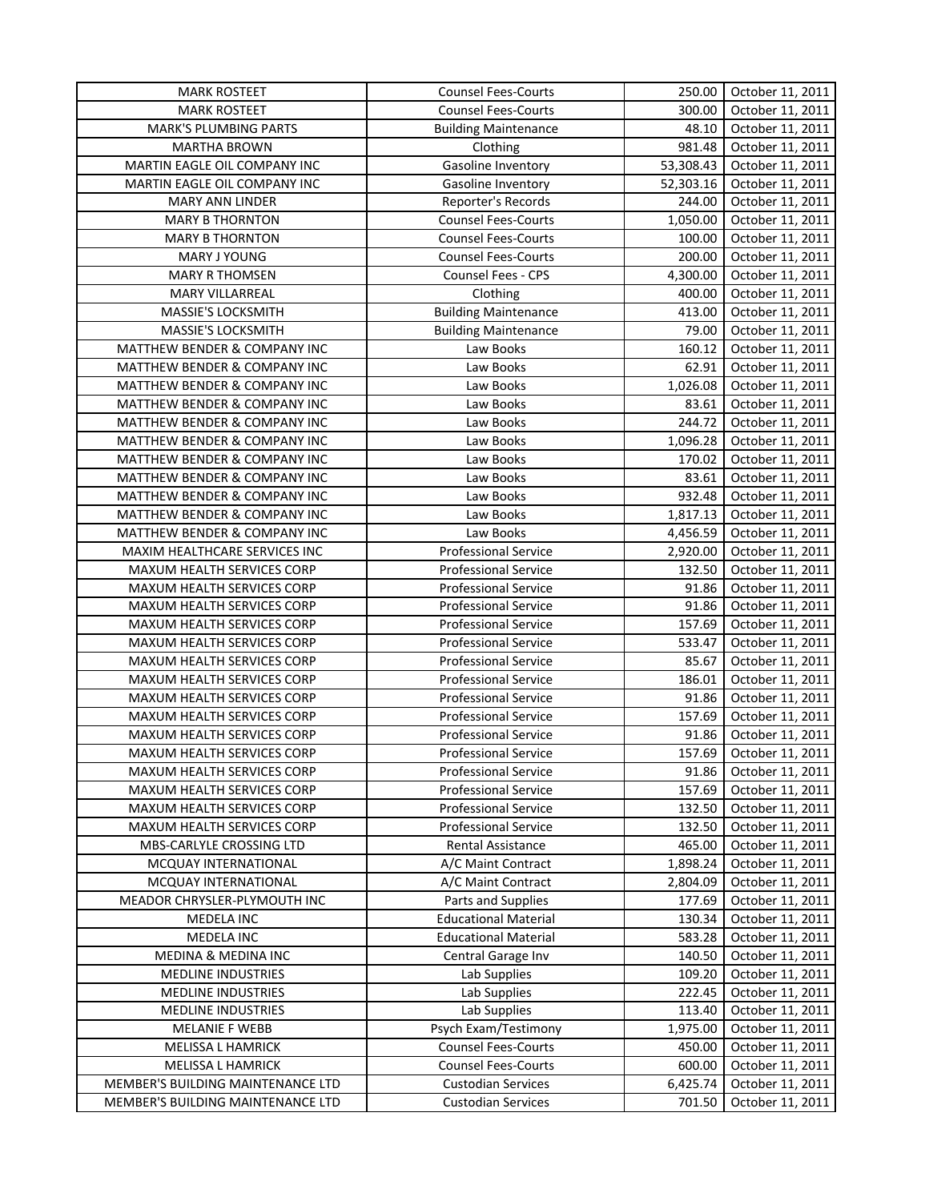| | | | |
|---|---|---|---|
| MARK ROSTEET | Counsel Fees-Courts | 250.00 | October 11, 2011 |
| MARK ROSTEET | Counsel Fees-Courts | 300.00 | October 11, 2011 |
| MARK'S PLUMBING PARTS | Building Maintenance | 48.10 | October 11, 2011 |
| MARTHA BROWN | Clothing | 981.48 | October 11, 2011 |
| MARTIN EAGLE OIL COMPANY INC | Gasoline Inventory | 53,308.43 | October 11, 2011 |
| MARTIN EAGLE OIL COMPANY INC | Gasoline Inventory | 52,303.16 | October 11, 2011 |
| MARY ANN LINDER | Reporter's Records | 244.00 | October 11, 2011 |
| MARY B THORNTON | Counsel Fees-Courts | 1,050.00 | October 11, 2011 |
| MARY B THORNTON | Counsel Fees-Courts | 100.00 | October 11, 2011 |
| MARY J YOUNG | Counsel Fees-Courts | 200.00 | October 11, 2011 |
| MARY R THOMSEN | Counsel Fees - CPS | 4,300.00 | October 11, 2011 |
| MARY VILLARREAL | Clothing | 400.00 | October 11, 2011 |
| MASSIE'S LOCKSMITH | Building Maintenance | 413.00 | October 11, 2011 |
| MASSIE'S LOCKSMITH | Building Maintenance | 79.00 | October 11, 2011 |
| MATTHEW BENDER & COMPANY INC | Law Books | 160.12 | October 11, 2011 |
| MATTHEW BENDER & COMPANY INC | Law Books | 62.91 | October 11, 2011 |
| MATTHEW BENDER & COMPANY INC | Law Books | 1,026.08 | October 11, 2011 |
| MATTHEW BENDER & COMPANY INC | Law Books | 83.61 | October 11, 2011 |
| MATTHEW BENDER & COMPANY INC | Law Books | 244.72 | October 11, 2011 |
| MATTHEW BENDER & COMPANY INC | Law Books | 1,096.28 | October 11, 2011 |
| MATTHEW BENDER & COMPANY INC | Law Books | 170.02 | October 11, 2011 |
| MATTHEW BENDER & COMPANY INC | Law Books | 83.61 | October 11, 2011 |
| MATTHEW BENDER & COMPANY INC | Law Books | 932.48 | October 11, 2011 |
| MATTHEW BENDER & COMPANY INC | Law Books | 1,817.13 | October 11, 2011 |
| MATTHEW BENDER & COMPANY INC | Law Books | 4,456.59 | October 11, 2011 |
| MAXIM HEALTHCARE SERVICES INC | Professional Service | 2,920.00 | October 11, 2011 |
| MAXUM HEALTH SERVICES CORP | Professional Service | 132.50 | October 11, 2011 |
| MAXUM HEALTH SERVICES CORP | Professional Service | 91.86 | October 11, 2011 |
| MAXUM HEALTH SERVICES CORP | Professional Service | 91.86 | October 11, 2011 |
| MAXUM HEALTH SERVICES CORP | Professional Service | 157.69 | October 11, 2011 |
| MAXUM HEALTH SERVICES CORP | Professional Service | 533.47 | October 11, 2011 |
| MAXUM HEALTH SERVICES CORP | Professional Service | 85.67 | October 11, 2011 |
| MAXUM HEALTH SERVICES CORP | Professional Service | 186.01 | October 11, 2011 |
| MAXUM HEALTH SERVICES CORP | Professional Service | 91.86 | October 11, 2011 |
| MAXUM HEALTH SERVICES CORP | Professional Service | 157.69 | October 11, 2011 |
| MAXUM HEALTH SERVICES CORP | Professional Service | 91.86 | October 11, 2011 |
| MAXUM HEALTH SERVICES CORP | Professional Service | 157.69 | October 11, 2011 |
| MAXUM HEALTH SERVICES CORP | Professional Service | 91.86 | October 11, 2011 |
| MAXUM HEALTH SERVICES CORP | Professional Service | 157.69 | October 11, 2011 |
| MAXUM HEALTH SERVICES CORP | Professional Service | 132.50 | October 11, 2011 |
| MAXUM HEALTH SERVICES CORP | Professional Service | 132.50 | October 11, 2011 |
| MBS-CARLYLE CROSSING LTD | Rental Assistance | 465.00 | October 11, 2011 |
| MCQUAY INTERNATIONAL | A/C Maint Contract | 1,898.24 | October 11, 2011 |
| MCQUAY INTERNATIONAL | A/C Maint Contract | 2,804.09 | October 11, 2011 |
| MEADOR CHRYSLER-PLYMOUTH INC | Parts and Supplies | 177.69 | October 11, 2011 |
| MEDELA INC | Educational Material | 130.34 | October 11, 2011 |
| MEDELA INC | Educational Material | 583.28 | October 11, 2011 |
| MEDINA & MEDINA INC | Central Garage Inv | 140.50 | October 11, 2011 |
| MEDLINE INDUSTRIES | Lab Supplies | 109.20 | October 11, 2011 |
| MEDLINE INDUSTRIES | Lab Supplies | 222.45 | October 11, 2011 |
| MEDLINE INDUSTRIES | Lab Supplies | 113.40 | October 11, 2011 |
| MELANIE F WEBB | Psych Exam/Testimony | 1,975.00 | October 11, 2011 |
| MELISSA L HAMRICK | Counsel Fees-Courts | 450.00 | October 11, 2011 |
| MELISSA L HAMRICK | Counsel Fees-Courts | 600.00 | October 11, 2011 |
| MEMBER'S BUILDING MAINTENANCE LTD | Custodian Services | 6,425.74 | October 11, 2011 |
| MEMBER'S BUILDING MAINTENANCE LTD | Custodian Services | 701.50 | October 11, 2011 |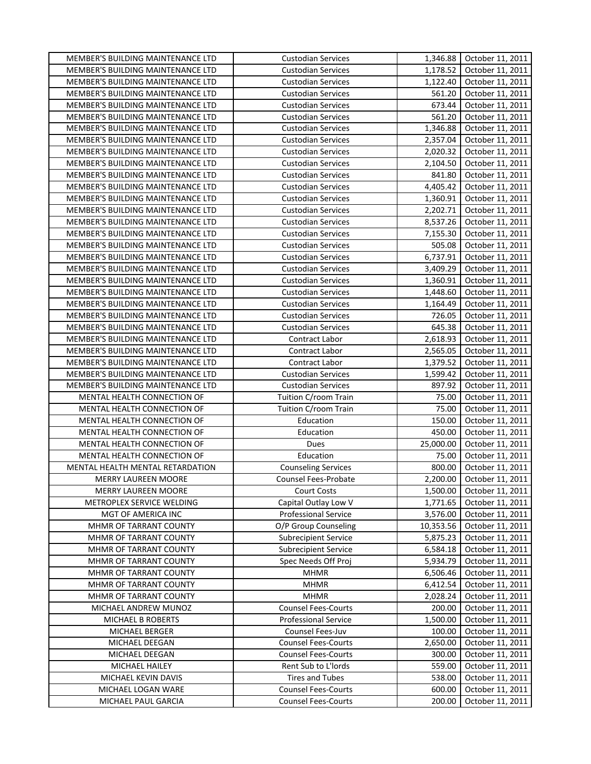| | | | |
|---|---|---|---|
| MEMBER'S BUILDING MAINTENANCE LTD | Custodian Services | 1,346.88 | October 11, 2011 |
| MEMBER'S BUILDING MAINTENANCE LTD | Custodian Services | 1,178.52 | October 11, 2011 |
| MEMBER'S BUILDING MAINTENANCE LTD | Custodian Services | 1,122.40 | October 11, 2011 |
| MEMBER'S BUILDING MAINTENANCE LTD | Custodian Services | 561.20 | October 11, 2011 |
| MEMBER'S BUILDING MAINTENANCE LTD | Custodian Services | 673.44 | October 11, 2011 |
| MEMBER'S BUILDING MAINTENANCE LTD | Custodian Services | 561.20 | October 11, 2011 |
| MEMBER'S BUILDING MAINTENANCE LTD | Custodian Services | 1,346.88 | October 11, 2011 |
| MEMBER'S BUILDING MAINTENANCE LTD | Custodian Services | 2,357.04 | October 11, 2011 |
| MEMBER'S BUILDING MAINTENANCE LTD | Custodian Services | 2,020.32 | October 11, 2011 |
| MEMBER'S BUILDING MAINTENANCE LTD | Custodian Services | 2,104.50 | October 11, 2011 |
| MEMBER'S BUILDING MAINTENANCE LTD | Custodian Services | 841.80 | October 11, 2011 |
| MEMBER'S BUILDING MAINTENANCE LTD | Custodian Services | 4,405.42 | October 11, 2011 |
| MEMBER'S BUILDING MAINTENANCE LTD | Custodian Services | 1,360.91 | October 11, 2011 |
| MEMBER'S BUILDING MAINTENANCE LTD | Custodian Services | 2,202.71 | October 11, 2011 |
| MEMBER'S BUILDING MAINTENANCE LTD | Custodian Services | 8,537.26 | October 11, 2011 |
| MEMBER'S BUILDING MAINTENANCE LTD | Custodian Services | 7,155.30 | October 11, 2011 |
| MEMBER'S BUILDING MAINTENANCE LTD | Custodian Services | 505.08 | October 11, 2011 |
| MEMBER'S BUILDING MAINTENANCE LTD | Custodian Services | 6,737.91 | October 11, 2011 |
| MEMBER'S BUILDING MAINTENANCE LTD | Custodian Services | 3,409.29 | October 11, 2011 |
| MEMBER'S BUILDING MAINTENANCE LTD | Custodian Services | 1,360.91 | October 11, 2011 |
| MEMBER'S BUILDING MAINTENANCE LTD | Custodian Services | 1,448.60 | October 11, 2011 |
| MEMBER'S BUILDING MAINTENANCE LTD | Custodian Services | 1,164.49 | October 11, 2011 |
| MEMBER'S BUILDING MAINTENANCE LTD | Custodian Services | 726.05 | October 11, 2011 |
| MEMBER'S BUILDING MAINTENANCE LTD | Custodian Services | 645.38 | October 11, 2011 |
| MEMBER'S BUILDING MAINTENANCE LTD | Contract Labor | 2,618.93 | October 11, 2011 |
| MEMBER'S BUILDING MAINTENANCE LTD | Contract Labor | 2,565.05 | October 11, 2011 |
| MEMBER'S BUILDING MAINTENANCE LTD | Contract Labor | 1,379.52 | October 11, 2011 |
| MEMBER'S BUILDING MAINTENANCE LTD | Custodian Services | 1,599.42 | October 11, 2011 |
| MEMBER'S BUILDING MAINTENANCE LTD | Custodian Services | 897.92 | October 11, 2011 |
| MENTAL HEALTH CONNECTION OF | Tuition C/room Train | 75.00 | October 11, 2011 |
| MENTAL HEALTH CONNECTION OF | Tuition C/room Train | 75.00 | October 11, 2011 |
| MENTAL HEALTH CONNECTION OF | Education | 150.00 | October 11, 2011 |
| MENTAL HEALTH CONNECTION OF | Education | 450.00 | October 11, 2011 |
| MENTAL HEALTH CONNECTION OF | Dues | 25,000.00 | October 11, 2011 |
| MENTAL HEALTH CONNECTION OF | Education | 75.00 | October 11, 2011 |
| MENTAL HEALTH MENTAL RETARDATION | Counseling Services | 800.00 | October 11, 2011 |
| MERRY LAUREEN MOORE | Counsel Fees-Probate | 2,200.00 | October 11, 2011 |
| MERRY LAUREEN MOORE | Court Costs | 1,500.00 | October 11, 2011 |
| METROPLEX SERVICE WELDING | Capital Outlay Low V | 1,771.65 | October 11, 2011 |
| MGT OF AMERICA INC | Professional Service | 3,576.00 | October 11, 2011 |
| MHMR OF TARRANT COUNTY | O/P Group Counseling | 10,353.56 | October 11, 2011 |
| MHMR OF TARRANT COUNTY | Subrecipient Service | 5,875.23 | October 11, 2011 |
| MHMR OF TARRANT COUNTY | Subrecipient Service | 6,584.18 | October 11, 2011 |
| MHMR OF TARRANT COUNTY | Spec Needs Off Proj | 5,934.79 | October 11, 2011 |
| MHMR OF TARRANT COUNTY | MHMR | 6,506.46 | October 11, 2011 |
| MHMR OF TARRANT COUNTY | MHMR | 6,412.54 | October 11, 2011 |
| MHMR OF TARRANT COUNTY | MHMR | 2,028.24 | October 11, 2011 |
| MICHAEL ANDREW MUNOZ | Counsel Fees-Courts | 200.00 | October 11, 2011 |
| MICHAEL B ROBERTS | Professional Service | 1,500.00 | October 11, 2011 |
| MICHAEL BERGER | Counsel Fees-Juv | 100.00 | October 11, 2011 |
| MICHAEL DEEGAN | Counsel Fees-Courts | 2,650.00 | October 11, 2011 |
| MICHAEL DEEGAN | Counsel Fees-Courts | 300.00 | October 11, 2011 |
| MICHAEL HAILEY | Rent Sub to L'lords | 559.00 | October 11, 2011 |
| MICHAEL KEVIN DAVIS | Tires and Tubes | 538.00 | October 11, 2011 |
| MICHAEL LOGAN WARE | Counsel Fees-Courts | 600.00 | October 11, 2011 |
| MICHAEL PAUL GARCIA | Counsel Fees-Courts | 200.00 | October 11, 2011 |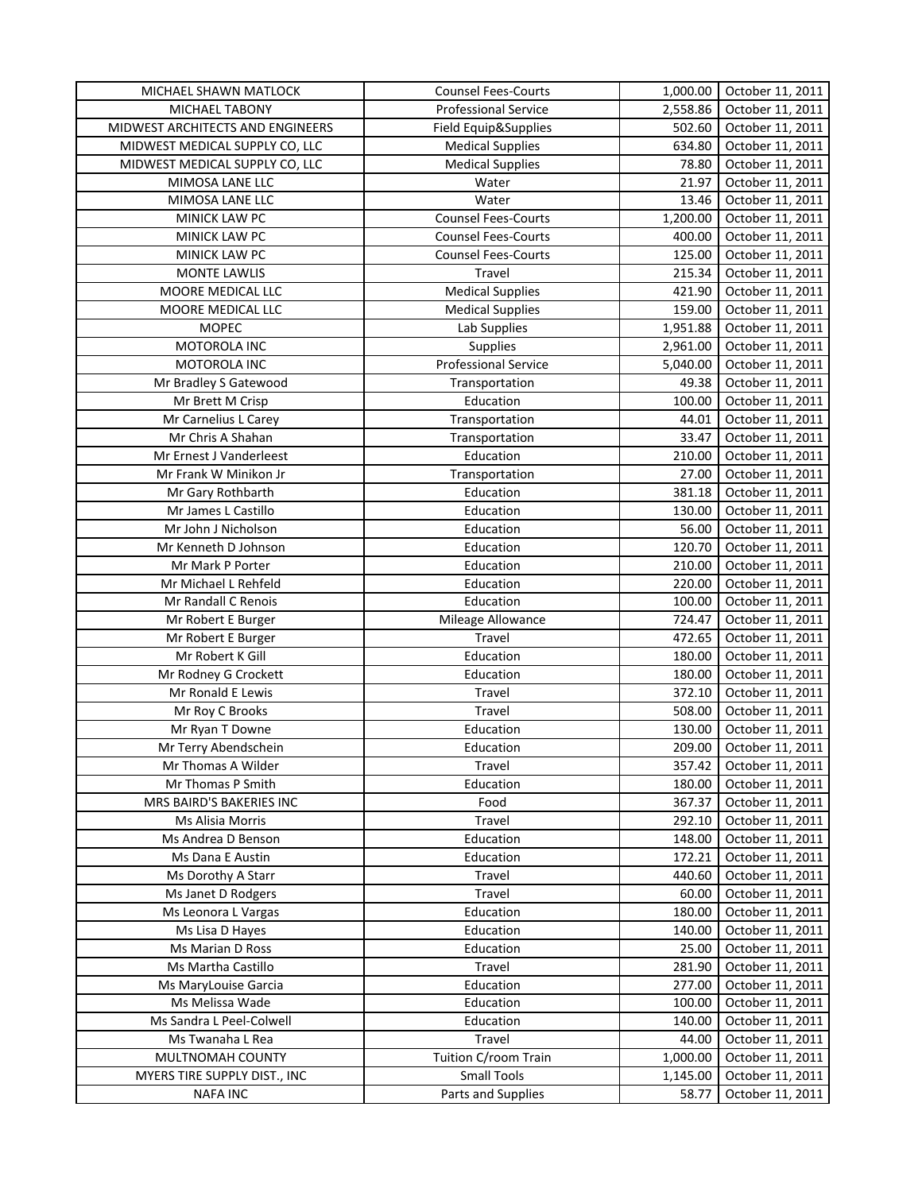| MICHAEL SHAWN MATLOCK | Counsel Fees-Courts | 1,000.00 | October 11, 2011 |
|---|---|---|---|
| MICHAEL TABONY | Professional Service | 2,558.86 | October 11, 2011 |
| MIDWEST ARCHITECTS AND ENGINEERS | Field Equip&Supplies | 502.60 | October 11, 2011 |
| MIDWEST MEDICAL SUPPLY CO, LLC | Medical Supplies | 634.80 | October 11, 2011 |
| MIDWEST MEDICAL SUPPLY CO, LLC | Medical Supplies | 78.80 | October 11, 2011 |
| MIMOSA LANE LLC | Water | 21.97 | October 11, 2011 |
| MIMOSA LANE LLC | Water | 13.46 | October 11, 2011 |
| MINICK LAW PC | Counsel Fees-Courts | 1,200.00 | October 11, 2011 |
| MINICK LAW PC | Counsel Fees-Courts | 400.00 | October 11, 2011 |
| MINICK LAW PC | Counsel Fees-Courts | 125.00 | October 11, 2011 |
| MONTE LAWLIS | Travel | 215.34 | October 11, 2011 |
| MOORE MEDICAL LLC | Medical Supplies | 421.90 | October 11, 2011 |
| MOORE MEDICAL LLC | Medical Supplies | 159.00 | October 11, 2011 |
| MOPEC | Lab Supplies | 1,951.88 | October 11, 2011 |
| MOTOROLA INC | Supplies | 2,961.00 | October 11, 2011 |
| MOTOROLA INC | Professional Service | 5,040.00 | October 11, 2011 |
| Mr Bradley S Gatewood | Transportation | 49.38 | October 11, 2011 |
| Mr Brett M Crisp | Education | 100.00 | October 11, 2011 |
| Mr Carnelius L Carey | Transportation | 44.01 | October 11, 2011 |
| Mr Chris A Shahan | Transportation | 33.47 | October 11, 2011 |
| Mr Ernest J Vanderleest | Education | 210.00 | October 11, 2011 |
| Mr Frank W Minikon Jr | Transportation | 27.00 | October 11, 2011 |
| Mr Gary Rothbarth | Education | 381.18 | October 11, 2011 |
| Mr James L Castillo | Education | 130.00 | October 11, 2011 |
| Mr John J Nicholson | Education | 56.00 | October 11, 2011 |
| Mr Kenneth D Johnson | Education | 120.70 | October 11, 2011 |
| Mr Mark P Porter | Education | 210.00 | October 11, 2011 |
| Mr Michael L Rehfeld | Education | 220.00 | October 11, 2011 |
| Mr Randall C Renois | Education | 100.00 | October 11, 2011 |
| Mr Robert E Burger | Mileage Allowance | 724.47 | October 11, 2011 |
| Mr Robert E Burger | Travel | 472.65 | October 11, 2011 |
| Mr Robert K Gill | Education | 180.00 | October 11, 2011 |
| Mr Rodney G Crockett | Education | 180.00 | October 11, 2011 |
| Mr Ronald E Lewis | Travel | 372.10 | October 11, 2011 |
| Mr Roy C Brooks | Travel | 508.00 | October 11, 2011 |
| Mr Ryan T Downe | Education | 130.00 | October 11, 2011 |
| Mr Terry Abendschein | Education | 209.00 | October 11, 2011 |
| Mr Thomas A Wilder | Travel | 357.42 | October 11, 2011 |
| Mr Thomas P Smith | Education | 180.00 | October 11, 2011 |
| MRS BAIRD'S BAKERIES INC | Food | 367.37 | October 11, 2011 |
| Ms Alisia Morris | Travel | 292.10 | October 11, 2011 |
| Ms Andrea D Benson | Education | 148.00 | October 11, 2011 |
| Ms Dana E Austin | Education | 172.21 | October 11, 2011 |
| Ms Dorothy A Starr | Travel | 440.60 | October 11, 2011 |
| Ms Janet D Rodgers | Travel | 60.00 | October 11, 2011 |
| Ms Leonora L Vargas | Education | 180.00 | October 11, 2011 |
| Ms Lisa D Hayes | Education | 140.00 | October 11, 2011 |
| Ms Marian D Ross | Education | 25.00 | October 11, 2011 |
| Ms Martha Castillo | Travel | 281.90 | October 11, 2011 |
| Ms MaryLouise Garcia | Education | 277.00 | October 11, 2011 |
| Ms Melissa Wade | Education | 100.00 | October 11, 2011 |
| Ms Sandra L Peel-Colwell | Education | 140.00 | October 11, 2011 |
| Ms Twanaha L Rea | Travel | 44.00 | October 11, 2011 |
| MULTNOMAH COUNTY | Tuition C/room Train | 1,000.00 | October 11, 2011 |
| MYERS TIRE SUPPLY DIST., INC | Small Tools | 1,145.00 | October 11, 2011 |
| NAFA INC | Parts and Supplies | 58.77 | October 11, 2011 |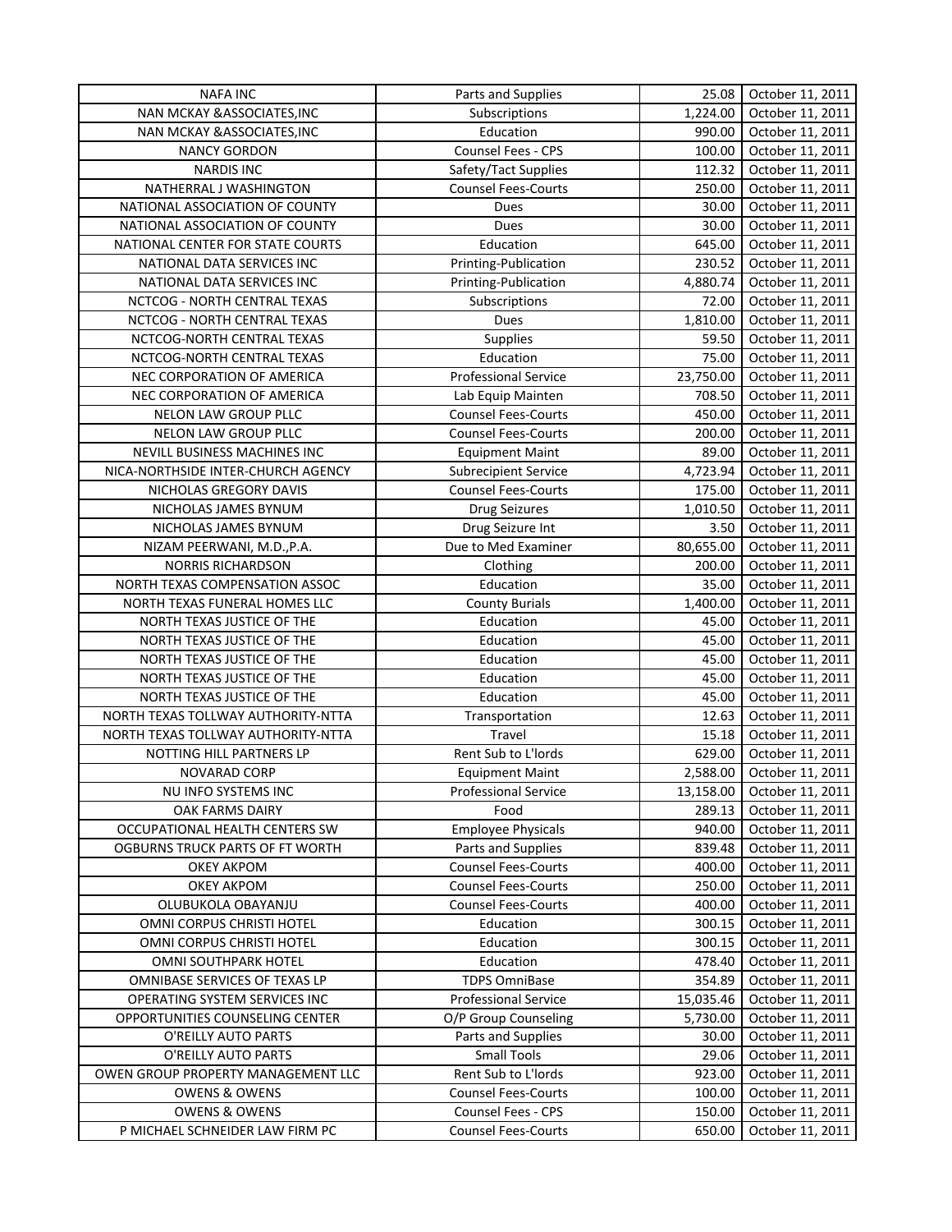| NAFA INC | Parts and Supplies | 25.08 | October 11, 2011 |
|---|---|---|---|
| NAN MCKAY &ASSOCIATES,INC | Subscriptions | 1,224.00 | October 11, 2011 |
| NAN MCKAY &ASSOCIATES,INC | Education | 990.00 | October 11, 2011 |
| NANCY GORDON | Counsel Fees - CPS | 100.00 | October 11, 2011 |
| NARDIS INC | Safety/Tact Supplies | 112.32 | October 11, 2011 |
| NATHERRAL J WASHINGTON | Counsel Fees-Courts | 250.00 | October 11, 2011 |
| NATIONAL ASSOCIATION OF COUNTY | Dues | 30.00 | October 11, 2011 |
| NATIONAL ASSOCIATION OF COUNTY | Dues | 30.00 | October 11, 2011 |
| NATIONAL CENTER FOR STATE COURTS | Education | 645.00 | October 11, 2011 |
| NATIONAL DATA SERVICES INC | Printing-Publication | 230.52 | October 11, 2011 |
| NATIONAL DATA SERVICES INC | Printing-Publication | 4,880.74 | October 11, 2011 |
| NCTCOG - NORTH CENTRAL TEXAS | Subscriptions | 72.00 | October 11, 2011 |
| NCTCOG - NORTH CENTRAL TEXAS | Dues | 1,810.00 | October 11, 2011 |
| NCTCOG-NORTH CENTRAL TEXAS | Supplies | 59.50 | October 11, 2011 |
| NCTCOG-NORTH CENTRAL TEXAS | Education | 75.00 | October 11, 2011 |
| NEC CORPORATION OF AMERICA | Professional Service | 23,750.00 | October 11, 2011 |
| NEC CORPORATION OF AMERICA | Lab Equip Mainten | 708.50 | October 11, 2011 |
| NELON LAW GROUP PLLC | Counsel Fees-Courts | 450.00 | October 11, 2011 |
| NELON LAW GROUP PLLC | Counsel Fees-Courts | 200.00 | October 11, 2011 |
| NEVILL BUSINESS MACHINES INC | Equipment Maint | 89.00 | October 11, 2011 |
| NICA-NORTHSIDE INTER-CHURCH AGENCY | Subrecipient Service | 4,723.94 | October 11, 2011 |
| NICHOLAS GREGORY DAVIS | Counsel Fees-Courts | 175.00 | October 11, 2011 |
| NICHOLAS JAMES BYNUM | Drug Seizures | 1,010.50 | October 11, 2011 |
| NICHOLAS JAMES BYNUM | Drug Seizure Int | 3.50 | October 11, 2011 |
| NIZAM PEERWANI, M.D.,P.A. | Due to Med Examiner | 80,655.00 | October 11, 2011 |
| NORRIS RICHARDSON | Clothing | 200.00 | October 11, 2011 |
| NORTH TEXAS COMPENSATION ASSOC | Education | 35.00 | October 11, 2011 |
| NORTH TEXAS FUNERAL HOMES LLC | County Burials | 1,400.00 | October 11, 2011 |
| NORTH TEXAS JUSTICE OF THE | Education | 45.00 | October 11, 2011 |
| NORTH TEXAS JUSTICE OF THE | Education | 45.00 | October 11, 2011 |
| NORTH TEXAS JUSTICE OF THE | Education | 45.00 | October 11, 2011 |
| NORTH TEXAS JUSTICE OF THE | Education | 45.00 | October 11, 2011 |
| NORTH TEXAS JUSTICE OF THE | Education | 45.00 | October 11, 2011 |
| NORTH TEXAS TOLLWAY AUTHORITY-NTTA | Transportation | 12.63 | October 11, 2011 |
| NORTH TEXAS TOLLWAY AUTHORITY-NTTA | Travel | 15.18 | October 11, 2011 |
| NOTTING HILL PARTNERS LP | Rent Sub to L'lords | 629.00 | October 11, 2011 |
| NOVARAD CORP | Equipment Maint | 2,588.00 | October 11, 2011 |
| NU INFO SYSTEMS INC | Professional Service | 13,158.00 | October 11, 2011 |
| OAK FARMS DAIRY | Food | 289.13 | October 11, 2011 |
| OCCUPATIONAL HEALTH CENTERS SW | Employee Physicals | 940.00 | October 11, 2011 |
| OGBURNS TRUCK PARTS OF FT WORTH | Parts and Supplies | 839.48 | October 11, 2011 |
| OKEY AKPOM | Counsel Fees-Courts | 400.00 | October 11, 2011 |
| OKEY AKPOM | Counsel Fees-Courts | 250.00 | October 11, 2011 |
| OLUBUKOLA OBAYANJU | Counsel Fees-Courts | 400.00 | October 11, 2011 |
| OMNI CORPUS CHRISTI HOTEL | Education | 300.15 | October 11, 2011 |
| OMNI CORPUS CHRISTI HOTEL | Education | 300.15 | October 11, 2011 |
| OMNI SOUTHPARK HOTEL | Education | 478.40 | October 11, 2011 |
| OMNIBASE SERVICES OF TEXAS LP | TDPS OmniBase | 354.89 | October 11, 2011 |
| OPERATING SYSTEM SERVICES INC | Professional Service | 15,035.46 | October 11, 2011 |
| OPPORTUNITIES COUNSELING CENTER | O/P Group Counseling | 5,730.00 | October 11, 2011 |
| O'REILLY AUTO PARTS | Parts and Supplies | 30.00 | October 11, 2011 |
| O'REILLY AUTO PARTS | Small Tools | 29.06 | October 11, 2011 |
| OWEN GROUP PROPERTY MANAGEMENT LLC | Rent Sub to L'lords | 923.00 | October 11, 2011 |
| OWENS & OWENS | Counsel Fees-Courts | 100.00 | October 11, 2011 |
| OWENS & OWENS | Counsel Fees - CPS | 150.00 | October 11, 2011 |
| P MICHAEL SCHNEIDER LAW FIRM PC | Counsel Fees-Courts | 650.00 | October 11, 2011 |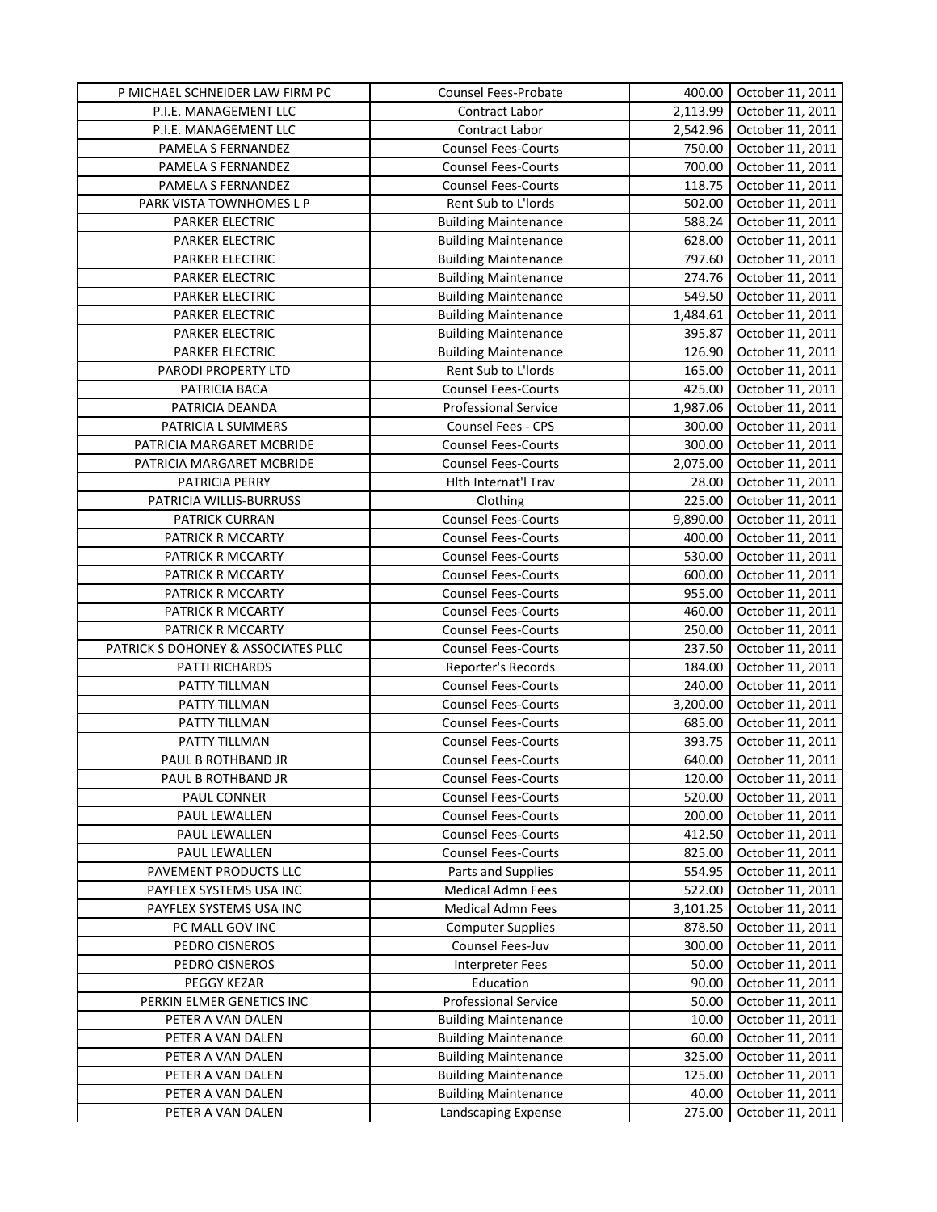| | | | |
|---|---|---|---|
| P MICHAEL SCHNEIDER LAW FIRM PC | Counsel Fees-Probate | 400.00 | October 11, 2011 |
| P.I.E. MANAGEMENT LLC | Contract Labor | 2,113.99 | October 11, 2011 |
| P.I.E. MANAGEMENT LLC | Contract Labor | 2,542.96 | October 11, 2011 |
| PAMELA S FERNANDEZ | Counsel Fees-Courts | 750.00 | October 11, 2011 |
| PAMELA S FERNANDEZ | Counsel Fees-Courts | 700.00 | October 11, 2011 |
| PAMELA S FERNANDEZ | Counsel Fees-Courts | 118.75 | October 11, 2011 |
| PARK VISTA TOWNHOMES L P | Rent Sub to L'lords | 502.00 | October 11, 2011 |
| PARKER ELECTRIC | Building Maintenance | 588.24 | October 11, 2011 |
| PARKER ELECTRIC | Building Maintenance | 628.00 | October 11, 2011 |
| PARKER ELECTRIC | Building Maintenance | 797.60 | October 11, 2011 |
| PARKER ELECTRIC | Building Maintenance | 274.76 | October 11, 2011 |
| PARKER ELECTRIC | Building Maintenance | 549.50 | October 11, 2011 |
| PARKER ELECTRIC | Building Maintenance | 1,484.61 | October 11, 2011 |
| PARKER ELECTRIC | Building Maintenance | 395.87 | October 11, 2011 |
| PARKER ELECTRIC | Building Maintenance | 126.90 | October 11, 2011 |
| PARODI PROPERTY LTD | Rent Sub to L'lords | 165.00 | October 11, 2011 |
| PATRICIA BACA | Counsel Fees-Courts | 425.00 | October 11, 2011 |
| PATRICIA DEANDA | Professional Service | 1,987.06 | October 11, 2011 |
| PATRICIA L SUMMERS | Counsel Fees - CPS | 300.00 | October 11, 2011 |
| PATRICIA MARGARET MCBRIDE | Counsel Fees-Courts | 300.00 | October 11, 2011 |
| PATRICIA MARGARET MCBRIDE | Counsel Fees-Courts | 2,075.00 | October 11, 2011 |
| PATRICIA PERRY | Hlth Internat'l Trav | 28.00 | October 11, 2011 |
| PATRICIA WILLIS-BURRUSS | Clothing | 225.00 | October 11, 2011 |
| PATRICK CURRAN | Counsel Fees-Courts | 9,890.00 | October 11, 2011 |
| PATRICK R MCCARTY | Counsel Fees-Courts | 400.00 | October 11, 2011 |
| PATRICK R MCCARTY | Counsel Fees-Courts | 530.00 | October 11, 2011 |
| PATRICK R MCCARTY | Counsel Fees-Courts | 600.00 | October 11, 2011 |
| PATRICK R MCCARTY | Counsel Fees-Courts | 955.00 | October 11, 2011 |
| PATRICK R MCCARTY | Counsel Fees-Courts | 460.00 | October 11, 2011 |
| PATRICK R MCCARTY | Counsel Fees-Courts | 250.00 | October 11, 2011 |
| PATRICK S DOHONEY & ASSOCIATES PLLC | Counsel Fees-Courts | 237.50 | October 11, 2011 |
| PATTI RICHARDS | Reporter's Records | 184.00 | October 11, 2011 |
| PATTY TILLMAN | Counsel Fees-Courts | 240.00 | October 11, 2011 |
| PATTY TILLMAN | Counsel Fees-Courts | 3,200.00 | October 11, 2011 |
| PATTY TILLMAN | Counsel Fees-Courts | 685.00 | October 11, 2011 |
| PATTY TILLMAN | Counsel Fees-Courts | 393.75 | October 11, 2011 |
| PAUL B ROTHBAND JR | Counsel Fees-Courts | 640.00 | October 11, 2011 |
| PAUL B ROTHBAND JR | Counsel Fees-Courts | 120.00 | October 11, 2011 |
| PAUL CONNER | Counsel Fees-Courts | 520.00 | October 11, 2011 |
| PAUL LEWALLEN | Counsel Fees-Courts | 200.00 | October 11, 2011 |
| PAUL LEWALLEN | Counsel Fees-Courts | 412.50 | October 11, 2011 |
| PAUL LEWALLEN | Counsel Fees-Courts | 825.00 | October 11, 2011 |
| PAVEMENT PRODUCTS LLC | Parts and Supplies | 554.95 | October 11, 2011 |
| PAYFLEX SYSTEMS USA INC | Medical Admn Fees | 522.00 | October 11, 2011 |
| PAYFLEX SYSTEMS USA INC | Medical Admn Fees | 3,101.25 | October 11, 2011 |
| PC MALL GOV INC | Computer Supplies | 878.50 | October 11, 2011 |
| PEDRO CISNEROS | Counsel Fees-Juv | 300.00 | October 11, 2011 |
| PEDRO CISNEROS | Interpreter Fees | 50.00 | October 11, 2011 |
| PEGGY KEZAR | Education | 90.00 | October 11, 2011 |
| PERKIN ELMER GENETICS INC | Professional Service | 50.00 | October 11, 2011 |
| PETER A VAN DALEN | Building Maintenance | 10.00 | October 11, 2011 |
| PETER A VAN DALEN | Building Maintenance | 60.00 | October 11, 2011 |
| PETER A VAN DALEN | Building Maintenance | 325.00 | October 11, 2011 |
| PETER A VAN DALEN | Building Maintenance | 125.00 | October 11, 2011 |
| PETER A VAN DALEN | Building Maintenance | 40.00 | October 11, 2011 |
| PETER A VAN DALEN | Landscaping Expense | 275.00 | October 11, 2011 |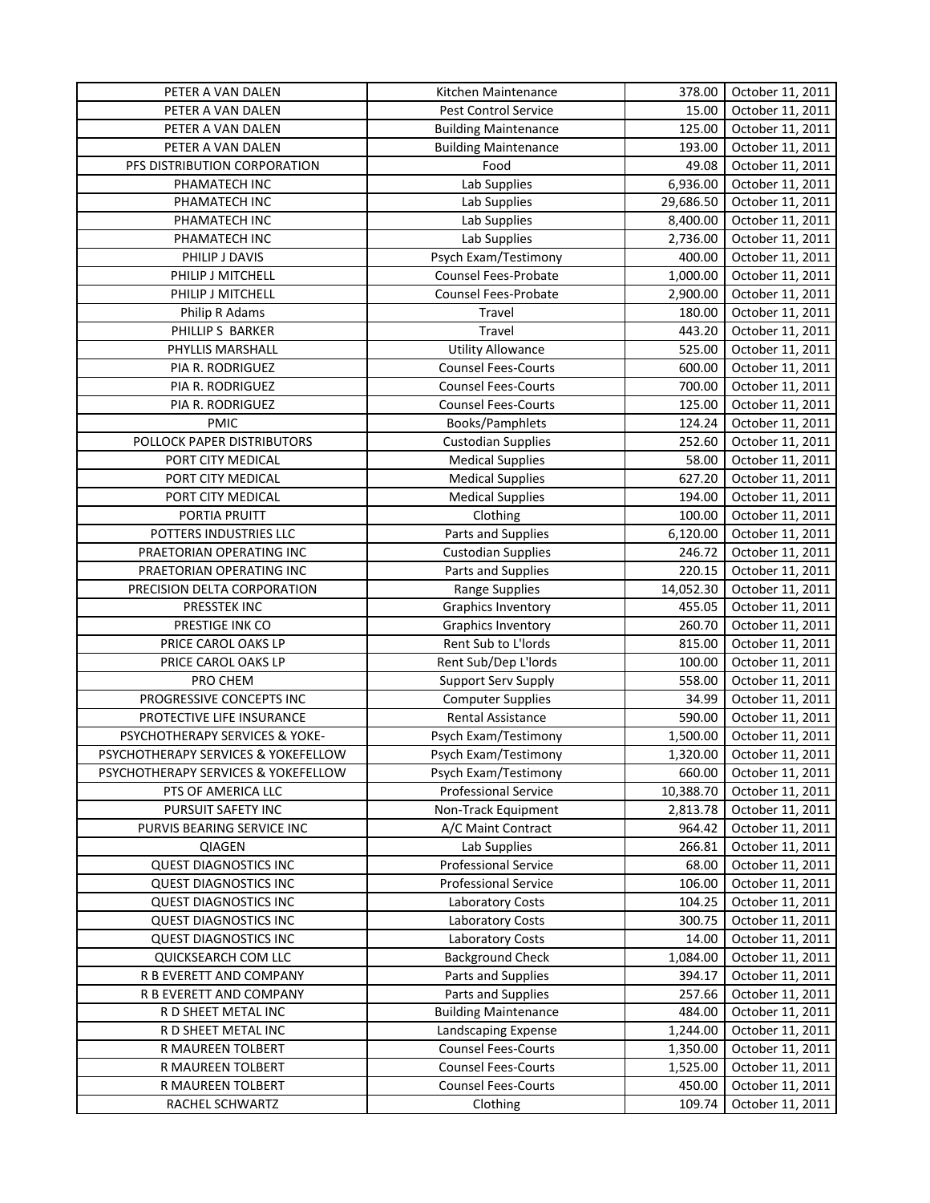| | | | |
|---|---|---|---|
| PETER A VAN DALEN | Kitchen Maintenance | 378.00 | October 11, 2011 |
| PETER A VAN DALEN | Pest Control Service | 15.00 | October 11, 2011 |
| PETER A VAN DALEN | Building Maintenance | 125.00 | October 11, 2011 |
| PETER A VAN DALEN | Building Maintenance | 193.00 | October 11, 2011 |
| PFS DISTRIBUTION CORPORATION | Food | 49.08 | October 11, 2011 |
| PHAMATECH INC | Lab Supplies | 6,936.00 | October 11, 2011 |
| PHAMATECH INC | Lab Supplies | 29,686.50 | October 11, 2011 |
| PHAMATECH INC | Lab Supplies | 8,400.00 | October 11, 2011 |
| PHAMATECH INC | Lab Supplies | 2,736.00 | October 11, 2011 |
| PHILIP J DAVIS | Psych Exam/Testimony | 400.00 | October 11, 2011 |
| PHILIP J MITCHELL | Counsel Fees-Probate | 1,000.00 | October 11, 2011 |
| PHILIP J MITCHELL | Counsel Fees-Probate | 2,900.00 | October 11, 2011 |
| Philip R Adams | Travel | 180.00 | October 11, 2011 |
| PHILLIP S BARKER | Travel | 443.20 | October 11, 2011 |
| PHYLLIS MARSHALL | Utility Allowance | 525.00 | October 11, 2011 |
| PIA R. RODRIGUEZ | Counsel Fees-Courts | 600.00 | October 11, 2011 |
| PIA R. RODRIGUEZ | Counsel Fees-Courts | 700.00 | October 11, 2011 |
| PIA R. RODRIGUEZ | Counsel Fees-Courts | 125.00 | October 11, 2011 |
| PMIC | Books/Pamphlets | 124.24 | October 11, 2011 |
| POLLOCK PAPER DISTRIBUTORS | Custodian Supplies | 252.60 | October 11, 2011 |
| PORT CITY MEDICAL | Medical Supplies | 58.00 | October 11, 2011 |
| PORT CITY MEDICAL | Medical Supplies | 627.20 | October 11, 2011 |
| PORT CITY MEDICAL | Medical Supplies | 194.00 | October 11, 2011 |
| PORTIA PRUITT | Clothing | 100.00 | October 11, 2011 |
| POTTERS INDUSTRIES LLC | Parts and Supplies | 6,120.00 | October 11, 2011 |
| PRAETORIAN OPERATING INC | Custodian Supplies | 246.72 | October 11, 2011 |
| PRAETORIAN OPERATING INC | Parts and Supplies | 220.15 | October 11, 2011 |
| PRECISION DELTA CORPORATION | Range Supplies | 14,052.30 | October 11, 2011 |
| PRESSTEK INC | Graphics Inventory | 455.05 | October 11, 2011 |
| PRESTIGE INK CO | Graphics Inventory | 260.70 | October 11, 2011 |
| PRICE CAROL OAKS LP | Rent Sub to L'lords | 815.00 | October 11, 2011 |
| PRICE CAROL OAKS LP | Rent Sub/Dep L'lords | 100.00 | October 11, 2011 |
| PRO CHEM | Support Serv Supply | 558.00 | October 11, 2011 |
| PROGRESSIVE CONCEPTS INC | Computer Supplies | 34.99 | October 11, 2011 |
| PROTECTIVE LIFE INSURANCE | Rental Assistance | 590.00 | October 11, 2011 |
| PSYCHOTHERAPY SERVICES & YOKE- | Psych Exam/Testimony | 1,500.00 | October 11, 2011 |
| PSYCHOTHERAPY SERVICES & YOKEFELLOW | Psych Exam/Testimony | 1,320.00 | October 11, 2011 |
| PSYCHOTHERAPY SERVICES & YOKEFELLOW | Psych Exam/Testimony | 660.00 | October 11, 2011 |
| PTS OF AMERICA LLC | Professional Service | 10,388.70 | October 11, 2011 |
| PURSUIT SAFETY INC | Non-Track Equipment | 2,813.78 | October 11, 2011 |
| PURVIS BEARING SERVICE INC | A/C Maint Contract | 964.42 | October 11, 2011 |
| QIAGEN | Lab Supplies | 266.81 | October 11, 2011 |
| QUEST DIAGNOSTICS INC | Professional Service | 68.00 | October 11, 2011 |
| QUEST DIAGNOSTICS INC | Professional Service | 106.00 | October 11, 2011 |
| QUEST DIAGNOSTICS INC | Laboratory Costs | 104.25 | October 11, 2011 |
| QUEST DIAGNOSTICS INC | Laboratory Costs | 300.75 | October 11, 2011 |
| QUEST DIAGNOSTICS INC | Laboratory Costs | 14.00 | October 11, 2011 |
| QUICKSEARCH COM LLC | Background Check | 1,084.00 | October 11, 2011 |
| R B EVERETT AND COMPANY | Parts and Supplies | 394.17 | October 11, 2011 |
| R B EVERETT AND COMPANY | Parts and Supplies | 257.66 | October 11, 2011 |
| R D SHEET METAL INC | Building Maintenance | 484.00 | October 11, 2011 |
| R D SHEET METAL INC | Landscaping Expense | 1,244.00 | October 11, 2011 |
| R MAUREEN TOLBERT | Counsel Fees-Courts | 1,350.00 | October 11, 2011 |
| R MAUREEN TOLBERT | Counsel Fees-Courts | 1,525.00 | October 11, 2011 |
| R MAUREEN TOLBERT | Counsel Fees-Courts | 450.00 | October 11, 2011 |
| RACHEL SCHWARTZ | Clothing | 109.74 | October 11, 2011 |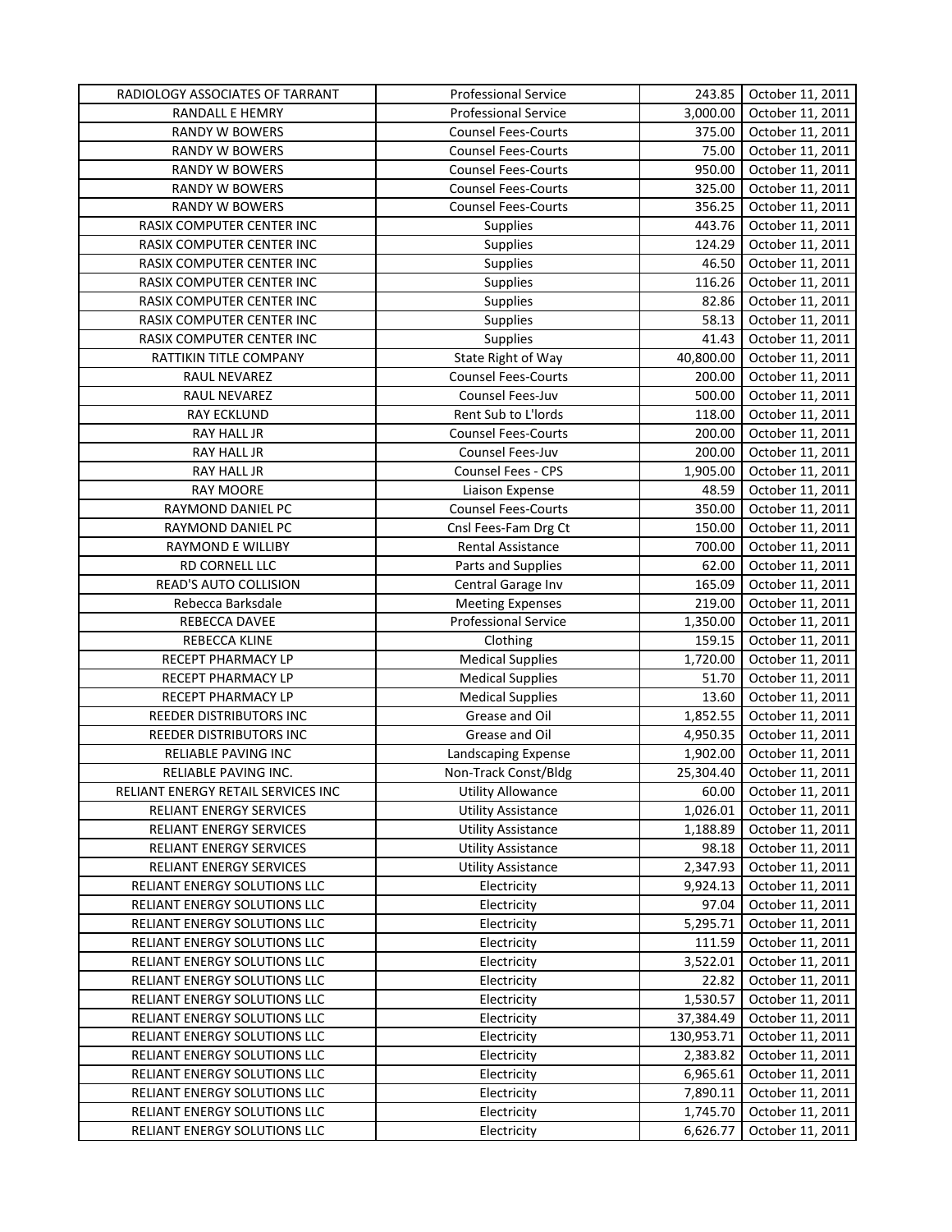| RADIOLOGY ASSOCIATES OF TARRANT | Professional Service | 243.85 | October 11, 2011 |
|---|---|---|---|
| RANDALL E HEMRY | Professional Service | 3,000.00 | October 11, 2011 |
| RANDY W BOWERS | Counsel Fees-Courts | 375.00 | October 11, 2011 |
| RANDY W BOWERS | Counsel Fees-Courts | 75.00 | October 11, 2011 |
| RANDY W BOWERS | Counsel Fees-Courts | 950.00 | October 11, 2011 |
| RANDY W BOWERS | Counsel Fees-Courts | 325.00 | October 11, 2011 |
| RANDY W BOWERS | Counsel Fees-Courts | 356.25 | October 11, 2011 |
| RASIX COMPUTER CENTER INC | Supplies | 443.76 | October 11, 2011 |
| RASIX COMPUTER CENTER INC | Supplies | 124.29 | October 11, 2011 |
| RASIX COMPUTER CENTER INC | Supplies | 46.50 | October 11, 2011 |
| RASIX COMPUTER CENTER INC | Supplies | 116.26 | October 11, 2011 |
| RASIX COMPUTER CENTER INC | Supplies | 82.86 | October 11, 2011 |
| RASIX COMPUTER CENTER INC | Supplies | 58.13 | October 11, 2011 |
| RASIX COMPUTER CENTER INC | Supplies | 41.43 | October 11, 2011 |
| RATTIKIN TITLE COMPANY | State Right of Way | 40,800.00 | October 11, 2011 |
| RAUL NEVAREZ | Counsel Fees-Courts | 200.00 | October 11, 2011 |
| RAUL NEVAREZ | Counsel Fees-Juv | 500.00 | October 11, 2011 |
| RAY ECKLUND | Rent Sub to L'lords | 118.00 | October 11, 2011 |
| RAY HALL JR | Counsel Fees-Courts | 200.00 | October 11, 2011 |
| RAY HALL JR | Counsel Fees-Juv | 200.00 | October 11, 2011 |
| RAY HALL JR | Counsel Fees - CPS | 1,905.00 | October 11, 2011 |
| RAY MOORE | Liaison Expense | 48.59 | October 11, 2011 |
| RAYMOND DANIEL PC | Counsel Fees-Courts | 350.00 | October 11, 2011 |
| RAYMOND DANIEL PC | Cnsl Fees-Fam Drg Ct | 150.00 | October 11, 2011 |
| RAYMOND E WILLIBY | Rental Assistance | 700.00 | October 11, 2011 |
| RD CORNELL LLC | Parts and Supplies | 62.00 | October 11, 2011 |
| READ'S AUTO COLLISION | Central Garage Inv | 165.09 | October 11, 2011 |
| Rebecca Barksdale | Meeting Expenses | 219.00 | October 11, 2011 |
| REBECCA DAVEE | Professional Service | 1,350.00 | October 11, 2011 |
| REBECCA KLINE | Clothing | 159.15 | October 11, 2011 |
| RECEPT PHARMACY LP | Medical Supplies | 1,720.00 | October 11, 2011 |
| RECEPT PHARMACY LP | Medical Supplies | 51.70 | October 11, 2011 |
| RECEPT PHARMACY LP | Medical Supplies | 13.60 | October 11, 2011 |
| REEDER DISTRIBUTORS INC | Grease and Oil | 1,852.55 | October 11, 2011 |
| REEDER DISTRIBUTORS INC | Grease and Oil | 4,950.35 | October 11, 2011 |
| RELIABLE PAVING INC | Landscaping Expense | 1,902.00 | October 11, 2011 |
| RELIABLE PAVING INC. | Non-Track Const/Bldg | 25,304.40 | October 11, 2011 |
| RELIANT ENERGY RETAIL SERVICES INC | Utility Allowance | 60.00 | October 11, 2011 |
| RELIANT ENERGY SERVICES | Utility Assistance | 1,026.01 | October 11, 2011 |
| RELIANT ENERGY SERVICES | Utility Assistance | 1,188.89 | October 11, 2011 |
| RELIANT ENERGY SERVICES | Utility Assistance | 98.18 | October 11, 2011 |
| RELIANT ENERGY SERVICES | Utility Assistance | 2,347.93 | October 11, 2011 |
| RELIANT ENERGY SOLUTIONS LLC | Electricity | 9,924.13 | October 11, 2011 |
| RELIANT ENERGY SOLUTIONS LLC | Electricity | 97.04 | October 11, 2011 |
| RELIANT ENERGY SOLUTIONS LLC | Electricity | 5,295.71 | October 11, 2011 |
| RELIANT ENERGY SOLUTIONS LLC | Electricity | 111.59 | October 11, 2011 |
| RELIANT ENERGY SOLUTIONS LLC | Electricity | 3,522.01 | October 11, 2011 |
| RELIANT ENERGY SOLUTIONS LLC | Electricity | 22.82 | October 11, 2011 |
| RELIANT ENERGY SOLUTIONS LLC | Electricity | 1,530.57 | October 11, 2011 |
| RELIANT ENERGY SOLUTIONS LLC | Electricity | 37,384.49 | October 11, 2011 |
| RELIANT ENERGY SOLUTIONS LLC | Electricity | 130,953.71 | October 11, 2011 |
| RELIANT ENERGY SOLUTIONS LLC | Electricity | 2,383.82 | October 11, 2011 |
| RELIANT ENERGY SOLUTIONS LLC | Electricity | 6,965.61 | October 11, 2011 |
| RELIANT ENERGY SOLUTIONS LLC | Electricity | 7,890.11 | October 11, 2011 |
| RELIANT ENERGY SOLUTIONS LLC | Electricity | 1,745.70 | October 11, 2011 |
| RELIANT ENERGY SOLUTIONS LLC | Electricity | 6,626.77 | October 11, 2011 |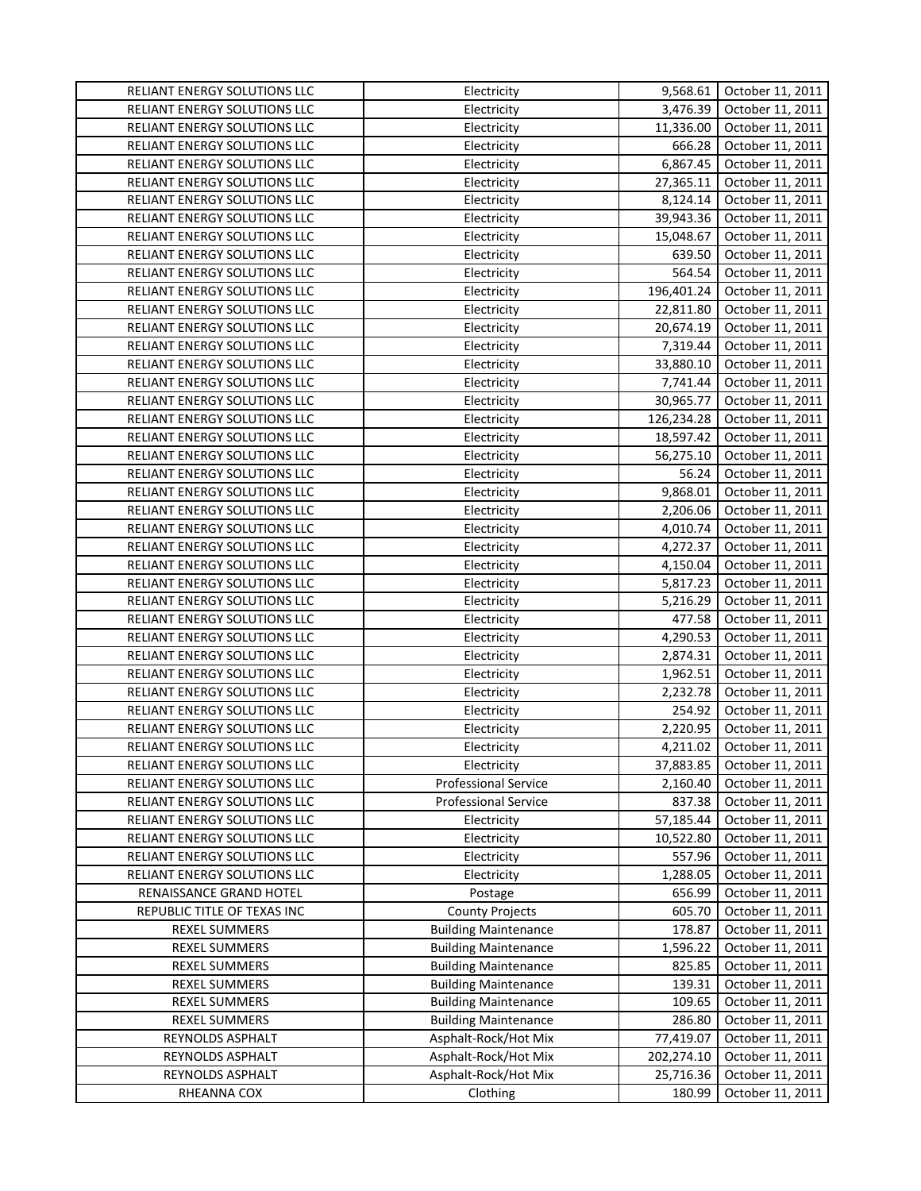| RELIANT ENERGY SOLUTIONS LLC | Electricity | 9,568.61 | October 11, 2011 |
|---|---|---|---|
| RELIANT ENERGY SOLUTIONS LLC | Electricity | 3,476.39 | October 11, 2011 |
| RELIANT ENERGY SOLUTIONS LLC | Electricity | 11,336.00 | October 11, 2011 |
| RELIANT ENERGY SOLUTIONS LLC | Electricity | 666.28 | October 11, 2011 |
| RELIANT ENERGY SOLUTIONS LLC | Electricity | 6,867.45 | October 11, 2011 |
| RELIANT ENERGY SOLUTIONS LLC | Electricity | 27,365.11 | October 11, 2011 |
| RELIANT ENERGY SOLUTIONS LLC | Electricity | 8,124.14 | October 11, 2011 |
| RELIANT ENERGY SOLUTIONS LLC | Electricity | 39,943.36 | October 11, 2011 |
| RELIANT ENERGY SOLUTIONS LLC | Electricity | 15,048.67 | October 11, 2011 |
| RELIANT ENERGY SOLUTIONS LLC | Electricity | 639.50 | October 11, 2011 |
| RELIANT ENERGY SOLUTIONS LLC | Electricity | 564.54 | October 11, 2011 |
| RELIANT ENERGY SOLUTIONS LLC | Electricity | 196,401.24 | October 11, 2011 |
| RELIANT ENERGY SOLUTIONS LLC | Electricity | 22,811.80 | October 11, 2011 |
| RELIANT ENERGY SOLUTIONS LLC | Electricity | 20,674.19 | October 11, 2011 |
| RELIANT ENERGY SOLUTIONS LLC | Electricity | 7,319.44 | October 11, 2011 |
| RELIANT ENERGY SOLUTIONS LLC | Electricity | 33,880.10 | October 11, 2011 |
| RELIANT ENERGY SOLUTIONS LLC | Electricity | 7,741.44 | October 11, 2011 |
| RELIANT ENERGY SOLUTIONS LLC | Electricity | 30,965.77 | October 11, 2011 |
| RELIANT ENERGY SOLUTIONS LLC | Electricity | 126,234.28 | October 11, 2011 |
| RELIANT ENERGY SOLUTIONS LLC | Electricity | 18,597.42 | October 11, 2011 |
| RELIANT ENERGY SOLUTIONS LLC | Electricity | 56,275.10 | October 11, 2011 |
| RELIANT ENERGY SOLUTIONS LLC | Electricity | 56.24 | October 11, 2011 |
| RELIANT ENERGY SOLUTIONS LLC | Electricity | 9,868.01 | October 11, 2011 |
| RELIANT ENERGY SOLUTIONS LLC | Electricity | 2,206.06 | October 11, 2011 |
| RELIANT ENERGY SOLUTIONS LLC | Electricity | 4,010.74 | October 11, 2011 |
| RELIANT ENERGY SOLUTIONS LLC | Electricity | 4,272.37 | October 11, 2011 |
| RELIANT ENERGY SOLUTIONS LLC | Electricity | 4,150.04 | October 11, 2011 |
| RELIANT ENERGY SOLUTIONS LLC | Electricity | 5,817.23 | October 11, 2011 |
| RELIANT ENERGY SOLUTIONS LLC | Electricity | 5,216.29 | October 11, 2011 |
| RELIANT ENERGY SOLUTIONS LLC | Electricity | 477.58 | October 11, 2011 |
| RELIANT ENERGY SOLUTIONS LLC | Electricity | 4,290.53 | October 11, 2011 |
| RELIANT ENERGY SOLUTIONS LLC | Electricity | 2,874.31 | October 11, 2011 |
| RELIANT ENERGY SOLUTIONS LLC | Electricity | 1,962.51 | October 11, 2011 |
| RELIANT ENERGY SOLUTIONS LLC | Electricity | 2,232.78 | October 11, 2011 |
| RELIANT ENERGY SOLUTIONS LLC | Electricity | 254.92 | October 11, 2011 |
| RELIANT ENERGY SOLUTIONS LLC | Electricity | 2,220.95 | October 11, 2011 |
| RELIANT ENERGY SOLUTIONS LLC | Electricity | 4,211.02 | October 11, 2011 |
| RELIANT ENERGY SOLUTIONS LLC | Electricity | 37,883.85 | October 11, 2011 |
| RELIANT ENERGY SOLUTIONS LLC | Professional Service | 2,160.40 | October 11, 2011 |
| RELIANT ENERGY SOLUTIONS LLC | Professional Service | 837.38 | October 11, 2011 |
| RELIANT ENERGY SOLUTIONS LLC | Electricity | 57,185.44 | October 11, 2011 |
| RELIANT ENERGY SOLUTIONS LLC | Electricity | 10,522.80 | October 11, 2011 |
| RELIANT ENERGY SOLUTIONS LLC | Electricity | 557.96 | October 11, 2011 |
| RELIANT ENERGY SOLUTIONS LLC | Electricity | 1,288.05 | October 11, 2011 |
| RENAISSANCE GRAND HOTEL | Postage | 656.99 | October 11, 2011 |
| REPUBLIC TITLE OF TEXAS INC | County Projects | 605.70 | October 11, 2011 |
| REXEL SUMMERS | Building Maintenance | 178.87 | October 11, 2011 |
| REXEL SUMMERS | Building Maintenance | 1,596.22 | October 11, 2011 |
| REXEL SUMMERS | Building Maintenance | 825.85 | October 11, 2011 |
| REXEL SUMMERS | Building Maintenance | 139.31 | October 11, 2011 |
| REXEL SUMMERS | Building Maintenance | 109.65 | October 11, 2011 |
| REXEL SUMMERS | Building Maintenance | 286.80 | October 11, 2011 |
| REYNOLDS ASPHALT | Asphalt-Rock/Hot Mix | 77,419.07 | October 11, 2011 |
| REYNOLDS ASPHALT | Asphalt-Rock/Hot Mix | 202,274.10 | October 11, 2011 |
| REYNOLDS ASPHALT | Asphalt-Rock/Hot Mix | 25,716.36 | October 11, 2011 |
| RHEANNA COX | Clothing | 180.99 | October 11, 2011 |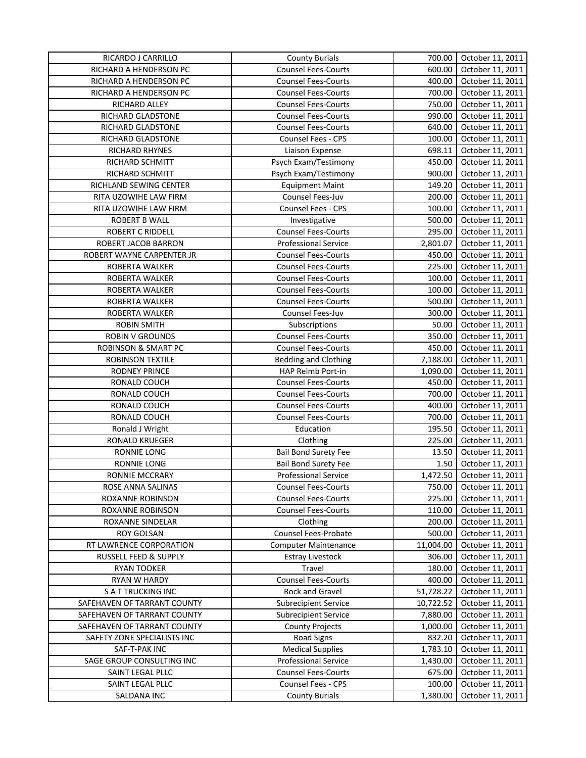| RICARDO J CARRILLO | County Burials | 700.00 | October 11, 2011 |
|---|---|---|---|
| RICHARD A HENDERSON PC | Counsel Fees-Courts | 600.00 | October 11, 2011 |
| RICHARD A HENDERSON PC | Counsel Fees-Courts | 400.00 | October 11, 2011 |
| RICHARD A HENDERSON PC | Counsel Fees-Courts | 700.00 | October 11, 2011 |
| RICHARD ALLEY | Counsel Fees-Courts | 750.00 | October 11, 2011 |
| RICHARD GLADSTONE | Counsel Fees-Courts | 990.00 | October 11, 2011 |
| RICHARD GLADSTONE | Counsel Fees-Courts | 640.00 | October 11, 2011 |
| RICHARD GLADSTONE | Counsel Fees - CPS | 100.00 | October 11, 2011 |
| RICHARD RHYNES | Liaison Expense | 698.11 | October 11, 2011 |
| RICHARD SCHMITT | Psych Exam/Testimony | 450.00 | October 11, 2011 |
| RICHARD SCHMITT | Psych Exam/Testimony | 900.00 | October 11, 2011 |
| RICHLAND SEWING CENTER | Equipment Maint | 149.20 | October 11, 2011 |
| RITA UZOWIHE LAW FIRM | Counsel Fees-Juv | 200.00 | October 11, 2011 |
| RITA UZOWIHE LAW FIRM | Counsel Fees - CPS | 100.00 | October 11, 2011 |
| ROBERT B WALL | Investigative | 500.00 | October 11, 2011 |
| ROBERT C RIDDELL | Counsel Fees-Courts | 295.00 | October 11, 2011 |
| ROBERT JACOB BARRON | Professional Service | 2,801.07 | October 11, 2011 |
| ROBERT WAYNE CARPENTER JR | Counsel Fees-Courts | 450.00 | October 11, 2011 |
| ROBERTA WALKER | Counsel Fees-Courts | 225.00 | October 11, 2011 |
| ROBERTA WALKER | Counsel Fees-Courts | 100.00 | October 11, 2011 |
| ROBERTA WALKER | Counsel Fees-Courts | 100.00 | October 11, 2011 |
| ROBERTA WALKER | Counsel Fees-Courts | 500.00 | October 11, 2011 |
| ROBERTA WALKER | Counsel Fees-Juv | 300.00 | October 11, 2011 |
| ROBIN SMITH | Subscriptions | 50.00 | October 11, 2011 |
| ROBIN V GROUNDS | Counsel Fees-Courts | 350.00 | October 11, 2011 |
| ROBINSON & SMART PC | Counsel Fees-Courts | 450.00 | October 11, 2011 |
| ROBINSON TEXTILE | Bedding and Clothing | 7,188.00 | October 11, 2011 |
| RODNEY PRINCE | HAP Reimb Port-in | 1,090.00 | October 11, 2011 |
| RONALD COUCH | Counsel Fees-Courts | 450.00 | October 11, 2011 |
| RONALD COUCH | Counsel Fees-Courts | 700.00 | October 11, 2011 |
| RONALD COUCH | Counsel Fees-Courts | 400.00 | October 11, 2011 |
| RONALD COUCH | Counsel Fees-Courts | 700.00 | October 11, 2011 |
| Ronald J Wright | Education | 195.50 | October 11, 2011 |
| RONALD KRUEGER | Clothing | 225.00 | October 11, 2011 |
| RONNIE LONG | Bail Bond Surety Fee | 13.50 | October 11, 2011 |
| RONNIE LONG | Bail Bond Surety Fee | 1.50 | October 11, 2011 |
| RONNIE MCCRARY | Professional Service | 1,472.50 | October 11, 2011 |
| ROSE ANNA SALINAS | Counsel Fees-Courts | 750.00 | October 11, 2011 |
| ROXANNE ROBINSON | Counsel Fees-Courts | 225.00 | October 11, 2011 |
| ROXANNE ROBINSON | Counsel Fees-Courts | 110.00 | October 11, 2011 |
| ROXANNE SINDELAR | Clothing | 200.00 | October 11, 2011 |
| ROY GOLSAN | Counsel Fees-Probate | 500.00 | October 11, 2011 |
| RT LAWRENCE CORPORATION | Computer Maintenance | 11,004.00 | October 11, 2011 |
| RUSSELL FEED & SUPPLY | Estray Livestock | 306.00 | October 11, 2011 |
| RYAN TOOKER | Travel | 180.00 | October 11, 2011 |
| RYAN W HARDY | Counsel Fees-Courts | 400.00 | October 11, 2011 |
| S A T TRUCKING INC | Rock and Gravel | 51,728.22 | October 11, 2011 |
| SAFEHAVEN OF TARRANT COUNTY | Subrecipient Service | 10,722.52 | October 11, 2011 |
| SAFEHAVEN OF TARRANT COUNTY | Subrecipient Service | 7,880.00 | October 11, 2011 |
| SAFEHAVEN OF TARRANT COUNTY | County Projects | 1,000.00 | October 11, 2011 |
| SAFETY ZONE SPECIALISTS INC | Road Signs | 832.20 | October 11, 2011 |
| SAF-T-PAK INC | Medical Supplies | 1,783.10 | October 11, 2011 |
| SAGE GROUP CONSULTING INC | Professional Service | 1,430.00 | October 11, 2011 |
| SAINT LEGAL PLLC | Counsel Fees-Courts | 675.00 | October 11, 2011 |
| SAINT LEGAL PLLC | Counsel Fees - CPS | 100.00 | October 11, 2011 |
| SALDANA INC | County Burials | 1,380.00 | October 11, 2011 |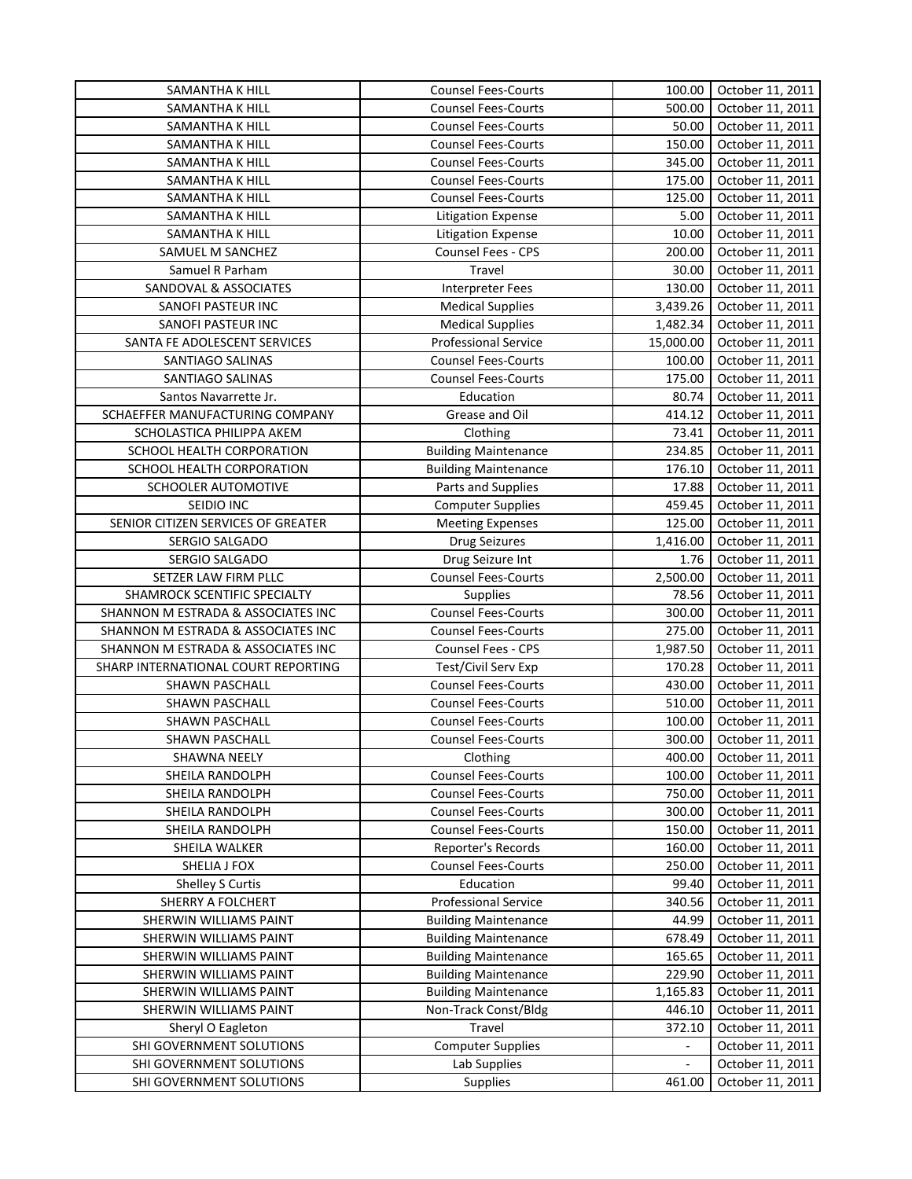| SAMANTHA K HILL | Counsel Fees-Courts | 100.00 | October 11, 2011 |
|---|---|---|---|
| SAMANTHA K HILL | Counsel Fees-Courts | 500.00 | October 11, 2011 |
| SAMANTHA K HILL | Counsel Fees-Courts | 50.00 | October 11, 2011 |
| SAMANTHA K HILL | Counsel Fees-Courts | 150.00 | October 11, 2011 |
| SAMANTHA K HILL | Counsel Fees-Courts | 345.00 | October 11, 2011 |
| SAMANTHA K HILL | Counsel Fees-Courts | 175.00 | October 11, 2011 |
| SAMANTHA K HILL | Counsel Fees-Courts | 125.00 | October 11, 2011 |
| SAMANTHA K HILL | Litigation Expense | 5.00 | October 11, 2011 |
| SAMANTHA K HILL | Litigation Expense | 10.00 | October 11, 2011 |
| SAMUEL M SANCHEZ | Counsel Fees - CPS | 200.00 | October 11, 2011 |
| Samuel R Parham | Travel | 30.00 | October 11, 2011 |
| SANDOVAL & ASSOCIATES | Interpreter Fees | 130.00 | October 11, 2011 |
| SANOFI PASTEUR INC | Medical Supplies | 3,439.26 | October 11, 2011 |
| SANOFI PASTEUR INC | Medical Supplies | 1,482.34 | October 11, 2011 |
| SANTA FE ADOLESCENT SERVICES | Professional Service | 15,000.00 | October 11, 2011 |
| SANTIAGO SALINAS | Counsel Fees-Courts | 100.00 | October 11, 2011 |
| SANTIAGO SALINAS | Counsel Fees-Courts | 175.00 | October 11, 2011 |
| Santos Navarrette Jr. | Education | 80.74 | October 11, 2011 |
| SCHAEFFER MANUFACTURING COMPANY | Grease and Oil | 414.12 | October 11, 2011 |
| SCHOLASTICA PHILIPPA AKEM | Clothing | 73.41 | October 11, 2011 |
| SCHOOL HEALTH CORPORATION | Building Maintenance | 234.85 | October 11, 2011 |
| SCHOOL HEALTH CORPORATION | Building Maintenance | 176.10 | October 11, 2011 |
| SCHOOLER AUTOMOTIVE | Parts and Supplies | 17.88 | October 11, 2011 |
| SEIDIO INC | Computer Supplies | 459.45 | October 11, 2011 |
| SENIOR CITIZEN SERVICES OF GREATER | Meeting Expenses | 125.00 | October 11, 2011 |
| SERGIO SALGADO | Drug Seizures | 1,416.00 | October 11, 2011 |
| SERGIO SALGADO | Drug Seizure Int | 1.76 | October 11, 2011 |
| SETZER LAW FIRM PLLC | Counsel Fees-Courts | 2,500.00 | October 11, 2011 |
| SHAMROCK SCENTIFIC SPECIALTY | Supplies | 78.56 | October 11, 2011 |
| SHANNON M ESTRADA & ASSOCIATES INC | Counsel Fees-Courts | 300.00 | October 11, 2011 |
| SHANNON M ESTRADA & ASSOCIATES INC | Counsel Fees-Courts | 275.00 | October 11, 2011 |
| SHANNON M ESTRADA & ASSOCIATES INC | Counsel Fees - CPS | 1,987.50 | October 11, 2011 |
| SHARP INTERNATIONAL COURT REPORTING | Test/Civil Serv Exp | 170.28 | October 11, 2011 |
| SHAWN PASCHALL | Counsel Fees-Courts | 430.00 | October 11, 2011 |
| SHAWN PASCHALL | Counsel Fees-Courts | 510.00 | October 11, 2011 |
| SHAWN PASCHALL | Counsel Fees-Courts | 100.00 | October 11, 2011 |
| SHAWN PASCHALL | Counsel Fees-Courts | 300.00 | October 11, 2011 |
| SHAWNA NEELY | Clothing | 400.00 | October 11, 2011 |
| SHEILA RANDOLPH | Counsel Fees-Courts | 100.00 | October 11, 2011 |
| SHEILA RANDOLPH | Counsel Fees-Courts | 750.00 | October 11, 2011 |
| SHEILA RANDOLPH | Counsel Fees-Courts | 300.00 | October 11, 2011 |
| SHEILA RANDOLPH | Counsel Fees-Courts | 150.00 | October 11, 2011 |
| SHEILA WALKER | Reporter's Records | 160.00 | October 11, 2011 |
| SHELIA J FOX | Counsel Fees-Courts | 250.00 | October 11, 2011 |
| Shelley S Curtis | Education | 99.40 | October 11, 2011 |
| SHERRY A FOLCHERT | Professional Service | 340.56 | October 11, 2011 |
| SHERWIN WILLIAMS PAINT | Building Maintenance | 44.99 | October 11, 2011 |
| SHERWIN WILLIAMS PAINT | Building Maintenance | 678.49 | October 11, 2011 |
| SHERWIN WILLIAMS PAINT | Building Maintenance | 165.65 | October 11, 2011 |
| SHERWIN WILLIAMS PAINT | Building Maintenance | 229.90 | October 11, 2011 |
| SHERWIN WILLIAMS PAINT | Building Maintenance | 1,165.83 | October 11, 2011 |
| SHERWIN WILLIAMS PAINT | Non-Track Const/Bldg | 446.10 | October 11, 2011 |
| Sheryl O Eagleton | Travel | 372.10 | October 11, 2011 |
| SHI GOVERNMENT SOLUTIONS | Computer Supplies | - | October 11, 2011 |
| SHI GOVERNMENT SOLUTIONS | Lab Supplies | - | October 11, 2011 |
| SHI GOVERNMENT SOLUTIONS | Supplies | 461.00 | October 11, 2011 |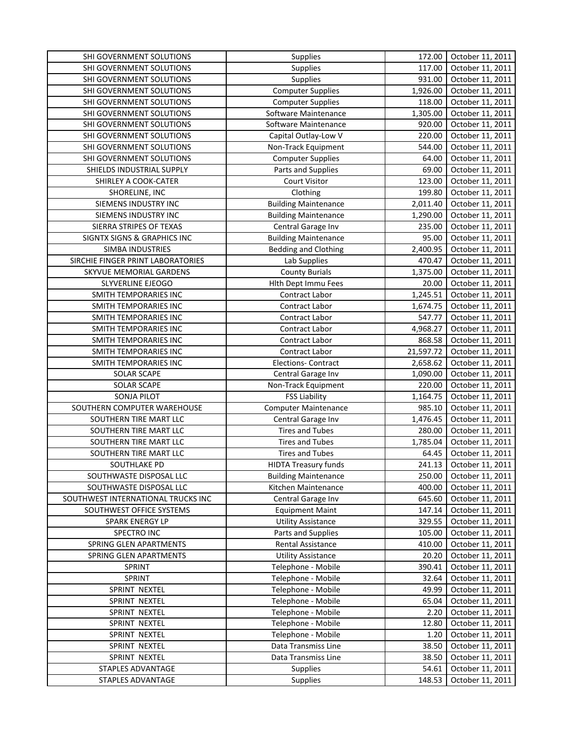| SHI GOVERNMENT SOLUTIONS | Supplies | 172.00 | October 11, 2011 |
|---|---|---|---|
| SHI GOVERNMENT SOLUTIONS | Supplies | 117.00 | October 11, 2011 |
| SHI GOVERNMENT SOLUTIONS | Supplies | 931.00 | October 11, 2011 |
| SHI GOVERNMENT SOLUTIONS | Computer Supplies | 1,926.00 | October 11, 2011 |
| SHI GOVERNMENT SOLUTIONS | Computer Supplies | 118.00 | October 11, 2011 |
| SHI GOVERNMENT SOLUTIONS | Software Maintenance | 1,305.00 | October 11, 2011 |
| SHI GOVERNMENT SOLUTIONS | Software Maintenance | 920.00 | October 11, 2011 |
| SHI GOVERNMENT SOLUTIONS | Capital Outlay-Low V | 220.00 | October 11, 2011 |
| SHI GOVERNMENT SOLUTIONS | Non-Track Equipment | 544.00 | October 11, 2011 |
| SHI GOVERNMENT SOLUTIONS | Computer Supplies | 64.00 | October 11, 2011 |
| SHIELDS INDUSTRIAL SUPPLY | Parts and Supplies | 69.00 | October 11, 2011 |
| SHIRLEY A COOK-CATER | Court Visitor | 123.00 | October 11, 2011 |
| SHORELINE, INC | Clothing | 199.80 | October 11, 2011 |
| SIEMENS INDUSTRY INC | Building Maintenance | 2,011.40 | October 11, 2011 |
| SIEMENS INDUSTRY INC | Building Maintenance | 1,290.00 | October 11, 2011 |
| SIERRA STRIPES OF TEXAS | Central Garage Inv | 235.00 | October 11, 2011 |
| SIGNTX SIGNS & GRAPHICS INC | Building Maintenance | 95.00 | October 11, 2011 |
| SIMBA INDUSTRIES | Bedding and Clothing | 2,400.95 | October 11, 2011 |
| SIRCHIE FINGER PRINT LABORATORIES | Lab Supplies | 470.47 | October 11, 2011 |
| SKYVUE MEMORIAL GARDENS | County Burials | 1,375.00 | October 11, 2011 |
| SLYVERLINE EJEOGO | Hlth Dept Immu Fees | 20.00 | October 11, 2011 |
| SMITH TEMPORARIES INC | Contract Labor | 1,245.51 | October 11, 2011 |
| SMITH TEMPORARIES INC | Contract Labor | 1,674.75 | October 11, 2011 |
| SMITH TEMPORARIES INC | Contract Labor | 547.77 | October 11, 2011 |
| SMITH TEMPORARIES INC | Contract Labor | 4,968.27 | October 11, 2011 |
| SMITH TEMPORARIES INC | Contract Labor | 868.58 | October 11, 2011 |
| SMITH TEMPORARIES INC | Contract Labor | 21,597.72 | October 11, 2011 |
| SMITH TEMPORARIES INC | Elections- Contract | 2,658.62 | October 11, 2011 |
| SOLAR SCAPE | Central Garage Inv | 1,090.00 | October 11, 2011 |
| SOLAR SCAPE | Non-Track Equipment | 220.00 | October 11, 2011 |
| SONJA PILOT | FSS Liability | 1,164.75 | October 11, 2011 |
| SOUTHERN COMPUTER WAREHOUSE | Computer Maintenance | 985.10 | October 11, 2011 |
| SOUTHERN TIRE MART LLC | Central Garage Inv | 1,476.45 | October 11, 2011 |
| SOUTHERN TIRE MART LLC | Tires and Tubes | 280.00 | October 11, 2011 |
| SOUTHERN TIRE MART LLC | Tires and Tubes | 1,785.04 | October 11, 2011 |
| SOUTHERN TIRE MART LLC | Tires and Tubes | 64.45 | October 11, 2011 |
| SOUTHLAKE PD | HIDTA Treasury funds | 241.13 | October 11, 2011 |
| SOUTHWASTE DISPOSAL LLC | Building Maintenance | 250.00 | October 11, 2011 |
| SOUTHWASTE DISPOSAL LLC | Kitchen Maintenance | 400.00 | October 11, 2011 |
| SOUTHWEST INTERNATIONAL TRUCKS INC | Central Garage Inv | 645.60 | October 11, 2011 |
| SOUTHWEST OFFICE SYSTEMS | Equipment Maint | 147.14 | October 11, 2011 |
| SPARK ENERGY LP | Utility Assistance | 329.55 | October 11, 2011 |
| SPECTRO INC | Parts and Supplies | 105.00 | October 11, 2011 |
| SPRING GLEN APARTMENTS | Rental Assistance | 410.00 | October 11, 2011 |
| SPRING GLEN APARTMENTS | Utility Assistance | 20.20 | October 11, 2011 |
| SPRINT | Telephone - Mobile | 390.41 | October 11, 2011 |
| SPRINT | Telephone - Mobile | 32.64 | October 11, 2011 |
| SPRINT NEXTEL | Telephone - Mobile | 49.99 | October 11, 2011 |
| SPRINT NEXTEL | Telephone - Mobile | 65.04 | October 11, 2011 |
| SPRINT NEXTEL | Telephone - Mobile | 2.20 | October 11, 2011 |
| SPRINT NEXTEL | Telephone - Mobile | 12.80 | October 11, 2011 |
| SPRINT NEXTEL | Telephone - Mobile | 1.20 | October 11, 2011 |
| SPRINT NEXTEL | Data Transmiss Line | 38.50 | October 11, 2011 |
| SPRINT NEXTEL | Data Transmiss Line | 38.50 | October 11, 2011 |
| STAPLES ADVANTAGE | Supplies | 54.61 | October 11, 2011 |
| STAPLES ADVANTAGE | Supplies | 148.53 | October 11, 2011 |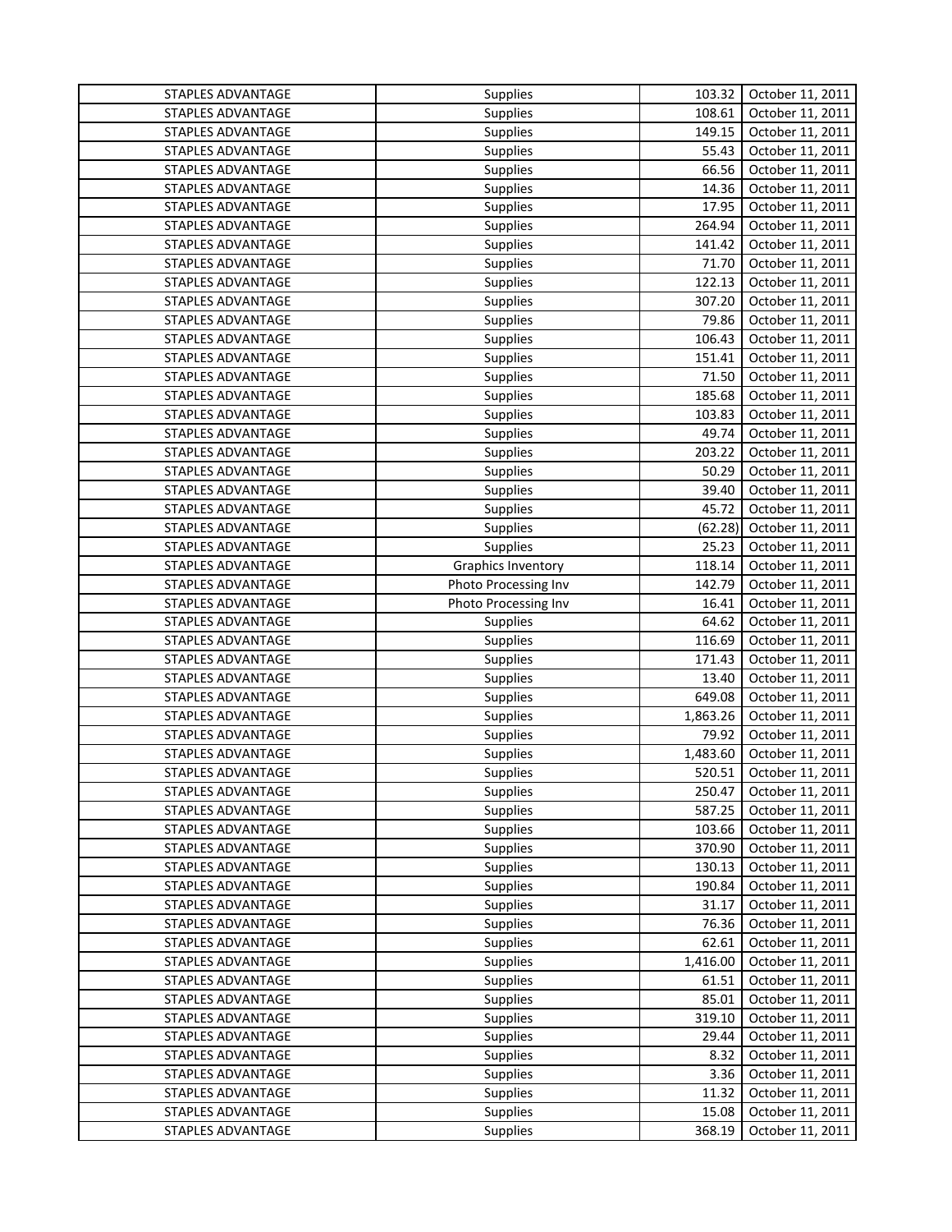| | | | |
|---|---|---|---|
| STAPLES ADVANTAGE | Supplies | 103.32 | October 11, 2011 |
| STAPLES ADVANTAGE | Supplies | 108.61 | October 11, 2011 |
| STAPLES ADVANTAGE | Supplies | 149.15 | October 11, 2011 |
| STAPLES ADVANTAGE | Supplies | 55.43 | October 11, 2011 |
| STAPLES ADVANTAGE | Supplies | 66.56 | October 11, 2011 |
| STAPLES ADVANTAGE | Supplies | 14.36 | October 11, 2011 |
| STAPLES ADVANTAGE | Supplies | 17.95 | October 11, 2011 |
| STAPLES ADVANTAGE | Supplies | 264.94 | October 11, 2011 |
| STAPLES ADVANTAGE | Supplies | 141.42 | October 11, 2011 |
| STAPLES ADVANTAGE | Supplies | 71.70 | October 11, 2011 |
| STAPLES ADVANTAGE | Supplies | 122.13 | October 11, 2011 |
| STAPLES ADVANTAGE | Supplies | 307.20 | October 11, 2011 |
| STAPLES ADVANTAGE | Supplies | 79.86 | October 11, 2011 |
| STAPLES ADVANTAGE | Supplies | 106.43 | October 11, 2011 |
| STAPLES ADVANTAGE | Supplies | 151.41 | October 11, 2011 |
| STAPLES ADVANTAGE | Supplies | 71.50 | October 11, 2011 |
| STAPLES ADVANTAGE | Supplies | 185.68 | October 11, 2011 |
| STAPLES ADVANTAGE | Supplies | 103.83 | October 11, 2011 |
| STAPLES ADVANTAGE | Supplies | 49.74 | October 11, 2011 |
| STAPLES ADVANTAGE | Supplies | 203.22 | October 11, 2011 |
| STAPLES ADVANTAGE | Supplies | 50.29 | October 11, 2011 |
| STAPLES ADVANTAGE | Supplies | 39.40 | October 11, 2011 |
| STAPLES ADVANTAGE | Supplies | 45.72 | October 11, 2011 |
| STAPLES ADVANTAGE | Supplies | (62.28) | October 11, 2011 |
| STAPLES ADVANTAGE | Supplies | 25.23 | October 11, 2011 |
| STAPLES ADVANTAGE | Graphics Inventory | 118.14 | October 11, 2011 |
| STAPLES ADVANTAGE | Photo Processing Inv | 142.79 | October 11, 2011 |
| STAPLES ADVANTAGE | Photo Processing Inv | 16.41 | October 11, 2011 |
| STAPLES ADVANTAGE | Supplies | 64.62 | October 11, 2011 |
| STAPLES ADVANTAGE | Supplies | 116.69 | October 11, 2011 |
| STAPLES ADVANTAGE | Supplies | 171.43 | October 11, 2011 |
| STAPLES ADVANTAGE | Supplies | 13.40 | October 11, 2011 |
| STAPLES ADVANTAGE | Supplies | 649.08 | October 11, 2011 |
| STAPLES ADVANTAGE | Supplies | 1,863.26 | October 11, 2011 |
| STAPLES ADVANTAGE | Supplies | 79.92 | October 11, 2011 |
| STAPLES ADVANTAGE | Supplies | 1,483.60 | October 11, 2011 |
| STAPLES ADVANTAGE | Supplies | 520.51 | October 11, 2011 |
| STAPLES ADVANTAGE | Supplies | 250.47 | October 11, 2011 |
| STAPLES ADVANTAGE | Supplies | 587.25 | October 11, 2011 |
| STAPLES ADVANTAGE | Supplies | 103.66 | October 11, 2011 |
| STAPLES ADVANTAGE | Supplies | 370.90 | October 11, 2011 |
| STAPLES ADVANTAGE | Supplies | 130.13 | October 11, 2011 |
| STAPLES ADVANTAGE | Supplies | 190.84 | October 11, 2011 |
| STAPLES ADVANTAGE | Supplies | 31.17 | October 11, 2011 |
| STAPLES ADVANTAGE | Supplies | 76.36 | October 11, 2011 |
| STAPLES ADVANTAGE | Supplies | 62.61 | October 11, 2011 |
| STAPLES ADVANTAGE | Supplies | 1,416.00 | October 11, 2011 |
| STAPLES ADVANTAGE | Supplies | 61.51 | October 11, 2011 |
| STAPLES ADVANTAGE | Supplies | 85.01 | October 11, 2011 |
| STAPLES ADVANTAGE | Supplies | 319.10 | October 11, 2011 |
| STAPLES ADVANTAGE | Supplies | 29.44 | October 11, 2011 |
| STAPLES ADVANTAGE | Supplies | 8.32 | October 11, 2011 |
| STAPLES ADVANTAGE | Supplies | 3.36 | October 11, 2011 |
| STAPLES ADVANTAGE | Supplies | 11.32 | October 11, 2011 |
| STAPLES ADVANTAGE | Supplies | 15.08 | October 11, 2011 |
| STAPLES ADVANTAGE | Supplies | 368.19 | October 11, 2011 |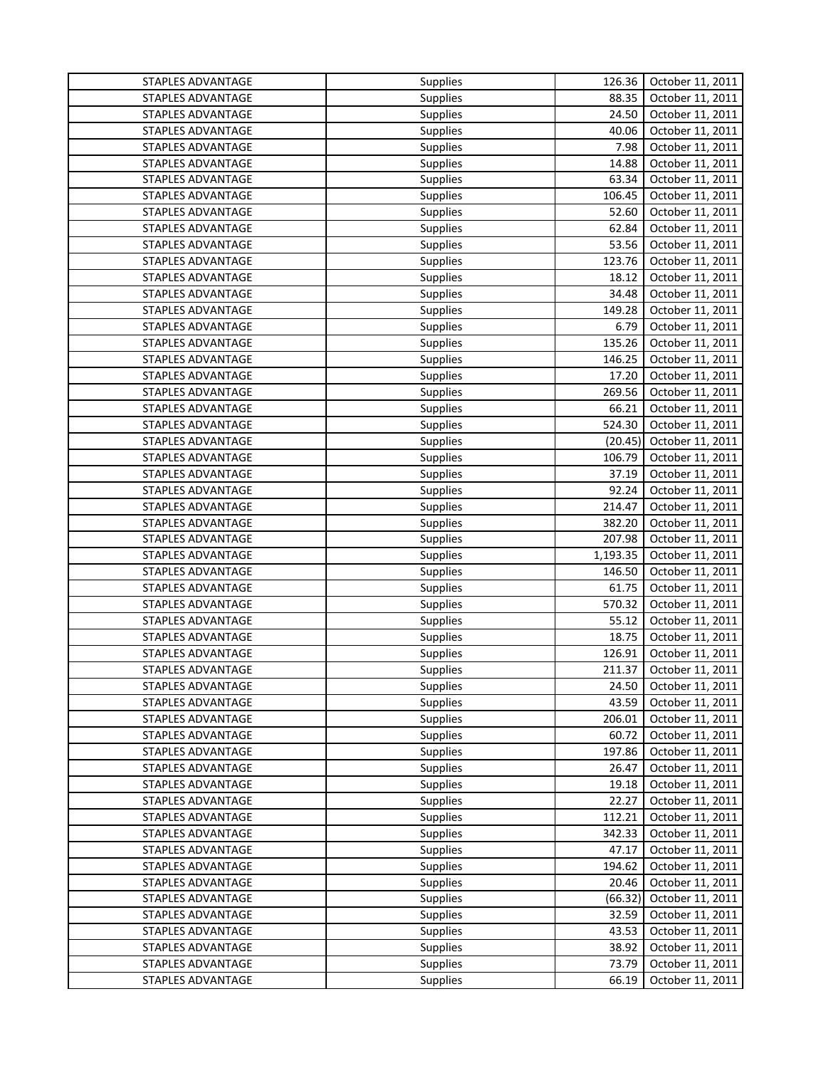| | | | |
|---|---|---|---|
| STAPLES ADVANTAGE | Supplies | 126.36 | October 11, 2011 |
| STAPLES ADVANTAGE | Supplies | 88.35 | October 11, 2011 |
| STAPLES ADVANTAGE | Supplies | 24.50 | October 11, 2011 |
| STAPLES ADVANTAGE | Supplies | 40.06 | October 11, 2011 |
| STAPLES ADVANTAGE | Supplies | 7.98 | October 11, 2011 |
| STAPLES ADVANTAGE | Supplies | 14.88 | October 11, 2011 |
| STAPLES ADVANTAGE | Supplies | 63.34 | October 11, 2011 |
| STAPLES ADVANTAGE | Supplies | 106.45 | October 11, 2011 |
| STAPLES ADVANTAGE | Supplies | 52.60 | October 11, 2011 |
| STAPLES ADVANTAGE | Supplies | 62.84 | October 11, 2011 |
| STAPLES ADVANTAGE | Supplies | 53.56 | October 11, 2011 |
| STAPLES ADVANTAGE | Supplies | 123.76 | October 11, 2011 |
| STAPLES ADVANTAGE | Supplies | 18.12 | October 11, 2011 |
| STAPLES ADVANTAGE | Supplies | 34.48 | October 11, 2011 |
| STAPLES ADVANTAGE | Supplies | 149.28 | October 11, 2011 |
| STAPLES ADVANTAGE | Supplies | 6.79 | October 11, 2011 |
| STAPLES ADVANTAGE | Supplies | 135.26 | October 11, 2011 |
| STAPLES ADVANTAGE | Supplies | 146.25 | October 11, 2011 |
| STAPLES ADVANTAGE | Supplies | 17.20 | October 11, 2011 |
| STAPLES ADVANTAGE | Supplies | 269.56 | October 11, 2011 |
| STAPLES ADVANTAGE | Supplies | 66.21 | October 11, 2011 |
| STAPLES ADVANTAGE | Supplies | 524.30 | October 11, 2011 |
| STAPLES ADVANTAGE | Supplies | (20.45) | October 11, 2011 |
| STAPLES ADVANTAGE | Supplies | 106.79 | October 11, 2011 |
| STAPLES ADVANTAGE | Supplies | 37.19 | October 11, 2011 |
| STAPLES ADVANTAGE | Supplies | 92.24 | October 11, 2011 |
| STAPLES ADVANTAGE | Supplies | 214.47 | October 11, 2011 |
| STAPLES ADVANTAGE | Supplies | 382.20 | October 11, 2011 |
| STAPLES ADVANTAGE | Supplies | 207.98 | October 11, 2011 |
| STAPLES ADVANTAGE | Supplies | 1,193.35 | October 11, 2011 |
| STAPLES ADVANTAGE | Supplies | 146.50 | October 11, 2011 |
| STAPLES ADVANTAGE | Supplies | 61.75 | October 11, 2011 |
| STAPLES ADVANTAGE | Supplies | 570.32 | October 11, 2011 |
| STAPLES ADVANTAGE | Supplies | 55.12 | October 11, 2011 |
| STAPLES ADVANTAGE | Supplies | 18.75 | October 11, 2011 |
| STAPLES ADVANTAGE | Supplies | 126.91 | October 11, 2011 |
| STAPLES ADVANTAGE | Supplies | 211.37 | October 11, 2011 |
| STAPLES ADVANTAGE | Supplies | 24.50 | October 11, 2011 |
| STAPLES ADVANTAGE | Supplies | 43.59 | October 11, 2011 |
| STAPLES ADVANTAGE | Supplies | 206.01 | October 11, 2011 |
| STAPLES ADVANTAGE | Supplies | 60.72 | October 11, 2011 |
| STAPLES ADVANTAGE | Supplies | 197.86 | October 11, 2011 |
| STAPLES ADVANTAGE | Supplies | 26.47 | October 11, 2011 |
| STAPLES ADVANTAGE | Supplies | 19.18 | October 11, 2011 |
| STAPLES ADVANTAGE | Supplies | 22.27 | October 11, 2011 |
| STAPLES ADVANTAGE | Supplies | 112.21 | October 11, 2011 |
| STAPLES ADVANTAGE | Supplies | 342.33 | October 11, 2011 |
| STAPLES ADVANTAGE | Supplies | 47.17 | October 11, 2011 |
| STAPLES ADVANTAGE | Supplies | 194.62 | October 11, 2011 |
| STAPLES ADVANTAGE | Supplies | 20.46 | October 11, 2011 |
| STAPLES ADVANTAGE | Supplies | (66.32) | October 11, 2011 |
| STAPLES ADVANTAGE | Supplies | 32.59 | October 11, 2011 |
| STAPLES ADVANTAGE | Supplies | 43.53 | October 11, 2011 |
| STAPLES ADVANTAGE | Supplies | 38.92 | October 11, 2011 |
| STAPLES ADVANTAGE | Supplies | 73.79 | October 11, 2011 |
| STAPLES ADVANTAGE | Supplies | 66.19 | October 11, 2011 |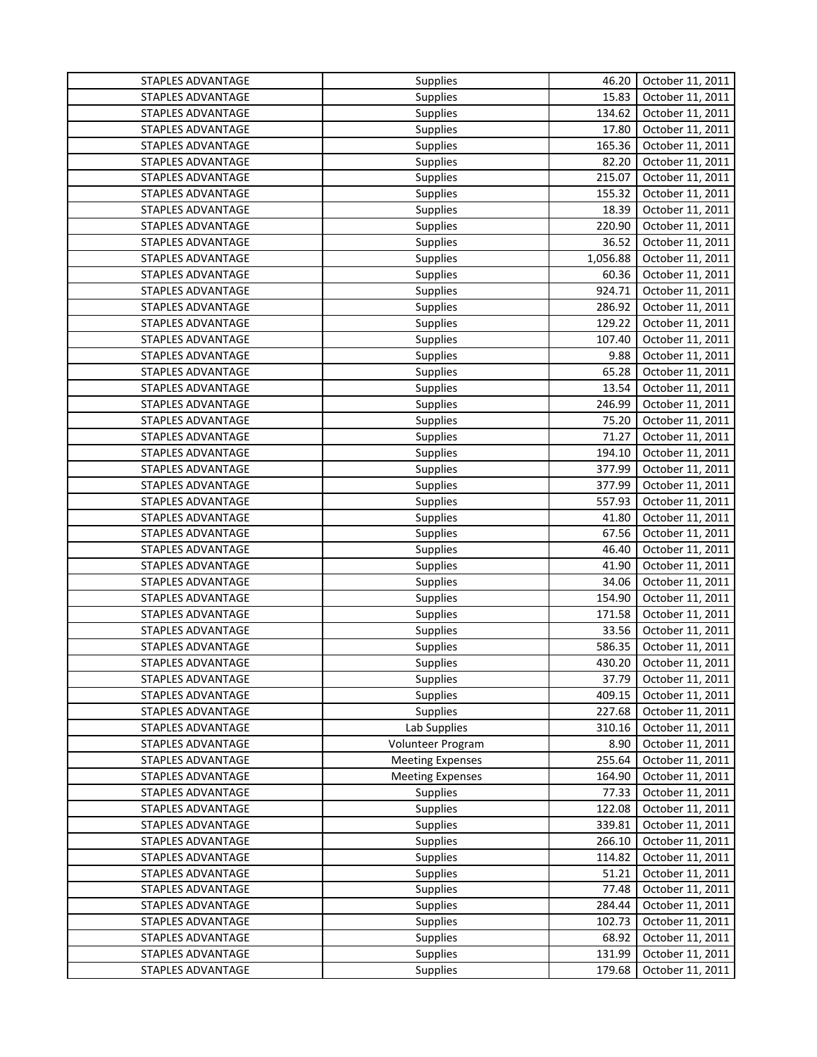| | | | |
|---|---|---|---|
| STAPLES ADVANTAGE | Supplies | 46.20 | October 11, 2011 |
| STAPLES ADVANTAGE | Supplies | 15.83 | October 11, 2011 |
| STAPLES ADVANTAGE | Supplies | 134.62 | October 11, 2011 |
| STAPLES ADVANTAGE | Supplies | 17.80 | October 11, 2011 |
| STAPLES ADVANTAGE | Supplies | 165.36 | October 11, 2011 |
| STAPLES ADVANTAGE | Supplies | 82.20 | October 11, 2011 |
| STAPLES ADVANTAGE | Supplies | 215.07 | October 11, 2011 |
| STAPLES ADVANTAGE | Supplies | 155.32 | October 11, 2011 |
| STAPLES ADVANTAGE | Supplies | 18.39 | October 11, 2011 |
| STAPLES ADVANTAGE | Supplies | 220.90 | October 11, 2011 |
| STAPLES ADVANTAGE | Supplies | 36.52 | October 11, 2011 |
| STAPLES ADVANTAGE | Supplies | 1,056.88 | October 11, 2011 |
| STAPLES ADVANTAGE | Supplies | 60.36 | October 11, 2011 |
| STAPLES ADVANTAGE | Supplies | 924.71 | October 11, 2011 |
| STAPLES ADVANTAGE | Supplies | 286.92 | October 11, 2011 |
| STAPLES ADVANTAGE | Supplies | 129.22 | October 11, 2011 |
| STAPLES ADVANTAGE | Supplies | 107.40 | October 11, 2011 |
| STAPLES ADVANTAGE | Supplies | 9.88 | October 11, 2011 |
| STAPLES ADVANTAGE | Supplies | 65.28 | October 11, 2011 |
| STAPLES ADVANTAGE | Supplies | 13.54 | October 11, 2011 |
| STAPLES ADVANTAGE | Supplies | 246.99 | October 11, 2011 |
| STAPLES ADVANTAGE | Supplies | 75.20 | October 11, 2011 |
| STAPLES ADVANTAGE | Supplies | 71.27 | October 11, 2011 |
| STAPLES ADVANTAGE | Supplies | 194.10 | October 11, 2011 |
| STAPLES ADVANTAGE | Supplies | 377.99 | October 11, 2011 |
| STAPLES ADVANTAGE | Supplies | 377.99 | October 11, 2011 |
| STAPLES ADVANTAGE | Supplies | 557.93 | October 11, 2011 |
| STAPLES ADVANTAGE | Supplies | 41.80 | October 11, 2011 |
| STAPLES ADVANTAGE | Supplies | 67.56 | October 11, 2011 |
| STAPLES ADVANTAGE | Supplies | 46.40 | October 11, 2011 |
| STAPLES ADVANTAGE | Supplies | 41.90 | October 11, 2011 |
| STAPLES ADVANTAGE | Supplies | 34.06 | October 11, 2011 |
| STAPLES ADVANTAGE | Supplies | 154.90 | October 11, 2011 |
| STAPLES ADVANTAGE | Supplies | 171.58 | October 11, 2011 |
| STAPLES ADVANTAGE | Supplies | 33.56 | October 11, 2011 |
| STAPLES ADVANTAGE | Supplies | 586.35 | October 11, 2011 |
| STAPLES ADVANTAGE | Supplies | 430.20 | October 11, 2011 |
| STAPLES ADVANTAGE | Supplies | 37.79 | October 11, 2011 |
| STAPLES ADVANTAGE | Supplies | 409.15 | October 11, 2011 |
| STAPLES ADVANTAGE | Supplies | 227.68 | October 11, 2011 |
| STAPLES ADVANTAGE | Lab Supplies | 310.16 | October 11, 2011 |
| STAPLES ADVANTAGE | Volunteer Program | 8.90 | October 11, 2011 |
| STAPLES ADVANTAGE | Meeting Expenses | 255.64 | October 11, 2011 |
| STAPLES ADVANTAGE | Meeting Expenses | 164.90 | October 11, 2011 |
| STAPLES ADVANTAGE | Supplies | 77.33 | October 11, 2011 |
| STAPLES ADVANTAGE | Supplies | 122.08 | October 11, 2011 |
| STAPLES ADVANTAGE | Supplies | 339.81 | October 11, 2011 |
| STAPLES ADVANTAGE | Supplies | 266.10 | October 11, 2011 |
| STAPLES ADVANTAGE | Supplies | 114.82 | October 11, 2011 |
| STAPLES ADVANTAGE | Supplies | 51.21 | October 11, 2011 |
| STAPLES ADVANTAGE | Supplies | 77.48 | October 11, 2011 |
| STAPLES ADVANTAGE | Supplies | 284.44 | October 11, 2011 |
| STAPLES ADVANTAGE | Supplies | 102.73 | October 11, 2011 |
| STAPLES ADVANTAGE | Supplies | 68.92 | October 11, 2011 |
| STAPLES ADVANTAGE | Supplies | 131.99 | October 11, 2011 |
| STAPLES ADVANTAGE | Supplies | 179.68 | October 11, 2011 |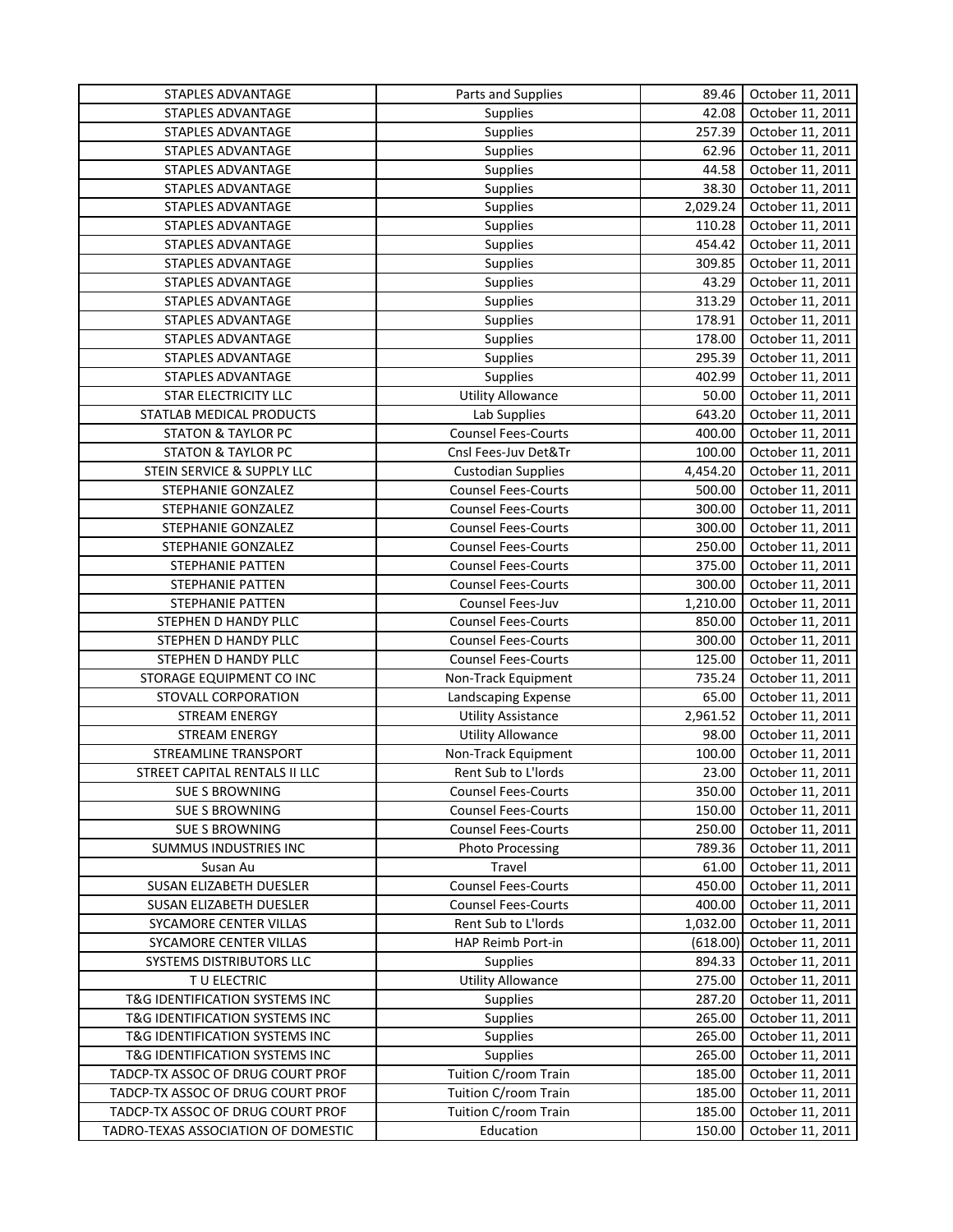| STAPLES ADVANTAGE | Parts and Supplies | 89.46 | October 11, 2011 |
|---|---|---|---|
| STAPLES ADVANTAGE | Supplies | 42.08 | October 11, 2011 |
| STAPLES ADVANTAGE | Supplies | 257.39 | October 11, 2011 |
| STAPLES ADVANTAGE | Supplies | 62.96 | October 11, 2011 |
| STAPLES ADVANTAGE | Supplies | 44.58 | October 11, 2011 |
| STAPLES ADVANTAGE | Supplies | 38.30 | October 11, 2011 |
| STAPLES ADVANTAGE | Supplies | 2,029.24 | October 11, 2011 |
| STAPLES ADVANTAGE | Supplies | 110.28 | October 11, 2011 |
| STAPLES ADVANTAGE | Supplies | 454.42 | October 11, 2011 |
| STAPLES ADVANTAGE | Supplies | 309.85 | October 11, 2011 |
| STAPLES ADVANTAGE | Supplies | 43.29 | October 11, 2011 |
| STAPLES ADVANTAGE | Supplies | 313.29 | October 11, 2011 |
| STAPLES ADVANTAGE | Supplies | 178.91 | October 11, 2011 |
| STAPLES ADVANTAGE | Supplies | 178.00 | October 11, 2011 |
| STAPLES ADVANTAGE | Supplies | 295.39 | October 11, 2011 |
| STAPLES ADVANTAGE | Supplies | 402.99 | October 11, 2011 |
| STAR ELECTRICITY LLC | Utility Allowance | 50.00 | October 11, 2011 |
| STATLAB MEDICAL PRODUCTS | Lab Supplies | 643.20 | October 11, 2011 |
| STATON & TAYLOR PC | Counsel Fees-Courts | 400.00 | October 11, 2011 |
| STATON & TAYLOR PC | Cnsl Fees-Juv Det&Tr | 100.00 | October 11, 2011 |
| STEIN SERVICE & SUPPLY LLC | Custodian Supplies | 4,454.20 | October 11, 2011 |
| STEPHANIE GONZALEZ | Counsel Fees-Courts | 500.00 | October 11, 2011 |
| STEPHANIE GONZALEZ | Counsel Fees-Courts | 300.00 | October 11, 2011 |
| STEPHANIE GONZALEZ | Counsel Fees-Courts | 300.00 | October 11, 2011 |
| STEPHANIE GONZALEZ | Counsel Fees-Courts | 250.00 | October 11, 2011 |
| STEPHANIE PATTEN | Counsel Fees-Courts | 375.00 | October 11, 2011 |
| STEPHANIE PATTEN | Counsel Fees-Courts | 300.00 | October 11, 2011 |
| STEPHANIE PATTEN | Counsel Fees-Juv | 1,210.00 | October 11, 2011 |
| STEPHEN D HANDY PLLC | Counsel Fees-Courts | 850.00 | October 11, 2011 |
| STEPHEN D HANDY PLLC | Counsel Fees-Courts | 300.00 | October 11, 2011 |
| STEPHEN D HANDY PLLC | Counsel Fees-Courts | 125.00 | October 11, 2011 |
| STORAGE EQUIPMENT CO INC | Non-Track Equipment | 735.24 | October 11, 2011 |
| STOVALL CORPORATION | Landscaping Expense | 65.00 | October 11, 2011 |
| STREAM ENERGY | Utility Assistance | 2,961.52 | October 11, 2011 |
| STREAM ENERGY | Utility Allowance | 98.00 | October 11, 2011 |
| STREAMLINE TRANSPORT | Non-Track Equipment | 100.00 | October 11, 2011 |
| STREET CAPITAL RENTALS II LLC | Rent Sub to L'lords | 23.00 | October 11, 2011 |
| SUE S BROWNING | Counsel Fees-Courts | 350.00 | October 11, 2011 |
| SUE S BROWNING | Counsel Fees-Courts | 150.00 | October 11, 2011 |
| SUE S BROWNING | Counsel Fees-Courts | 250.00 | October 11, 2011 |
| SUMMUS INDUSTRIES INC | Photo Processing | 789.36 | October 11, 2011 |
| Susan Au | Travel | 61.00 | October 11, 2011 |
| SUSAN ELIZABETH DUESLER | Counsel Fees-Courts | 450.00 | October 11, 2011 |
| SUSAN ELIZABETH DUESLER | Counsel Fees-Courts | 400.00 | October 11, 2011 |
| SYCAMORE CENTER VILLAS | Rent Sub to L'lords | 1,032.00 | October 11, 2011 |
| SYCAMORE CENTER VILLAS | HAP Reimb Port-in | (618.00) | October 11, 2011 |
| SYSTEMS DISTRIBUTORS LLC | Supplies | 894.33 | October 11, 2011 |
| T U ELECTRIC | Utility Allowance | 275.00 | October 11, 2011 |
| T&G IDENTIFICATION SYSTEMS INC | Supplies | 287.20 | October 11, 2011 |
| T&G IDENTIFICATION SYSTEMS INC | Supplies | 265.00 | October 11, 2011 |
| T&G IDENTIFICATION SYSTEMS INC | Supplies | 265.00 | October 11, 2011 |
| T&G IDENTIFICATION SYSTEMS INC | Supplies | 265.00 | October 11, 2011 |
| TADCP-TX ASSOC OF DRUG COURT PROF | Tuition C/room Train | 185.00 | October 11, 2011 |
| TADCP-TX ASSOC OF DRUG COURT PROF | Tuition C/room Train | 185.00 | October 11, 2011 |
| TADCP-TX ASSOC OF DRUG COURT PROF | Tuition C/room Train | 185.00 | October 11, 2011 |
| TADRO-TEXAS ASSOCIATION OF DOMESTIC | Education | 150.00 | October 11, 2011 |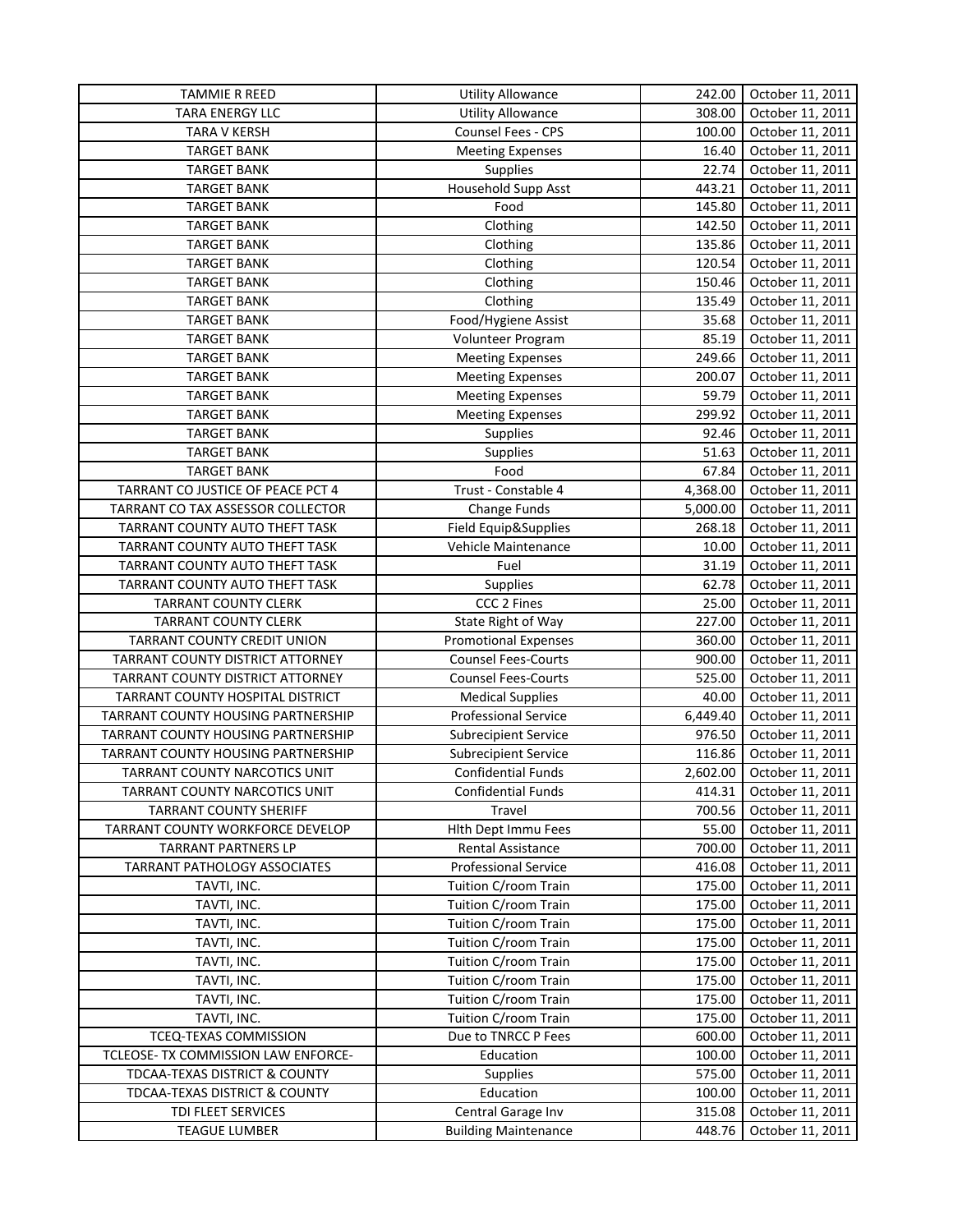| TAMMIE R REED | Utility Allowance | 242.00 | October 11, 2011 |
|---|---|---|---|
| TARA ENERGY LLC | Utility Allowance | 308.00 | October 11, 2011 |
| TARA V KERSH | Counsel Fees - CPS | 100.00 | October 11, 2011 |
| TARGET BANK | Meeting Expenses | 16.40 | October 11, 2011 |
| TARGET BANK | Supplies | 22.74 | October 11, 2011 |
| TARGET BANK | Household Supp Asst | 443.21 | October 11, 2011 |
| TARGET BANK | Food | 145.80 | October 11, 2011 |
| TARGET BANK | Clothing | 142.50 | October 11, 2011 |
| TARGET BANK | Clothing | 135.86 | October 11, 2011 |
| TARGET BANK | Clothing | 120.54 | October 11, 2011 |
| TARGET BANK | Clothing | 150.46 | October 11, 2011 |
| TARGET BANK | Clothing | 135.49 | October 11, 2011 |
| TARGET BANK | Food/Hygiene Assist | 35.68 | October 11, 2011 |
| TARGET BANK | Volunteer Program | 85.19 | October 11, 2011 |
| TARGET BANK | Meeting Expenses | 249.66 | October 11, 2011 |
| TARGET BANK | Meeting Expenses | 200.07 | October 11, 2011 |
| TARGET BANK | Meeting Expenses | 59.79 | October 11, 2011 |
| TARGET BANK | Meeting Expenses | 299.92 | October 11, 2011 |
| TARGET BANK | Supplies | 92.46 | October 11, 2011 |
| TARGET BANK | Supplies | 51.63 | October 11, 2011 |
| TARGET BANK | Food | 67.84 | October 11, 2011 |
| TARRANT CO JUSTICE OF PEACE PCT 4 | Trust - Constable 4 | 4,368.00 | October 11, 2011 |
| TARRANT CO TAX ASSESSOR COLLECTOR | Change Funds | 5,000.00 | October 11, 2011 |
| TARRANT COUNTY AUTO THEFT TASK | Field Equip&Supplies | 268.18 | October 11, 2011 |
| TARRANT COUNTY AUTO THEFT TASK | Vehicle Maintenance | 10.00 | October 11, 2011 |
| TARRANT COUNTY AUTO THEFT TASK | Fuel | 31.19 | October 11, 2011 |
| TARRANT COUNTY AUTO THEFT TASK | Supplies | 62.78 | October 11, 2011 |
| TARRANT COUNTY CLERK | CCC 2 Fines | 25.00 | October 11, 2011 |
| TARRANT COUNTY CLERK | State Right of Way | 227.00 | October 11, 2011 |
| TARRANT COUNTY CREDIT UNION | Promotional Expenses | 360.00 | October 11, 2011 |
| TARRANT COUNTY DISTRICT ATTORNEY | Counsel Fees-Courts | 900.00 | October 11, 2011 |
| TARRANT COUNTY DISTRICT ATTORNEY | Counsel Fees-Courts | 525.00 | October 11, 2011 |
| TARRANT COUNTY HOSPITAL DISTRICT | Medical Supplies | 40.00 | October 11, 2011 |
| TARRANT COUNTY HOUSING PARTNERSHIP | Professional Service | 6,449.40 | October 11, 2011 |
| TARRANT COUNTY HOUSING PARTNERSHIP | Subrecipient Service | 976.50 | October 11, 2011 |
| TARRANT COUNTY HOUSING PARTNERSHIP | Subrecipient Service | 116.86 | October 11, 2011 |
| TARRANT COUNTY NARCOTICS UNIT | Confidential Funds | 2,602.00 | October 11, 2011 |
| TARRANT COUNTY NARCOTICS UNIT | Confidential Funds | 414.31 | October 11, 2011 |
| TARRANT COUNTY SHERIFF | Travel | 700.56 | October 11, 2011 |
| TARRANT COUNTY WORKFORCE DEVELOP | Hlth Dept Immu Fees | 55.00 | October 11, 2011 |
| TARRANT PARTNERS LP | Rental Assistance | 700.00 | October 11, 2011 |
| TARRANT PATHOLOGY ASSOCIATES | Professional Service | 416.08 | October 11, 2011 |
| TAVTI, INC. | Tuition C/room Train | 175.00 | October 11, 2011 |
| TAVTI, INC. | Tuition C/room Train | 175.00 | October 11, 2011 |
| TAVTI, INC. | Tuition C/room Train | 175.00 | October 11, 2011 |
| TAVTI, INC. | Tuition C/room Train | 175.00 | October 11, 2011 |
| TAVTI, INC. | Tuition C/room Train | 175.00 | October 11, 2011 |
| TAVTI, INC. | Tuition C/room Train | 175.00 | October 11, 2011 |
| TAVTI, INC. | Tuition C/room Train | 175.00 | October 11, 2011 |
| TAVTI, INC. | Tuition C/room Train | 175.00 | October 11, 2011 |
| TCEQ-TEXAS COMMISSION | Due to TNRCC P Fees | 600.00 | October 11, 2011 |
| TCLEOSE- TX COMMISSION LAW ENFORCE- | Education | 100.00 | October 11, 2011 |
| TDCAA-TEXAS DISTRICT & COUNTY | Supplies | 575.00 | October 11, 2011 |
| TDCAA-TEXAS DISTRICT & COUNTY | Education | 100.00 | October 11, 2011 |
| TDI FLEET SERVICES | Central Garage Inv | 315.08 | October 11, 2011 |
| TEAGUE LUMBER | Building Maintenance | 448.76 | October 11, 2011 |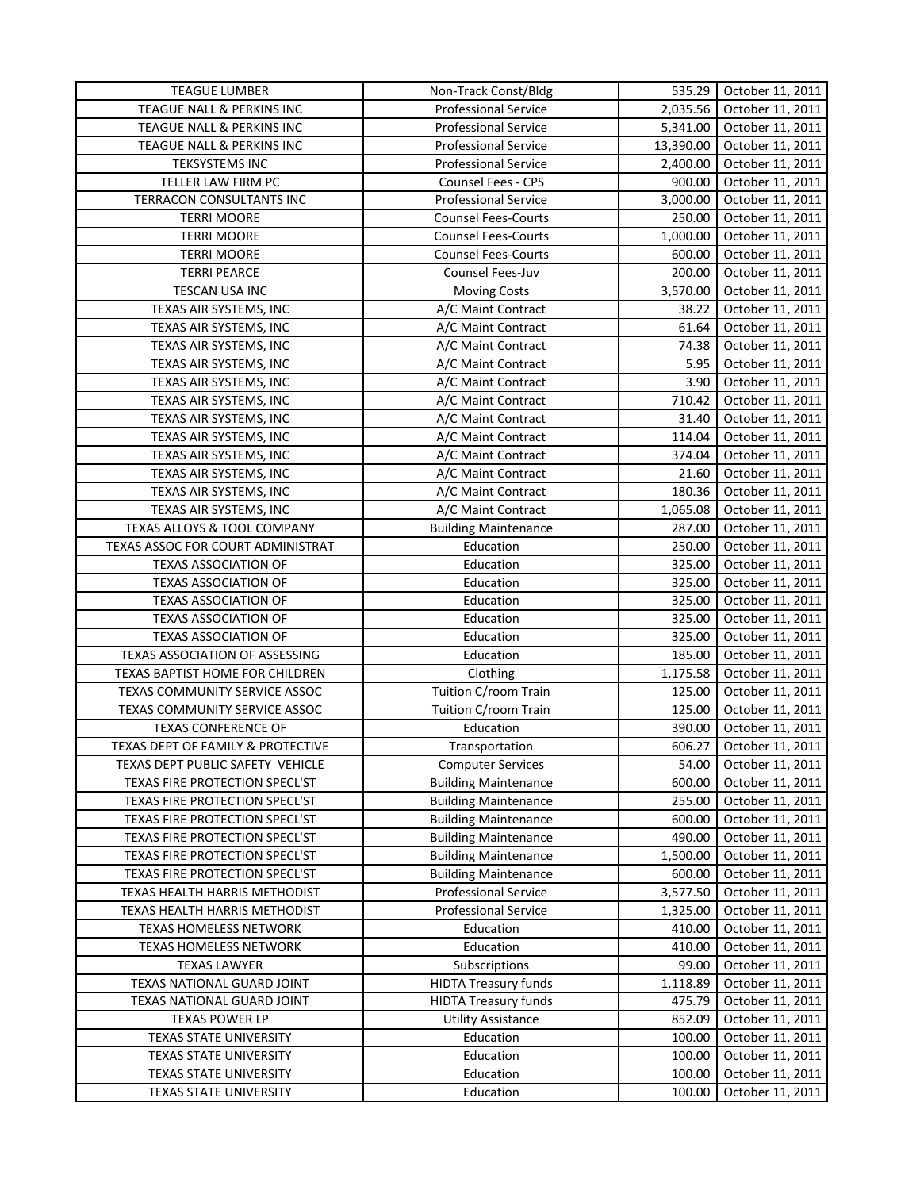| TEAGUE LUMBER | Non-Track Const/Bldg | 535.29 | October 11, 2011 |
|---|---|---|---|
| TEAGUE NALL & PERKINS INC | Professional Service | 2,035.56 | October 11, 2011 |
| TEAGUE NALL & PERKINS INC | Professional Service | 5,341.00 | October 11, 2011 |
| TEAGUE NALL & PERKINS INC | Professional Service | 13,390.00 | October 11, 2011 |
| TEKSYSTEMS INC | Professional Service | 2,400.00 | October 11, 2011 |
| TELLER LAW FIRM PC | Counsel Fees - CPS | 900.00 | October 11, 2011 |
| TERRACON CONSULTANTS INC | Professional Service | 3,000.00 | October 11, 2011 |
| TERRI MOORE | Counsel Fees-Courts | 250.00 | October 11, 2011 |
| TERRI MOORE | Counsel Fees-Courts | 1,000.00 | October 11, 2011 |
| TERRI MOORE | Counsel Fees-Courts | 600.00 | October 11, 2011 |
| TERRI PEARCE | Counsel Fees-Juv | 200.00 | October 11, 2011 |
| TESCAN USA INC | Moving Costs | 3,570.00 | October 11, 2011 |
| TEXAS AIR SYSTEMS, INC | A/C Maint Contract | 38.22 | October 11, 2011 |
| TEXAS AIR SYSTEMS, INC | A/C Maint Contract | 61.64 | October 11, 2011 |
| TEXAS AIR SYSTEMS, INC | A/C Maint Contract | 74.38 | October 11, 2011 |
| TEXAS AIR SYSTEMS, INC | A/C Maint Contract | 5.95 | October 11, 2011 |
| TEXAS AIR SYSTEMS, INC | A/C Maint Contract | 3.90 | October 11, 2011 |
| TEXAS AIR SYSTEMS, INC | A/C Maint Contract | 710.42 | October 11, 2011 |
| TEXAS AIR SYSTEMS, INC | A/C Maint Contract | 31.40 | October 11, 2011 |
| TEXAS AIR SYSTEMS, INC | A/C Maint Contract | 114.04 | October 11, 2011 |
| TEXAS AIR SYSTEMS, INC | A/C Maint Contract | 374.04 | October 11, 2011 |
| TEXAS AIR SYSTEMS, INC | A/C Maint Contract | 21.60 | October 11, 2011 |
| TEXAS AIR SYSTEMS, INC | A/C Maint Contract | 180.36 | October 11, 2011 |
| TEXAS AIR SYSTEMS, INC | A/C Maint Contract | 1,065.08 | October 11, 2011 |
| TEXAS ALLOYS & TOOL COMPANY | Building Maintenance | 287.00 | October 11, 2011 |
| TEXAS ASSOC FOR COURT ADMINISTRAT | Education | 250.00 | October 11, 2011 |
| TEXAS ASSOCIATION OF | Education | 325.00 | October 11, 2011 |
| TEXAS ASSOCIATION OF | Education | 325.00 | October 11, 2011 |
| TEXAS ASSOCIATION OF | Education | 325.00 | October 11, 2011 |
| TEXAS ASSOCIATION OF | Education | 325.00 | October 11, 2011 |
| TEXAS ASSOCIATION OF | Education | 325.00 | October 11, 2011 |
| TEXAS ASSOCIATION OF ASSESSING | Education | 185.00 | October 11, 2011 |
| TEXAS BAPTIST HOME FOR CHILDREN | Clothing | 1,175.58 | October 11, 2011 |
| TEXAS COMMUNITY SERVICE ASSOC | Tuition C/room Train | 125.00 | October 11, 2011 |
| TEXAS COMMUNITY SERVICE ASSOC | Tuition C/room Train | 125.00 | October 11, 2011 |
| TEXAS CONFERENCE OF | Education | 390.00 | October 11, 2011 |
| TEXAS DEPT OF FAMILY & PROTECTIVE | Transportation | 606.27 | October 11, 2011 |
| TEXAS DEPT PUBLIC SAFETY VEHICLE | Computer Services | 54.00 | October 11, 2011 |
| TEXAS FIRE PROTECTION SPECL'ST | Building Maintenance | 600.00 | October 11, 2011 |
| TEXAS FIRE PROTECTION SPECL'ST | Building Maintenance | 255.00 | October 11, 2011 |
| TEXAS FIRE PROTECTION SPECL'ST | Building Maintenance | 600.00 | October 11, 2011 |
| TEXAS FIRE PROTECTION SPECL'ST | Building Maintenance | 490.00 | October 11, 2011 |
| TEXAS FIRE PROTECTION SPECL'ST | Building Maintenance | 1,500.00 | October 11, 2011 |
| TEXAS FIRE PROTECTION SPECL'ST | Building Maintenance | 600.00 | October 11, 2011 |
| TEXAS HEALTH HARRIS METHODIST | Professional Service | 3,577.50 | October 11, 2011 |
| TEXAS HEALTH HARRIS METHODIST | Professional Service | 1,325.00 | October 11, 2011 |
| TEXAS HOMELESS NETWORK | Education | 410.00 | October 11, 2011 |
| TEXAS HOMELESS NETWORK | Education | 410.00 | October 11, 2011 |
| TEXAS LAWYER | Subscriptions | 99.00 | October 11, 2011 |
| TEXAS NATIONAL GUARD JOINT | HIDTA Treasury funds | 1,118.89 | October 11, 2011 |
| TEXAS NATIONAL GUARD JOINT | HIDTA Treasury funds | 475.79 | October 11, 2011 |
| TEXAS POWER LP | Utility Assistance | 852.09 | October 11, 2011 |
| TEXAS STATE UNIVERSITY | Education | 100.00 | October 11, 2011 |
| TEXAS STATE UNIVERSITY | Education | 100.00 | October 11, 2011 |
| TEXAS STATE UNIVERSITY | Education | 100.00 | October 11, 2011 |
| TEXAS STATE UNIVERSITY | Education | 100.00 | October 11, 2011 |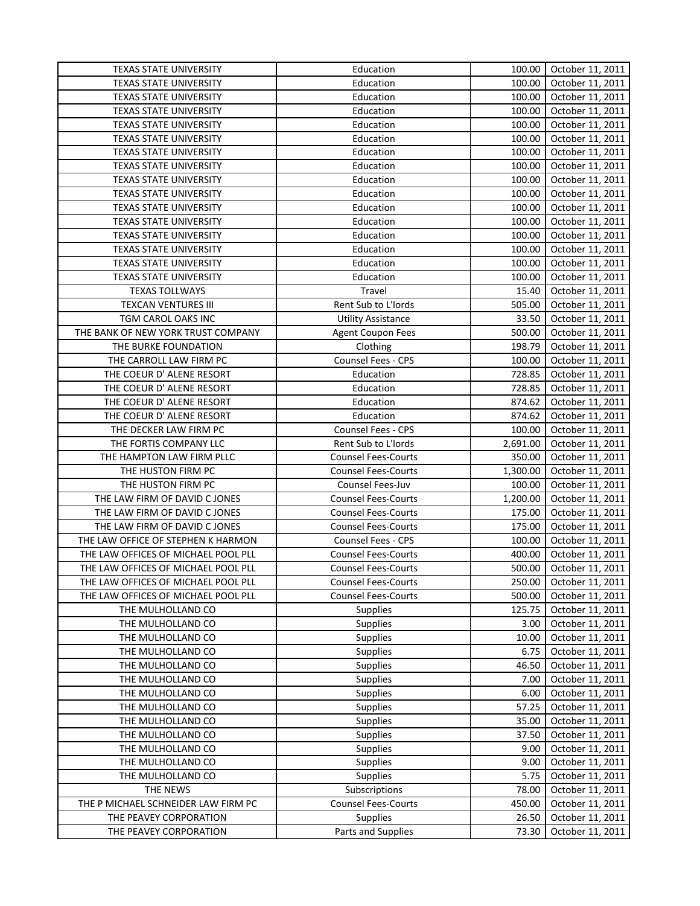| | | | |
|---|---|---|---|
| TEXAS STATE UNIVERSITY | Education | 100.00 | October 11, 2011 |
| TEXAS STATE UNIVERSITY | Education | 100.00 | October 11, 2011 |
| TEXAS STATE UNIVERSITY | Education | 100.00 | October 11, 2011 |
| TEXAS STATE UNIVERSITY | Education | 100.00 | October 11, 2011 |
| TEXAS STATE UNIVERSITY | Education | 100.00 | October 11, 2011 |
| TEXAS STATE UNIVERSITY | Education | 100.00 | October 11, 2011 |
| TEXAS STATE UNIVERSITY | Education | 100.00 | October 11, 2011 |
| TEXAS STATE UNIVERSITY | Education | 100.00 | October 11, 2011 |
| TEXAS STATE UNIVERSITY | Education | 100.00 | October 11, 2011 |
| TEXAS STATE UNIVERSITY | Education | 100.00 | October 11, 2011 |
| TEXAS STATE UNIVERSITY | Education | 100.00 | October 11, 2011 |
| TEXAS STATE UNIVERSITY | Education | 100.00 | October 11, 2011 |
| TEXAS STATE UNIVERSITY | Education | 100.00 | October 11, 2011 |
| TEXAS STATE UNIVERSITY | Education | 100.00 | October 11, 2011 |
| TEXAS STATE UNIVERSITY | Education | 100.00 | October 11, 2011 |
| TEXAS STATE UNIVERSITY | Education | 100.00 | October 11, 2011 |
| TEXAS TOLLWAYS | Travel | 15.40 | October 11, 2011 |
| TEXCAN VENTURES III | Rent Sub to L'lords | 505.00 | October 11, 2011 |
| TGM CAROL OAKS INC | Utility Assistance | 33.50 | October 11, 2011 |
| THE BANK OF NEW YORK TRUST COMPANY | Agent Coupon Fees | 500.00 | October 11, 2011 |
| THE BURKE FOUNDATION | Clothing | 198.79 | October 11, 2011 |
| THE CARROLL LAW FIRM PC | Counsel Fees - CPS | 100.00 | October 11, 2011 |
| THE COEUR D' ALENE RESORT | Education | 728.85 | October 11, 2011 |
| THE COEUR D' ALENE RESORT | Education | 728.85 | October 11, 2011 |
| THE COEUR D' ALENE RESORT | Education | 874.62 | October 11, 2011 |
| THE COEUR D' ALENE RESORT | Education | 874.62 | October 11, 2011 |
| THE DECKER LAW FIRM PC | Counsel Fees - CPS | 100.00 | October 11, 2011 |
| THE FORTIS COMPANY LLC | Rent Sub to L'lords | 2,691.00 | October 11, 2011 |
| THE HAMPTON LAW FIRM PLLC | Counsel Fees-Courts | 350.00 | October 11, 2011 |
| THE HUSTON FIRM PC | Counsel Fees-Courts | 1,300.00 | October 11, 2011 |
| THE HUSTON FIRM PC | Counsel Fees-Juv | 100.00 | October 11, 2011 |
| THE LAW FIRM OF DAVID C JONES | Counsel Fees-Courts | 1,200.00 | October 11, 2011 |
| THE LAW FIRM OF DAVID C JONES | Counsel Fees-Courts | 175.00 | October 11, 2011 |
| THE LAW FIRM OF DAVID C JONES | Counsel Fees-Courts | 175.00 | October 11, 2011 |
| THE LAW OFFICE OF STEPHEN K HARMON | Counsel Fees - CPS | 100.00 | October 11, 2011 |
| THE LAW OFFICES OF MICHAEL POOL PLL | Counsel Fees-Courts | 400.00 | October 11, 2011 |
| THE LAW OFFICES OF MICHAEL POOL PLL | Counsel Fees-Courts | 500.00 | October 11, 2011 |
| THE LAW OFFICES OF MICHAEL POOL PLL | Counsel Fees-Courts | 250.00 | October 11, 2011 |
| THE LAW OFFICES OF MICHAEL POOL PLL | Counsel Fees-Courts | 500.00 | October 11, 2011 |
| THE MULHOLLAND CO | Supplies | 125.75 | October 11, 2011 |
| THE MULHOLLAND CO | Supplies | 3.00 | October 11, 2011 |
| THE MULHOLLAND CO | Supplies | 10.00 | October 11, 2011 |
| THE MULHOLLAND CO | Supplies | 6.75 | October 11, 2011 |
| THE MULHOLLAND CO | Supplies | 46.50 | October 11, 2011 |
| THE MULHOLLAND CO | Supplies | 7.00 | October 11, 2011 |
| THE MULHOLLAND CO | Supplies | 6.00 | October 11, 2011 |
| THE MULHOLLAND CO | Supplies | 57.25 | October 11, 2011 |
| THE MULHOLLAND CO | Supplies | 35.00 | October 11, 2011 |
| THE MULHOLLAND CO | Supplies | 37.50 | October 11, 2011 |
| THE MULHOLLAND CO | Supplies | 9.00 | October 11, 2011 |
| THE MULHOLLAND CO | Supplies | 9.00 | October 11, 2011 |
| THE MULHOLLAND CO | Supplies | 5.75 | October 11, 2011 |
| THE NEWS | Subscriptions | 78.00 | October 11, 2011 |
| THE P MICHAEL SCHNEIDER LAW FIRM PC | Counsel Fees-Courts | 450.00 | October 11, 2011 |
| THE PEAVEY CORPORATION | Supplies | 26.50 | October 11, 2011 |
| THE PEAVEY CORPORATION | Parts and Supplies | 73.30 | October 11, 2011 |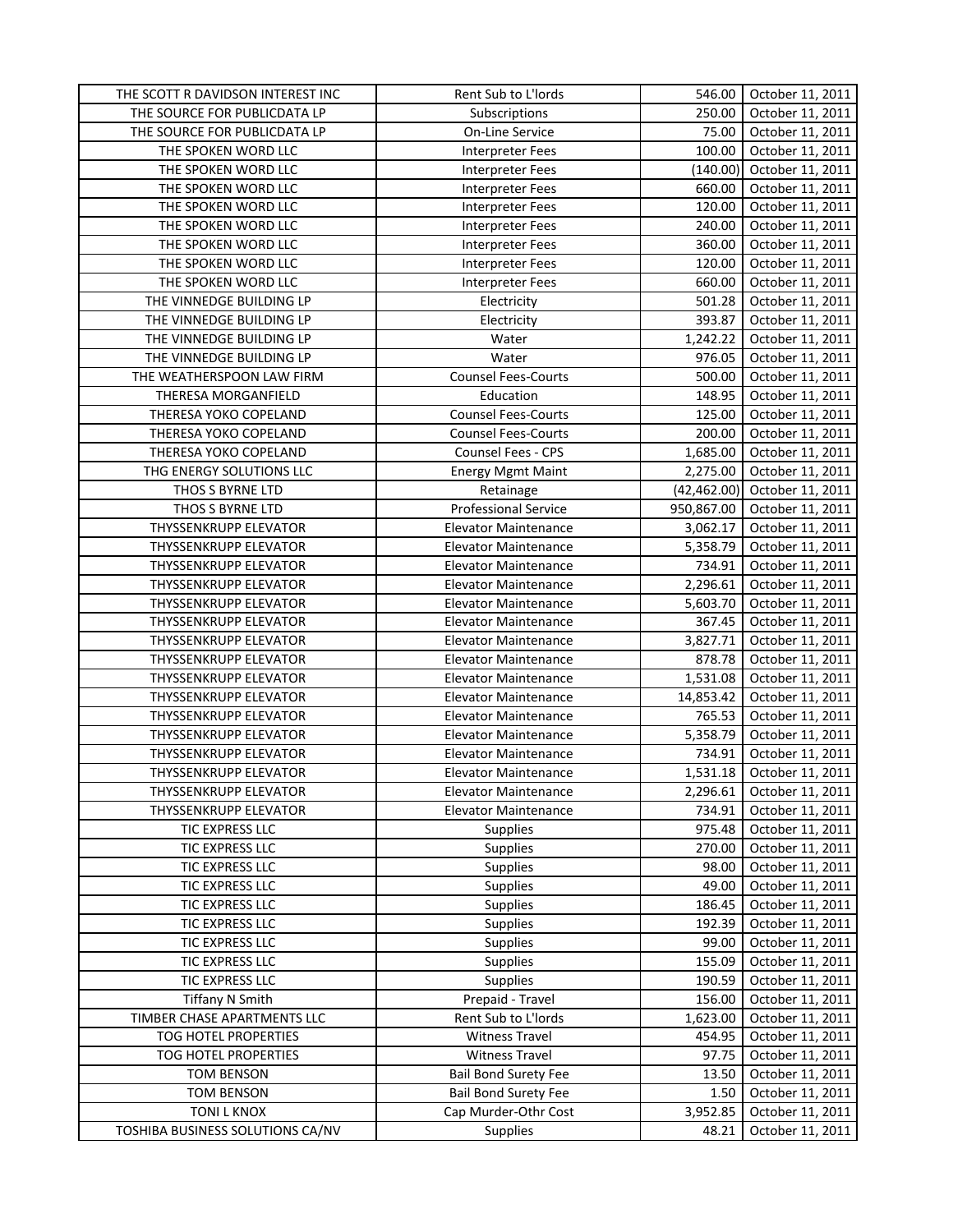| THE SCOTT R DAVIDSON INTEREST INC | Rent Sub to L'lords | 546.00 | October 11, 2011 |
|---|---|---|---|
| THE SOURCE FOR PUBLICDATA LP | Subscriptions | 250.00 | October 11, 2011 |
| THE SOURCE FOR PUBLICDATA LP | On-Line Service | 75.00 | October 11, 2011 |
| THE SPOKEN WORD LLC | Interpreter Fees | 100.00 | October 11, 2011 |
| THE SPOKEN WORD LLC | Interpreter Fees | (140.00) | October 11, 2011 |
| THE SPOKEN WORD LLC | Interpreter Fees | 660.00 | October 11, 2011 |
| THE SPOKEN WORD LLC | Interpreter Fees | 120.00 | October 11, 2011 |
| THE SPOKEN WORD LLC | Interpreter Fees | 240.00 | October 11, 2011 |
| THE SPOKEN WORD LLC | Interpreter Fees | 360.00 | October 11, 2011 |
| THE SPOKEN WORD LLC | Interpreter Fees | 120.00 | October 11, 2011 |
| THE SPOKEN WORD LLC | Interpreter Fees | 660.00 | October 11, 2011 |
| THE VINNEDGE BUILDING LP | Electricity | 501.28 | October 11, 2011 |
| THE VINNEDGE BUILDING LP | Electricity | 393.87 | October 11, 2011 |
| THE VINNEDGE BUILDING LP | Water | 1,242.22 | October 11, 2011 |
| THE VINNEDGE BUILDING LP | Water | 976.05 | October 11, 2011 |
| THE WEATHERSPOON LAW FIRM | Counsel Fees-Courts | 500.00 | October 11, 2011 |
| THERESA MORGANFIELD | Education | 148.95 | October 11, 2011 |
| THERESA YOKO COPELAND | Counsel Fees-Courts | 125.00 | October 11, 2011 |
| THERESA YOKO COPELAND | Counsel Fees-Courts | 200.00 | October 11, 2011 |
| THERESA YOKO COPELAND | Counsel Fees - CPS | 1,685.00 | October 11, 2011 |
| THG ENERGY SOLUTIONS LLC | Energy Mgmt Maint | 2,275.00 | October 11, 2011 |
| THOS S BYRNE LTD | Retainage | (42,462.00) | October 11, 2011 |
| THOS S BYRNE LTD | Professional Service | 950,867.00 | October 11, 2011 |
| THYSSENKRUPP ELEVATOR | Elevator Maintenance | 3,062.17 | October 11, 2011 |
| THYSSENKRUPP ELEVATOR | Elevator Maintenance | 5,358.79 | October 11, 2011 |
| THYSSENKRUPP ELEVATOR | Elevator Maintenance | 734.91 | October 11, 2011 |
| THYSSENKRUPP ELEVATOR | Elevator Maintenance | 2,296.61 | October 11, 2011 |
| THYSSENKRUPP ELEVATOR | Elevator Maintenance | 5,603.70 | October 11, 2011 |
| THYSSENKRUPP ELEVATOR | Elevator Maintenance | 367.45 | October 11, 2011 |
| THYSSENKRUPP ELEVATOR | Elevator Maintenance | 3,827.71 | October 11, 2011 |
| THYSSENKRUPP ELEVATOR | Elevator Maintenance | 878.78 | October 11, 2011 |
| THYSSENKRUPP ELEVATOR | Elevator Maintenance | 1,531.08 | October 11, 2011 |
| THYSSENKRUPP ELEVATOR | Elevator Maintenance | 14,853.42 | October 11, 2011 |
| THYSSENKRUPP ELEVATOR | Elevator Maintenance | 765.53 | October 11, 2011 |
| THYSSENKRUPP ELEVATOR | Elevator Maintenance | 5,358.79 | October 11, 2011 |
| THYSSENKRUPP ELEVATOR | Elevator Maintenance | 734.91 | October 11, 2011 |
| THYSSENKRUPP ELEVATOR | Elevator Maintenance | 1,531.18 | October 11, 2011 |
| THYSSENKRUPP ELEVATOR | Elevator Maintenance | 2,296.61 | October 11, 2011 |
| THYSSENKRUPP ELEVATOR | Elevator Maintenance | 734.91 | October 11, 2011 |
| TIC EXPRESS LLC | Supplies | 975.48 | October 11, 2011 |
| TIC EXPRESS LLC | Supplies | 270.00 | October 11, 2011 |
| TIC EXPRESS LLC | Supplies | 98.00 | October 11, 2011 |
| TIC EXPRESS LLC | Supplies | 49.00 | October 11, 2011 |
| TIC EXPRESS LLC | Supplies | 186.45 | October 11, 2011 |
| TIC EXPRESS LLC | Supplies | 192.39 | October 11, 2011 |
| TIC EXPRESS LLC | Supplies | 99.00 | October 11, 2011 |
| TIC EXPRESS LLC | Supplies | 155.09 | October 11, 2011 |
| TIC EXPRESS LLC | Supplies | 190.59 | October 11, 2011 |
| Tiffany N Smith | Prepaid - Travel | 156.00 | October 11, 2011 |
| TIMBER CHASE APARTMENTS LLC | Rent Sub to L'lords | 1,623.00 | October 11, 2011 |
| TOG HOTEL PROPERTIES | Witness Travel | 454.95 | October 11, 2011 |
| TOG HOTEL PROPERTIES | Witness Travel | 97.75 | October 11, 2011 |
| TOM BENSON | Bail Bond Surety Fee | 13.50 | October 11, 2011 |
| TOM BENSON | Bail Bond Surety Fee | 1.50 | October 11, 2011 |
| TONI L KNOX | Cap Murder-Othr Cost | 3,952.85 | October 11, 2011 |
| TOSHIBA BUSINESS SOLUTIONS CA/NV | Supplies | 48.21 | October 11, 2011 |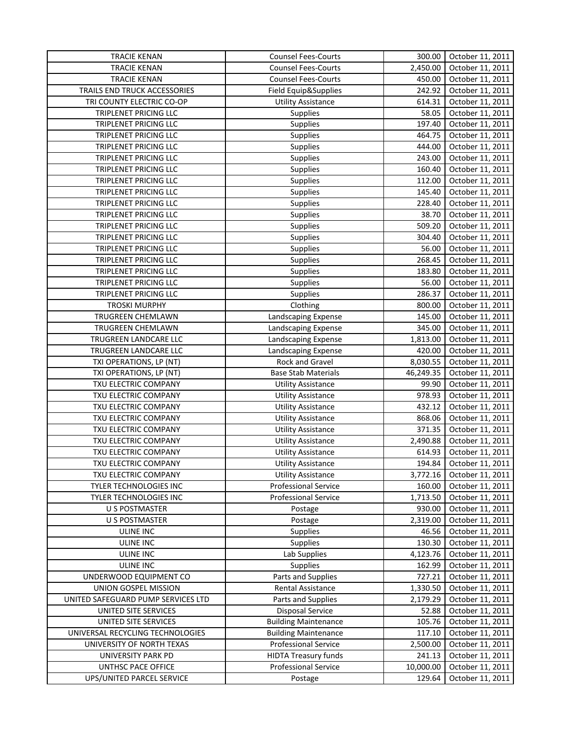| | | | |
|---|---|---|---|
| TRACIE KENAN | Counsel Fees-Courts | 300.00 | October 11, 2011 |
| TRACIE KENAN | Counsel Fees-Courts | 2,450.00 | October 11, 2011 |
| TRACIE KENAN | Counsel Fees-Courts | 450.00 | October 11, 2011 |
| TRAILS END TRUCK ACCESSORIES | Field Equip&Supplies | 242.92 | October 11, 2011 |
| TRI COUNTY ELECTRIC CO-OP | Utility Assistance | 614.31 | October 11, 2011 |
| TRIPLENET PRICING LLC | Supplies | 58.05 | October 11, 2011 |
| TRIPLENET PRICING LLC | Supplies | 197.40 | October 11, 2011 |
| TRIPLENET PRICING LLC | Supplies | 464.75 | October 11, 2011 |
| TRIPLENET PRICING LLC | Supplies | 444.00 | October 11, 2011 |
| TRIPLENET PRICING LLC | Supplies | 243.00 | October 11, 2011 |
| TRIPLENET PRICING LLC | Supplies | 160.40 | October 11, 2011 |
| TRIPLENET PRICING LLC | Supplies | 112.00 | October 11, 2011 |
| TRIPLENET PRICING LLC | Supplies | 145.40 | October 11, 2011 |
| TRIPLENET PRICING LLC | Supplies | 228.40 | October 11, 2011 |
| TRIPLENET PRICING LLC | Supplies | 38.70 | October 11, 2011 |
| TRIPLENET PRICING LLC | Supplies | 509.20 | October 11, 2011 |
| TRIPLENET PRICING LLC | Supplies | 304.40 | October 11, 2011 |
| TRIPLENET PRICING LLC | Supplies | 56.00 | October 11, 2011 |
| TRIPLENET PRICING LLC | Supplies | 268.45 | October 11, 2011 |
| TRIPLENET PRICING LLC | Supplies | 183.80 | October 11, 2011 |
| TRIPLENET PRICING LLC | Supplies | 56.00 | October 11, 2011 |
| TRIPLENET PRICING LLC | Supplies | 286.37 | October 11, 2011 |
| TROSKI MURPHY | Clothing | 800.00 | October 11, 2011 |
| TRUGREEN CHEMLAWN | Landscaping Expense | 145.00 | October 11, 2011 |
| TRUGREEN CHEMLAWN | Landscaping Expense | 345.00 | October 11, 2011 |
| TRUGREEN LANDCARE LLC | Landscaping Expense | 1,813.00 | October 11, 2011 |
| TRUGREEN LANDCARE LLC | Landscaping Expense | 420.00 | October 11, 2011 |
| TXI OPERATIONS, LP (NT) | Rock and Gravel | 8,030.55 | October 11, 2011 |
| TXI OPERATIONS, LP (NT) | Base Stab Materials | 46,249.35 | October 11, 2011 |
| TXU ELECTRIC COMPANY | Utility Assistance | 99.90 | October 11, 2011 |
| TXU ELECTRIC COMPANY | Utility Assistance | 978.93 | October 11, 2011 |
| TXU ELECTRIC COMPANY | Utility Assistance | 432.12 | October 11, 2011 |
| TXU ELECTRIC COMPANY | Utility Assistance | 868.06 | October 11, 2011 |
| TXU ELECTRIC COMPANY | Utility Assistance | 371.35 | October 11, 2011 |
| TXU ELECTRIC COMPANY | Utility Assistance | 2,490.88 | October 11, 2011 |
| TXU ELECTRIC COMPANY | Utility Assistance | 614.93 | October 11, 2011 |
| TXU ELECTRIC COMPANY | Utility Assistance | 194.84 | October 11, 2011 |
| TXU ELECTRIC COMPANY | Utility Assistance | 3,772.16 | October 11, 2011 |
| TYLER TECHNOLOGIES INC | Professional Service | 160.00 | October 11, 2011 |
| TYLER TECHNOLOGIES INC | Professional Service | 1,713.50 | October 11, 2011 |
| U S POSTMASTER | Postage | 930.00 | October 11, 2011 |
| U S POSTMASTER | Postage | 2,319.00 | October 11, 2011 |
| ULINE INC | Supplies | 46.56 | October 11, 2011 |
| ULINE INC | Supplies | 130.30 | October 11, 2011 |
| ULINE INC | Lab Supplies | 4,123.76 | October 11, 2011 |
| ULINE INC | Supplies | 162.99 | October 11, 2011 |
| UNDERWOOD EQUIPMENT CO | Parts and Supplies | 727.21 | October 11, 2011 |
| UNION GOSPEL MISSION | Rental Assistance | 1,330.50 | October 11, 2011 |
| UNITED SAFEGUARD PUMP SERVICES LTD | Parts and Supplies | 2,179.29 | October 11, 2011 |
| UNITED SITE SERVICES | Disposal Service | 52.88 | October 11, 2011 |
| UNITED SITE SERVICES | Building Maintenance | 105.76 | October 11, 2011 |
| UNIVERSAL RECYCLING TECHNOLOGIES | Building Maintenance | 117.10 | October 11, 2011 |
| UNIVERSITY OF NORTH TEXAS | Professional Service | 2,500.00 | October 11, 2011 |
| UNIVERSITY PARK PD | HIDTA Treasury funds | 241.13 | October 11, 2011 |
| UNTHSC PACE OFFICE | Professional Service | 10,000.00 | October 11, 2011 |
| UPS/UNITED PARCEL SERVICE | Postage | 129.64 | October 11, 2011 |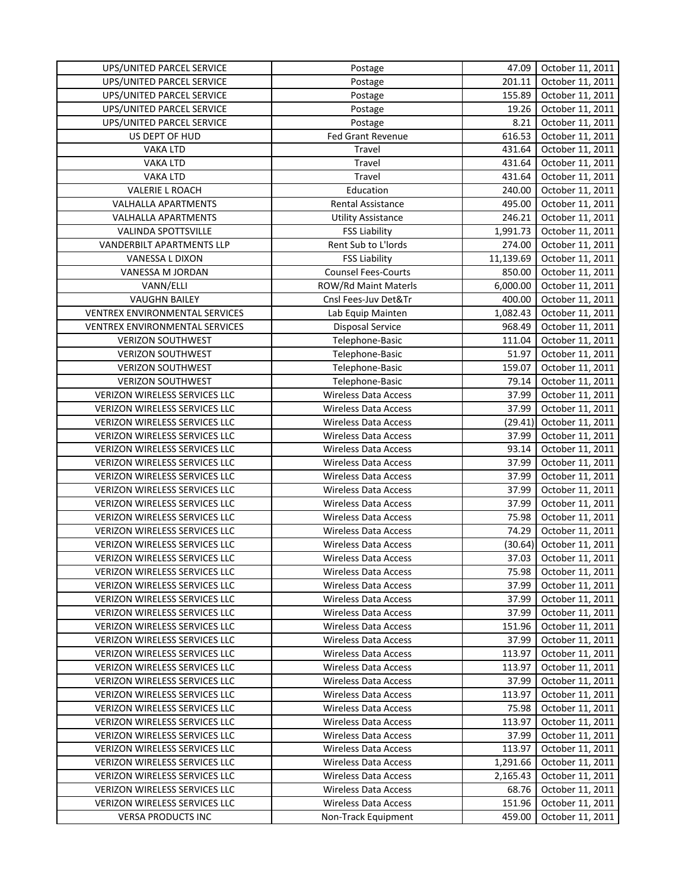| UPS/UNITED PARCEL SERVICE | Postage | 47.09 | October 11, 2011 |
|---|---|---|---|
| UPS/UNITED PARCEL SERVICE | Postage | 201.11 | October 11, 2011 |
| UPS/UNITED PARCEL SERVICE | Postage | 155.89 | October 11, 2011 |
| UPS/UNITED PARCEL SERVICE | Postage | 19.26 | October 11, 2011 |
| UPS/UNITED PARCEL SERVICE | Postage | 8.21 | October 11, 2011 |
| US DEPT OF HUD | Fed Grant Revenue | 616.53 | October 11, 2011 |
| VAKA LTD | Travel | 431.64 | October 11, 2011 |
| VAKA LTD | Travel | 431.64 | October 11, 2011 |
| VAKA LTD | Travel | 431.64 | October 11, 2011 |
| VALERIE L ROACH | Education | 240.00 | October 11, 2011 |
| VALHALLA APARTMENTS | Rental Assistance | 495.00 | October 11, 2011 |
| VALHALLA APARTMENTS | Utility Assistance | 246.21 | October 11, 2011 |
| VALINDA SPOTTSVILLE | FSS Liability | 1,991.73 | October 11, 2011 |
| VANDERBILT APARTMENTS LLP | Rent Sub to L'lords | 274.00 | October 11, 2011 |
| VANESSA L DIXON | FSS Liability | 11,139.69 | October 11, 2011 |
| VANESSA M JORDAN | Counsel Fees-Courts | 850.00 | October 11, 2011 |
| VANN/ELLI | ROW/Rd Maint Materls | 6,000.00 | October 11, 2011 |
| VAUGHN BAILEY | Cnsl Fees-Juv Det&Tr | 400.00 | October 11, 2011 |
| VENTREX ENVIRONMENTAL SERVICES | Lab Equip Mainten | 1,082.43 | October 11, 2011 |
| VENTREX ENVIRONMENTAL SERVICES | Disposal Service | 968.49 | October 11, 2011 |
| VERIZON SOUTHWEST | Telephone-Basic | 111.04 | October 11, 2011 |
| VERIZON SOUTHWEST | Telephone-Basic | 51.97 | October 11, 2011 |
| VERIZON SOUTHWEST | Telephone-Basic | 159.07 | October 11, 2011 |
| VERIZON SOUTHWEST | Telephone-Basic | 79.14 | October 11, 2011 |
| VERIZON WIRELESS SERVICES LLC | Wireless Data Access | 37.99 | October 11, 2011 |
| VERIZON WIRELESS SERVICES LLC | Wireless Data Access | 37.99 | October 11, 2011 |
| VERIZON WIRELESS SERVICES LLC | Wireless Data Access | (29.41) | October 11, 2011 |
| VERIZON WIRELESS SERVICES LLC | Wireless Data Access | 37.99 | October 11, 2011 |
| VERIZON WIRELESS SERVICES LLC | Wireless Data Access | 93.14 | October 11, 2011 |
| VERIZON WIRELESS SERVICES LLC | Wireless Data Access | 37.99 | October 11, 2011 |
| VERIZON WIRELESS SERVICES LLC | Wireless Data Access | 37.99 | October 11, 2011 |
| VERIZON WIRELESS SERVICES LLC | Wireless Data Access | 37.99 | October 11, 2011 |
| VERIZON WIRELESS SERVICES LLC | Wireless Data Access | 37.99 | October 11, 2011 |
| VERIZON WIRELESS SERVICES LLC | Wireless Data Access | 75.98 | October 11, 2011 |
| VERIZON WIRELESS SERVICES LLC | Wireless Data Access | 74.29 | October 11, 2011 |
| VERIZON WIRELESS SERVICES LLC | Wireless Data Access | (30.64) | October 11, 2011 |
| VERIZON WIRELESS SERVICES LLC | Wireless Data Access | 37.03 | October 11, 2011 |
| VERIZON WIRELESS SERVICES LLC | Wireless Data Access | 75.98 | October 11, 2011 |
| VERIZON WIRELESS SERVICES LLC | Wireless Data Access | 37.99 | October 11, 2011 |
| VERIZON WIRELESS SERVICES LLC | Wireless Data Access | 37.99 | October 11, 2011 |
| VERIZON WIRELESS SERVICES LLC | Wireless Data Access | 37.99 | October 11, 2011 |
| VERIZON WIRELESS SERVICES LLC | Wireless Data Access | 151.96 | October 11, 2011 |
| VERIZON WIRELESS SERVICES LLC | Wireless Data Access | 37.99 | October 11, 2011 |
| VERIZON WIRELESS SERVICES LLC | Wireless Data Access | 113.97 | October 11, 2011 |
| VERIZON WIRELESS SERVICES LLC | Wireless Data Access | 113.97 | October 11, 2011 |
| VERIZON WIRELESS SERVICES LLC | Wireless Data Access | 37.99 | October 11, 2011 |
| VERIZON WIRELESS SERVICES LLC | Wireless Data Access | 113.97 | October 11, 2011 |
| VERIZON WIRELESS SERVICES LLC | Wireless Data Access | 75.98 | October 11, 2011 |
| VERIZON WIRELESS SERVICES LLC | Wireless Data Access | 113.97 | October 11, 2011 |
| VERIZON WIRELESS SERVICES LLC | Wireless Data Access | 37.99 | October 11, 2011 |
| VERIZON WIRELESS SERVICES LLC | Wireless Data Access | 113.97 | October 11, 2011 |
| VERIZON WIRELESS SERVICES LLC | Wireless Data Access | 1,291.66 | October 11, 2011 |
| VERIZON WIRELESS SERVICES LLC | Wireless Data Access | 2,165.43 | October 11, 2011 |
| VERIZON WIRELESS SERVICES LLC | Wireless Data Access | 68.76 | October 11, 2011 |
| VERIZON WIRELESS SERVICES LLC | Wireless Data Access | 151.96 | October 11, 2011 |
| VERSA PRODUCTS INC | Non-Track Equipment | 459.00 | October 11, 2011 |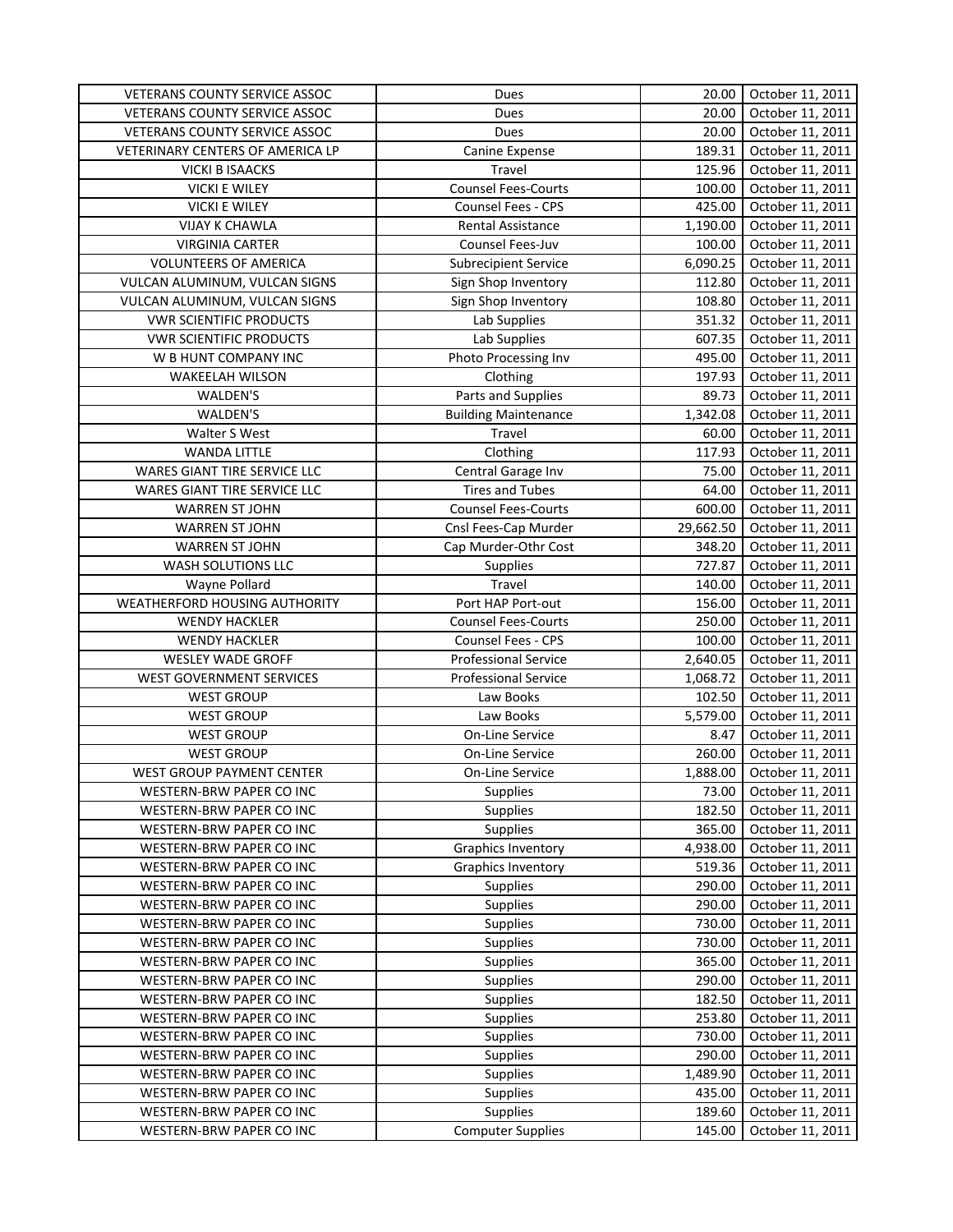| | | | |
|---|---|---|---|
| VETERANS COUNTY SERVICE ASSOC | Dues | 20.00 | October 11, 2011 |
| VETERANS COUNTY SERVICE ASSOC | Dues | 20.00 | October 11, 2011 |
| VETERANS COUNTY SERVICE ASSOC | Dues | 20.00 | October 11, 2011 |
| VETERINARY CENTERS OF AMERICA LP | Canine Expense | 189.31 | October 11, 2011 |
| VICKI B ISAACKS | Travel | 125.96 | October 11, 2011 |
| VICKI E WILEY | Counsel Fees-Courts | 100.00 | October 11, 2011 |
| VICKI E WILEY | Counsel Fees - CPS | 425.00 | October 11, 2011 |
| VIJAY K CHAWLA | Rental Assistance | 1,190.00 | October 11, 2011 |
| VIRGINIA CARTER | Counsel Fees-Juv | 100.00 | October 11, 2011 |
| VOLUNTEERS OF AMERICA | Subrecipient Service | 6,090.25 | October 11, 2011 |
| VULCAN ALUMINUM, VULCAN SIGNS | Sign Shop Inventory | 112.80 | October 11, 2011 |
| VULCAN ALUMINUM, VULCAN SIGNS | Sign Shop Inventory | 108.80 | October 11, 2011 |
| VWR SCIENTIFIC PRODUCTS | Lab Supplies | 351.32 | October 11, 2011 |
| VWR SCIENTIFIC PRODUCTS | Lab Supplies | 607.35 | October 11, 2011 |
| W B HUNT COMPANY INC | Photo Processing Inv | 495.00 | October 11, 2011 |
| WAKEELAH WILSON | Clothing | 197.93 | October 11, 2011 |
| WALDEN'S | Parts and Supplies | 89.73 | October 11, 2011 |
| WALDEN'S | Building Maintenance | 1,342.08 | October 11, 2011 |
| Walter S West | Travel | 60.00 | October 11, 2011 |
| WANDA LITTLE | Clothing | 117.93 | October 11, 2011 |
| WARES GIANT TIRE SERVICE LLC | Central Garage Inv | 75.00 | October 11, 2011 |
| WARES GIANT TIRE SERVICE LLC | Tires and Tubes | 64.00 | October 11, 2011 |
| WARREN ST JOHN | Counsel Fees-Courts | 600.00 | October 11, 2011 |
| WARREN ST JOHN | Cnsl Fees-Cap Murder | 29,662.50 | October 11, 2011 |
| WARREN ST JOHN | Cap Murder-Othr Cost | 348.20 | October 11, 2011 |
| WASH SOLUTIONS LLC | Supplies | 727.87 | October 11, 2011 |
| Wayne Pollard | Travel | 140.00 | October 11, 2011 |
| WEATHERFORD HOUSING AUTHORITY | Port HAP Port-out | 156.00 | October 11, 2011 |
| WENDY HACKLER | Counsel Fees-Courts | 250.00 | October 11, 2011 |
| WENDY HACKLER | Counsel Fees - CPS | 100.00 | October 11, 2011 |
| WESLEY WADE GROFF | Professional Service | 2,640.05 | October 11, 2011 |
| WEST GOVERNMENT SERVICES | Professional Service | 1,068.72 | October 11, 2011 |
| WEST GROUP | Law Books | 102.50 | October 11, 2011 |
| WEST GROUP | Law Books | 5,579.00 | October 11, 2011 |
| WEST GROUP | On-Line Service | 8.47 | October 11, 2011 |
| WEST GROUP | On-Line Service | 260.00 | October 11, 2011 |
| WEST GROUP PAYMENT CENTER | On-Line Service | 1,888.00 | October 11, 2011 |
| WESTERN-BRW PAPER CO INC | Supplies | 73.00 | October 11, 2011 |
| WESTERN-BRW PAPER CO INC | Supplies | 182.50 | October 11, 2011 |
| WESTERN-BRW PAPER CO INC | Supplies | 365.00 | October 11, 2011 |
| WESTERN-BRW PAPER CO INC | Graphics Inventory | 4,938.00 | October 11, 2011 |
| WESTERN-BRW PAPER CO INC | Graphics Inventory | 519.36 | October 11, 2011 |
| WESTERN-BRW PAPER CO INC | Supplies | 290.00 | October 11, 2011 |
| WESTERN-BRW PAPER CO INC | Supplies | 290.00 | October 11, 2011 |
| WESTERN-BRW PAPER CO INC | Supplies | 730.00 | October 11, 2011 |
| WESTERN-BRW PAPER CO INC | Supplies | 730.00 | October 11, 2011 |
| WESTERN-BRW PAPER CO INC | Supplies | 365.00 | October 11, 2011 |
| WESTERN-BRW PAPER CO INC | Supplies | 290.00 | October 11, 2011 |
| WESTERN-BRW PAPER CO INC | Supplies | 182.50 | October 11, 2011 |
| WESTERN-BRW PAPER CO INC | Supplies | 253.80 | October 11, 2011 |
| WESTERN-BRW PAPER CO INC | Supplies | 730.00 | October 11, 2011 |
| WESTERN-BRW PAPER CO INC | Supplies | 290.00 | October 11, 2011 |
| WESTERN-BRW PAPER CO INC | Supplies | 1,489.90 | October 11, 2011 |
| WESTERN-BRW PAPER CO INC | Supplies | 435.00 | October 11, 2011 |
| WESTERN-BRW PAPER CO INC | Supplies | 189.60 | October 11, 2011 |
| WESTERN-BRW PAPER CO INC | Computer Supplies | 145.00 | October 11, 2011 |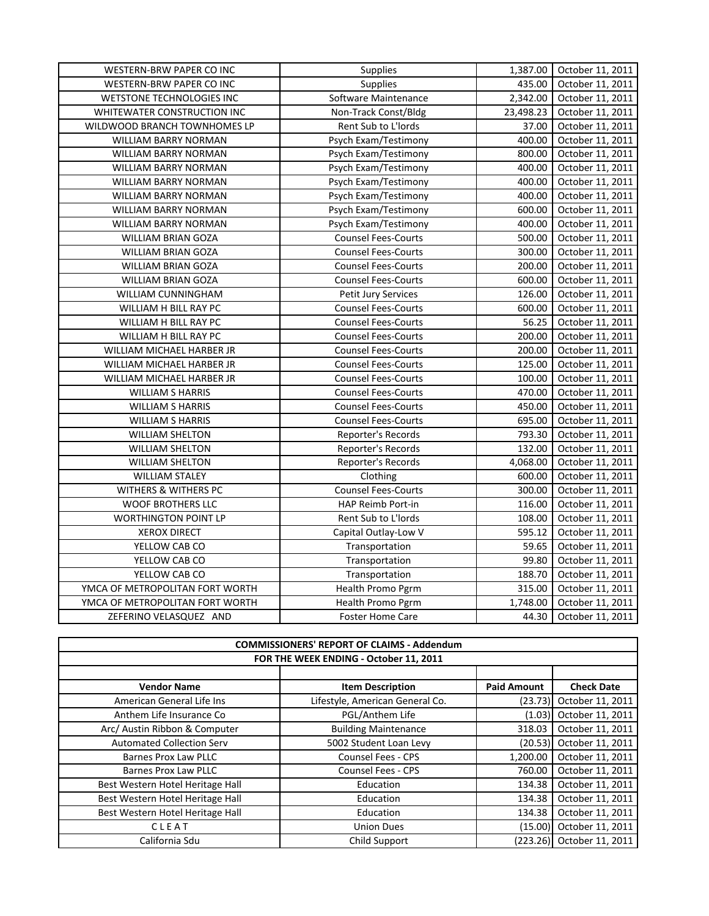| WESTERN-BRW PAPER CO INC | Supplies | 1,387.00 | October 11, 2011 |
|---|---|---|---|
| WESTERN-BRW PAPER CO INC | Supplies | 435.00 | October 11, 2011 |
| WETSTONE TECHNOLOGIES INC | Software Maintenance | 2,342.00 | October 11, 2011 |
| WHITEWATER CONSTRUCTION INC | Non-Track Const/Bldg | 23,498.23 | October 11, 2011 |
| WILDWOOD BRANCH TOWNHOMES LP | Rent Sub to L'lords | 37.00 | October 11, 2011 |
| WILLIAM BARRY NORMAN | Psych Exam/Testimony | 400.00 | October 11, 2011 |
| WILLIAM BARRY NORMAN | Psych Exam/Testimony | 800.00 | October 11, 2011 |
| WILLIAM BARRY NORMAN | Psych Exam/Testimony | 400.00 | October 11, 2011 |
| WILLIAM BARRY NORMAN | Psych Exam/Testimony | 400.00 | October 11, 2011 |
| WILLIAM BARRY NORMAN | Psych Exam/Testimony | 400.00 | October 11, 2011 |
| WILLIAM BARRY NORMAN | Psych Exam/Testimony | 600.00 | October 11, 2011 |
| WILLIAM BARRY NORMAN | Psych Exam/Testimony | 400.00 | October 11, 2011 |
| WILLIAM BRIAN GOZA | Counsel Fees-Courts | 500.00 | October 11, 2011 |
| WILLIAM BRIAN GOZA | Counsel Fees-Courts | 300.00 | October 11, 2011 |
| WILLIAM BRIAN GOZA | Counsel Fees-Courts | 200.00 | October 11, 2011 |
| WILLIAM BRIAN GOZA | Counsel Fees-Courts | 600.00 | October 11, 2011 |
| WILLIAM CUNNINGHAM | Petit Jury Services | 126.00 | October 11, 2011 |
| WILLIAM H BILL RAY PC | Counsel Fees-Courts | 600.00 | October 11, 2011 |
| WILLIAM H BILL RAY PC | Counsel Fees-Courts | 56.25 | October 11, 2011 |
| WILLIAM H BILL RAY PC | Counsel Fees-Courts | 200.00 | October 11, 2011 |
| WILLIAM MICHAEL HARBER JR | Counsel Fees-Courts | 200.00 | October 11, 2011 |
| WILLIAM MICHAEL HARBER JR | Counsel Fees-Courts | 125.00 | October 11, 2011 |
| WILLIAM MICHAEL HARBER JR | Counsel Fees-Courts | 100.00 | October 11, 2011 |
| WILLIAM S HARRIS | Counsel Fees-Courts | 470.00 | October 11, 2011 |
| WILLIAM S HARRIS | Counsel Fees-Courts | 450.00 | October 11, 2011 |
| WILLIAM S HARRIS | Counsel Fees-Courts | 695.00 | October 11, 2011 |
| WILLIAM SHELTON | Reporter's Records | 793.30 | October 11, 2011 |
| WILLIAM SHELTON | Reporter's Records | 132.00 | October 11, 2011 |
| WILLIAM SHELTON | Reporter's Records | 4,068.00 | October 11, 2011 |
| WILLIAM STALEY | Clothing | 600.00 | October 11, 2011 |
| WITHERS & WITHERS PC | Counsel Fees-Courts | 300.00 | October 11, 2011 |
| WOOF BROTHERS LLC | HAP Reimb Port-in | 116.00 | October 11, 2011 |
| WORTHINGTON POINT LP | Rent Sub to L'lords | 108.00 | October 11, 2011 |
| XEROX DIRECT | Capital Outlay-Low V | 595.12 | October 11, 2011 |
| YELLOW CAB CO | Transportation | 59.65 | October 11, 2011 |
| YELLOW CAB CO | Transportation | 99.80 | October 11, 2011 |
| YELLOW CAB CO | Transportation | 188.70 | October 11, 2011 |
| YMCA OF METROPOLITAN FORT WORTH | Health Promo Pgrm | 315.00 | October 11, 2011 |
| YMCA OF METROPOLITAN FORT WORTH | Health Promo Pgrm | 1,748.00 | October 11, 2011 |
| ZEFERINO VELASQUEZ AND | Foster Home Care | 44.30 | October 11, 2011 |

**COMMISSIONERS' REPORT OF CLAIMS - Addendum**

**FOR THE WEEK ENDING - October 11, 2011**

| Vendor Name | Item Description | Paid Amount | Check Date |
|---|---|---|---|
| American General Life Ins | Lifestyle, American General Co. | (23.73) | October 11, 2011 |
| Anthem Life Insurance Co | PGL/Anthem Life | (1.03) | October 11, 2011 |
| Arc/ Austin Ribbon & Computer | Building Maintenance | 318.03 | October 11, 2011 |
| Automated Collection Serv | 5002 Student Loan Levy | (20.53) | October 11, 2011 |
| Barnes Prox Law PLLC | Counsel Fees - CPS | 1,200.00 | October 11, 2011 |
| Barnes Prox Law PLLC | Counsel Fees - CPS | 760.00 | October 11, 2011 |
| Best Western Hotel Heritage Hall | Education | 134.38 | October 11, 2011 |
| Best Western Hotel Heritage Hall | Education | 134.38 | October 11, 2011 |
| Best Western Hotel Heritage Hall | Education | 134.38 | October 11, 2011 |
| C L E A T | Union Dues | (15.00) | October 11, 2011 |
| California Sdu | Child Support | (223.26) | October 11, 2011 |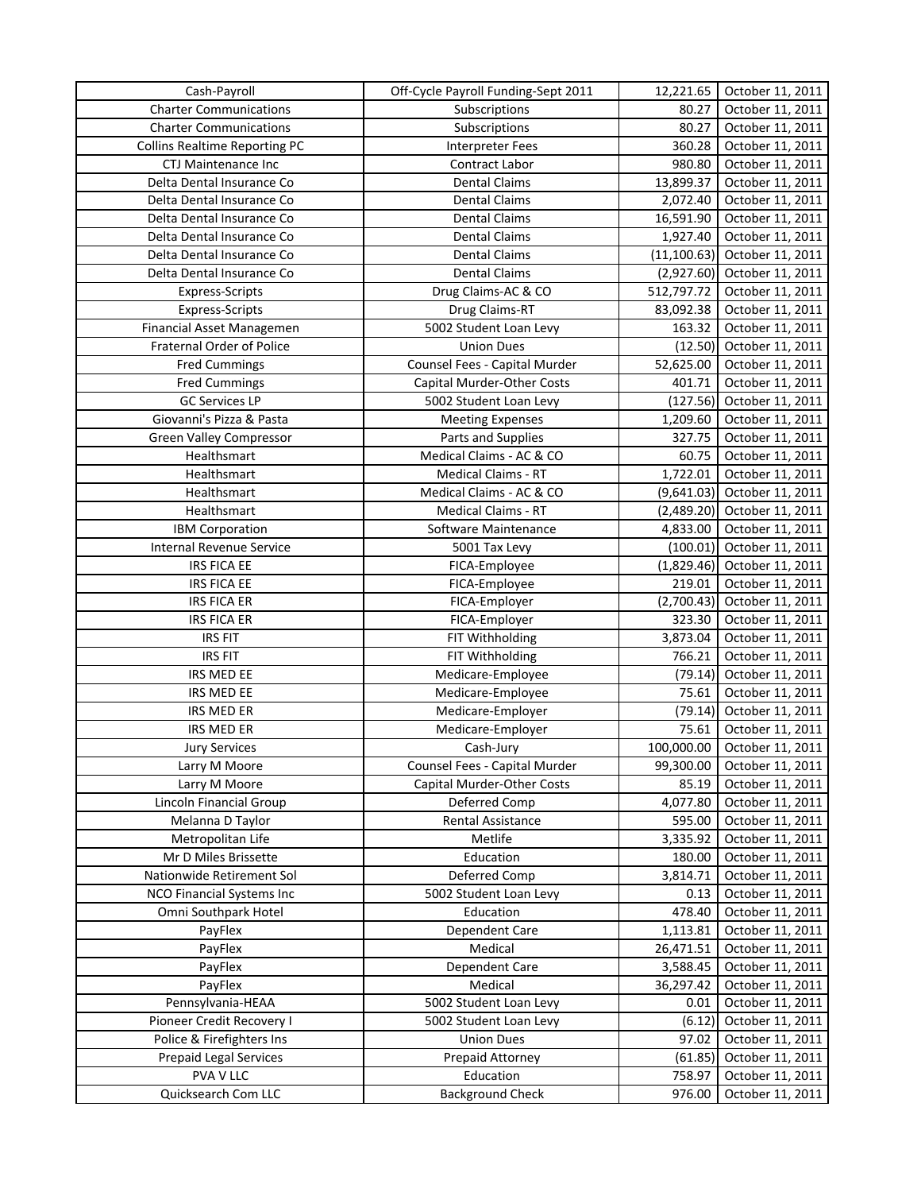| Cash-Payroll | Off-Cycle Payroll Funding-Sept 2011 | 12,221.65 | October 11, 2011 |
|---|---|---|---|
| Charter Communications | Subscriptions | 80.27 | October 11, 2011 |
| Charter Communications | Subscriptions | 80.27 | October 11, 2011 |
| Collins Realtime Reporting PC | Interpreter Fees | 360.28 | October 11, 2011 |
| CTJ Maintenance Inc | Contract Labor | 980.80 | October 11, 2011 |
| Delta Dental Insurance Co | Dental Claims | 13,899.37 | October 11, 2011 |
| Delta Dental Insurance Co | Dental Claims | 2,072.40 | October 11, 2011 |
| Delta Dental Insurance Co | Dental Claims | 16,591.90 | October 11, 2011 |
| Delta Dental Insurance Co | Dental Claims | 1,927.40 | October 11, 2011 |
| Delta Dental Insurance Co | Dental Claims | (11,100.63) | October 11, 2011 |
| Delta Dental Insurance Co | Dental Claims | (2,927.60) | October 11, 2011 |
| Express-Scripts | Drug Claims-AC & CO | 512,797.72 | October 11, 2011 |
| Express-Scripts | Drug Claims-RT | 83,092.38 | October 11, 2011 |
| Financial Asset Managemen | 5002 Student Loan Levy | 163.32 | October 11, 2011 |
| Fraternal Order of Police | Union Dues | (12.50) | October 11, 2011 |
| Fred Cummings | Counsel Fees - Capital Murder | 52,625.00 | October 11, 2011 |
| Fred Cummings | Capital Murder-Other Costs | 401.71 | October 11, 2011 |
| GC Services LP | 5002 Student Loan Levy | (127.56) | October 11, 2011 |
| Giovanni's Pizza & Pasta | Meeting Expenses | 1,209.60 | October 11, 2011 |
| Green Valley Compressor | Parts and Supplies | 327.75 | October 11, 2011 |
| Healthsmart | Medical Claims - AC & CO | 60.75 | October 11, 2011 |
| Healthsmart | Medical Claims - RT | 1,722.01 | October 11, 2011 |
| Healthsmart | Medical Claims - AC & CO | (9,641.03) | October 11, 2011 |
| Healthsmart | Medical Claims - RT | (2,489.20) | October 11, 2011 |
| IBM Corporation | Software Maintenance | 4,833.00 | October 11, 2011 |
| Internal Revenue Service | 5001 Tax Levy | (100.01) | October 11, 2011 |
| IRS FICA EE | FICA-Employee | (1,829.46) | October 11, 2011 |
| IRS FICA EE | FICA-Employee | 219.01 | October 11, 2011 |
| IRS FICA ER | FICA-Employer | (2,700.43) | October 11, 2011 |
| IRS FICA ER | FICA-Employer | 323.30 | October 11, 2011 |
| IRS FIT | FIT Withholding | 3,873.04 | October 11, 2011 |
| IRS FIT | FIT Withholding | 766.21 | October 11, 2011 |
| IRS MED EE | Medicare-Employee | (79.14) | October 11, 2011 |
| IRS MED EE | Medicare-Employee | 75.61 | October 11, 2011 |
| IRS MED ER | Medicare-Employer | (79.14) | October 11, 2011 |
| IRS MED ER | Medicare-Employer | 75.61 | October 11, 2011 |
| Jury Services | Cash-Jury | 100,000.00 | October 11, 2011 |
| Larry M Moore | Counsel Fees - Capital Murder | 99,300.00 | October 11, 2011 |
| Larry M Moore | Capital Murder-Other Costs | 85.19 | October 11, 2011 |
| Lincoln Financial Group | Deferred Comp | 4,077.80 | October 11, 2011 |
| Melanna D Taylor | Rental Assistance | 595.00 | October 11, 2011 |
| Metropolitan Life | Metlife | 3,335.92 | October 11, 2011 |
| Mr D Miles Brissette | Education | 180.00 | October 11, 2011 |
| Nationwide Retirement Sol | Deferred Comp | 3,814.71 | October 11, 2011 |
| NCO Financial Systems Inc | 5002 Student Loan Levy | 0.13 | October 11, 2011 |
| Omni Southpark Hotel | Education | 478.40 | October 11, 2011 |
| PayFlex | Dependent Care | 1,113.81 | October 11, 2011 |
| PayFlex | Medical | 26,471.51 | October 11, 2011 |
| PayFlex | Dependent Care | 3,588.45 | October 11, 2011 |
| PayFlex | Medical | 36,297.42 | October 11, 2011 |
| Pennsylvania-HEAA | 5002 Student Loan Levy | 0.01 | October 11, 2011 |
| Pioneer Credit Recovery I | 5002 Student Loan Levy | (6.12) | October 11, 2011 |
| Police & Firefighters Ins | Union Dues | 97.02 | October 11, 2011 |
| Prepaid Legal Services | Prepaid Attorney | (61.85) | October 11, 2011 |
| PVA V LLC | Education | 758.97 | October 11, 2011 |
| Quicksearch Com LLC | Background Check | 976.00 | October 11, 2011 |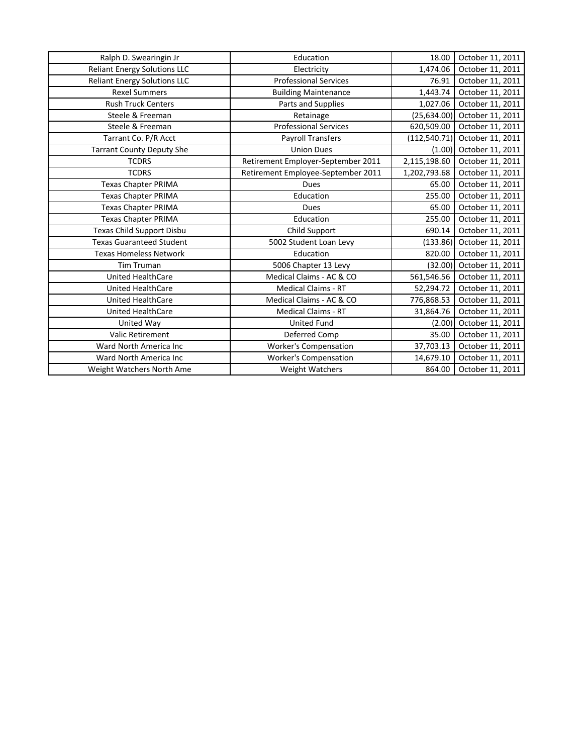| | | | |
|---|---|---|---|
| Ralph D. Swearingin Jr | Education | 18.00 | October 11, 2011 |
| Reliant Energy Solutions LLC | Electricity | 1,474.06 | October 11, 2011 |
| Reliant Energy Solutions LLC | Professional Services | 76.91 | October 11, 2011 |
| Rexel Summers | Building Maintenance | 1,443.74 | October 11, 2011 |
| Rush Truck Centers | Parts and Supplies | 1,027.06 | October 11, 2011 |
| Steele & Freeman | Retainage | (25,634.00) | October 11, 2011 |
| Steele & Freeman | Professional Services | 620,509.00 | October 11, 2011 |
| Tarrant Co. P/R Acct | Payroll Transfers | (112,540.71) | October 11, 2011 |
| Tarrant County Deputy She | Union Dues | (1.00) | October 11, 2011 |
| TCDRS | Retirement Employer-September 2011 | 2,115,198.60 | October 11, 2011 |
| TCDRS | Retirement Employee-September 2011 | 1,202,793.68 | October 11, 2011 |
| Texas Chapter PRIMA | Dues | 65.00 | October 11, 2011 |
| Texas Chapter PRIMA | Education | 255.00 | October 11, 2011 |
| Texas Chapter PRIMA | Dues | 65.00 | October 11, 2011 |
| Texas Chapter PRIMA | Education | 255.00 | October 11, 2011 |
| Texas Child Support Disbu | Child Support | 690.14 | October 11, 2011 |
| Texas Guaranteed Student | 5002 Student Loan Levy | (133.86) | October 11, 2011 |
| Texas Homeless Network | Education | 820.00 | October 11, 2011 |
| Tim Truman | 5006 Chapter 13 Levy | (32.00) | October 11, 2011 |
| United HealthCare | Medical Claims - AC & CO | 561,546.56 | October 11, 2011 |
| United HealthCare | Medical Claims - RT | 52,294.72 | October 11, 2011 |
| United HealthCare | Medical Claims - AC & CO | 776,868.53 | October 11, 2011 |
| United HealthCare | Medical Claims - RT | 31,864.76 | October 11, 2011 |
| United Way | United Fund | (2.00) | October 11, 2011 |
| Valic Retirement | Deferred Comp | 35.00 | October 11, 2011 |
| Ward North America Inc | Worker's Compensation | 37,703.13 | October 11, 2011 |
| Ward North America Inc | Worker's Compensation | 14,679.10 | October 11, 2011 |
| Weight Watchers North Ame | Weight Watchers | 864.00 | October 11, 2011 |